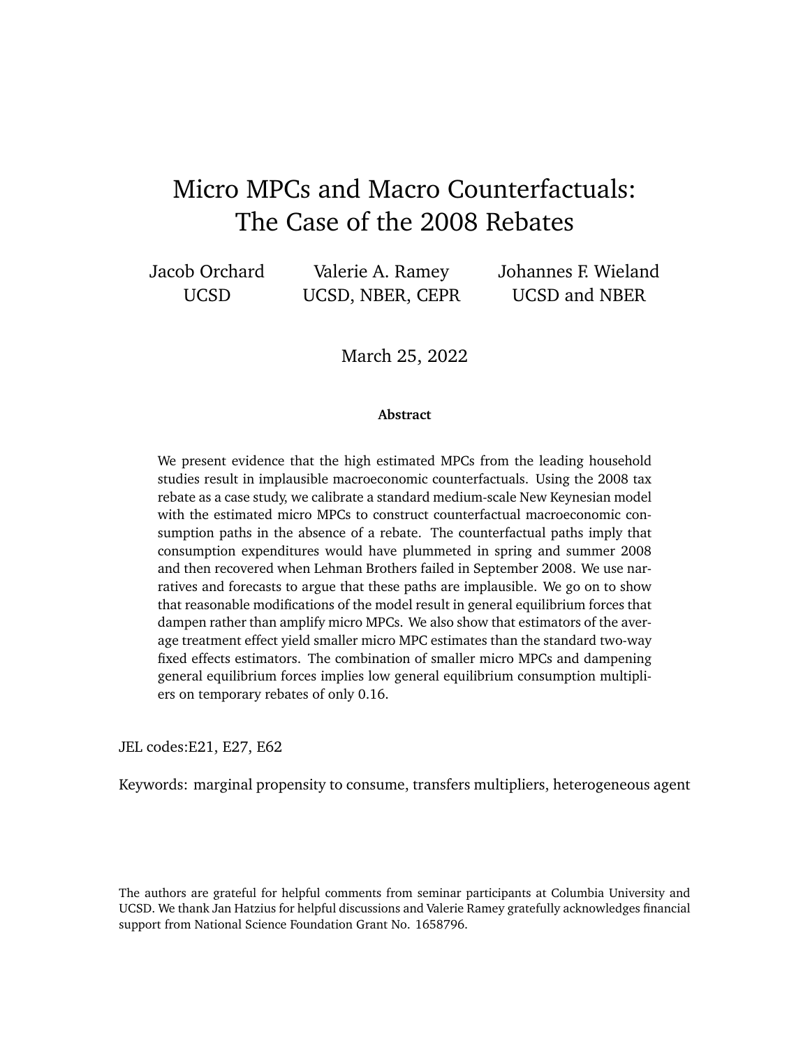# Micro MPCs and Macro Counterfactuals: The Case of the 2008 Rebates

Jacob Orchard
UCSD

Valerie A. Ramey
UCSD, NBER, CEPR

Johannes F. Wieland
UCSD and NBER

March 25, 2022

**Abstract**

We present evidence that the high estimated MPCs from the leading household studies result in implausible macroeconomic counterfactuals. Using the 2008 tax rebate as a case study, we calibrate a standard medium-scale New Keynesian model with the estimated micro MPCs to construct counterfactual macroeconomic consumption paths in the absence of a rebate. The counterfactual paths imply that consumption expenditures would have plummeted in spring and summer 2008 and then recovered when Lehman Brothers failed in September 2008. We use narratives and forecasts to argue that these paths are implausible. We go on to show that reasonable modifications of the model result in general equilibrium forces that dampen rather than amplify micro MPCs. We also show that estimators of the average treatment effect yield smaller micro MPC estimates than the standard two-way fixed effects estimators. The combination of smaller micro MPCs and dampening general equilibrium forces implies low general equilibrium consumption multipliers on temporary rebates of only 0.16.

JEL codes:E21, E27, E62

Keywords: marginal propensity to consume, transfers multipliers, heterogeneous agent

The authors are grateful for helpful comments from seminar participants at Columbia University and UCSD. We thank Jan Hatzius for helpful discussions and Valerie Ramey gratefully acknowledges financial support from National Science Foundation Grant No. 1658796.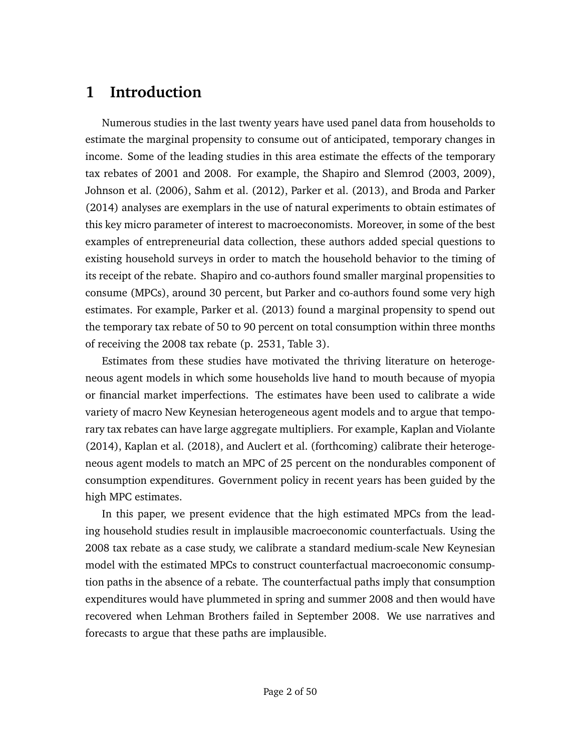# 1 Introduction

Numerous studies in the last twenty years have used panel data from households to estimate the marginal propensity to consume out of anticipated, temporary changes in income. Some of the leading studies in this area estimate the effects of the temporary tax rebates of 2001 and 2008. For example, the Shapiro and Slemrod (2003, 2009), Johnson et al. (2006), Sahm et al. (2012), Parker et al. (2013), and Broda and Parker (2014) analyses are exemplars in the use of natural experiments to obtain estimates of this key micro parameter of interest to macroeconomists. Moreover, in some of the best examples of entrepreneurial data collection, these authors added special questions to existing household surveys in order to match the household behavior to the timing of its receipt of the rebate. Shapiro and co-authors found smaller marginal propensities to consume (MPCs), around 30 percent, but Parker and co-authors found some very high estimates. For example, Parker et al. (2013) found a marginal propensity to spend out the temporary tax rebate of 50 to 90 percent on total consumption within three months of receiving the 2008 tax rebate (p. 2531, Table 3).

Estimates from these studies have motivated the thriving literature on heterogeneous agent models in which some households live hand to mouth because of myopia or financial market imperfections. The estimates have been used to calibrate a wide variety of macro New Keynesian heterogeneous agent models and to argue that temporary tax rebates can have large aggregate multipliers. For example, Kaplan and Violante (2014), Kaplan et al. (2018), and Auclert et al. (forthcoming) calibrate their heterogeneous agent models to match an MPC of 25 percent on the nondurables component of consumption expenditures. Government policy in recent years has been guided by the high MPC estimates.

In this paper, we present evidence that the high estimated MPCs from the leading household studies result in implausible macroeconomic counterfactuals. Using the 2008 tax rebate as a case study, we calibrate a standard medium-scale New Keynesian model with the estimated MPCs to construct counterfactual macroeconomic consumption paths in the absence of a rebate. The counterfactual paths imply that consumption expenditures would have plummeted in spring and summer 2008 and then would have recovered when Lehman Brothers failed in September 2008. We use narratives and forecasts to argue that these paths are implausible.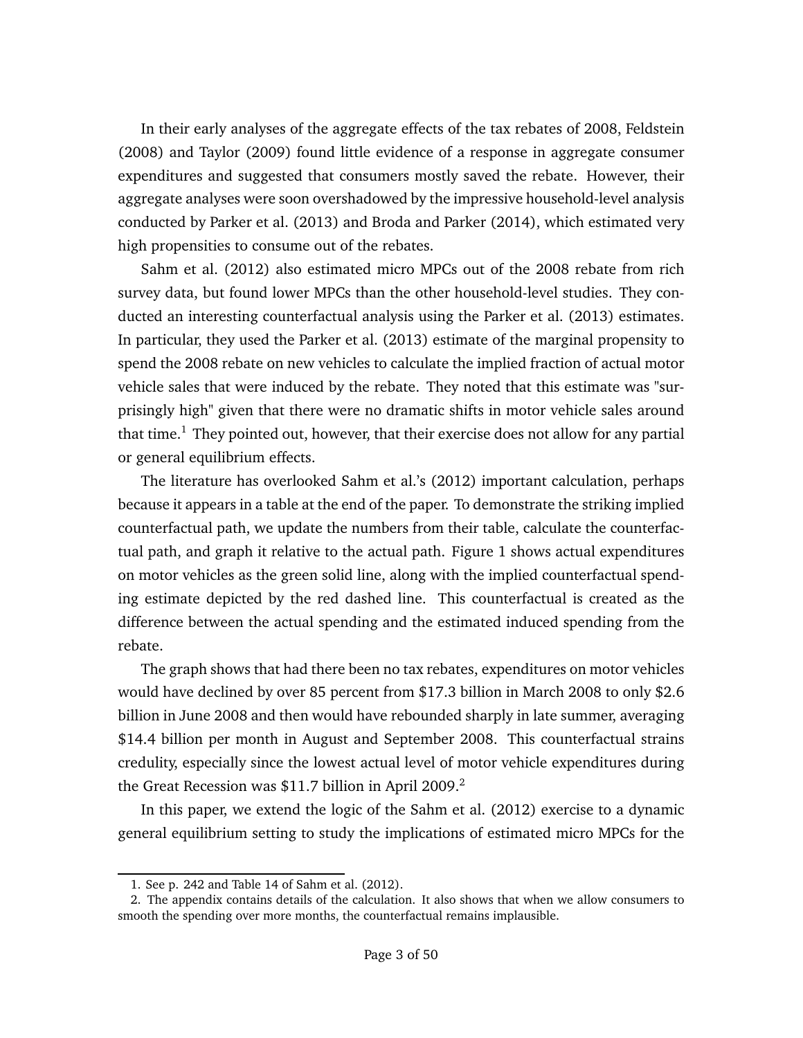In their early analyses of the aggregate effects of the tax rebates of 2008, Feldstein (2008) and Taylor (2009) found little evidence of a response in aggregate consumer expenditures and suggested that consumers mostly saved the rebate. However, their aggregate analyses were soon overshadowed by the impressive household-level analysis conducted by Parker et al. (2013) and Broda and Parker (2014), which estimated very high propensities to consume out of the rebates.

Sahm et al. (2012) also estimated micro MPCs out of the 2008 rebate from rich survey data, but found lower MPCs than the other household-level studies. They conducted an interesting counterfactual analysis using the Parker et al. (2013) estimates. In particular, they used the Parker et al. (2013) estimate of the marginal propensity to spend the 2008 rebate on new vehicles to calculate the implied fraction of actual motor vehicle sales that were induced by the rebate. They noted that this estimate was "surprisingly high" given that there were no dramatic shifts in motor vehicle sales around that time.[1] They pointed out, however, that their exercise does not allow for any partial or general equilibrium effects.

The literature has overlooked Sahm et al.'s (2012) important calculation, perhaps because it appears in a table at the end of the paper. To demonstrate the striking implied counterfactual path, we update the numbers from their table, calculate the counterfactual path, and graph it relative to the actual path. Figure 1 shows actual expenditures on motor vehicles as the green solid line, along with the implied counterfactual spending estimate depicted by the red dashed line. This counterfactual is created as the difference between the actual spending and the estimated induced spending from the rebate.

The graph shows that had there been no tax rebates, expenditures on motor vehicles would have declined by over 85 percent from \$17.3 billion in March 2008 to only \$2.6 billion in June 2008 and then would have rebounded sharply in late summer, averaging \$14.4 billion per month in August and September 2008. This counterfactual strains credulity, especially since the lowest actual level of motor vehicle expenditures during the Great Recession was \$11.7 billion in April 2009.[2]

In this paper, we extend the logic of the Sahm et al. (2012) exercise to a dynamic general equilibrium setting to study the implications of estimated micro MPCs for the

1. See p. 242 and Table 14 of Sahm et al. (2012).

2. The appendix contains details of the calculation. It also shows that when we allow consumers to smooth the spending over more months, the counterfactual remains implausible.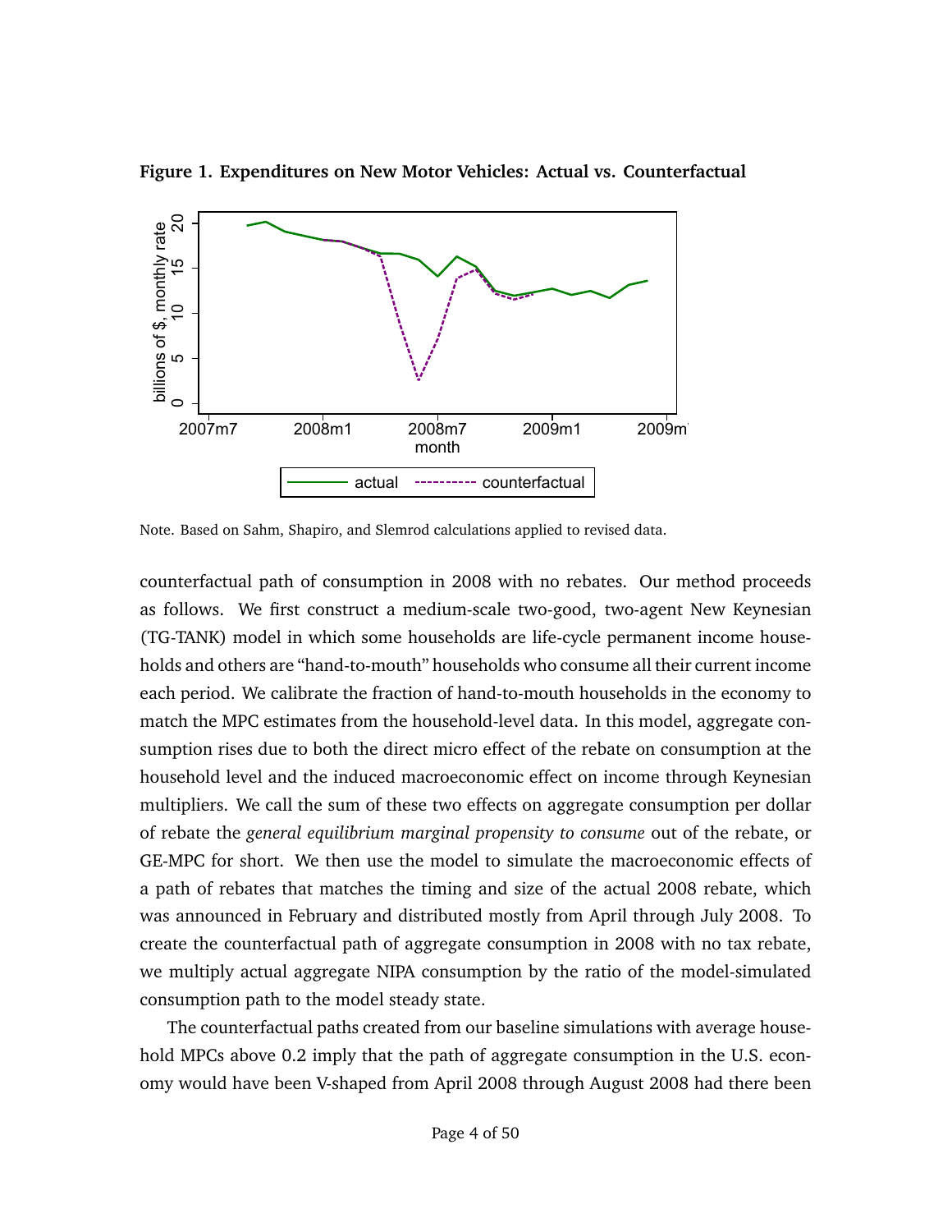**Figure 1. Expenditures on New Motor Vehicles: Actual vs. Counterfactual**

Note. Based on Sahm, Shapiro, and Slemrod calculations applied to revised data.

counterfactual path of consumption in 2008 with no rebates. Our method proceeds as follows. We first construct a medium-scale two-good, two-agent New Keynesian (TG-TANK) model in which some households are life-cycle permanent income households and others are "hand-to-mouth" households who consume all their current income each period. We calibrate the fraction of hand-to-mouth households in the economy to match the MPC estimates from the household-level data. In this model, aggregate consumption rises due to both the direct micro effect of the rebate on consumption at the household level and the induced macroeconomic effect on income through Keynesian multipliers. We call the sum of these two effects on aggregate consumption per dollar of rebate the *general equilibrium marginal propensity to consume* out of the rebate, or GE-MPC for short. We then use the model to simulate the macroeconomic effects of a path of rebates that matches the timing and size of the actual 2008 rebate, which was announced in February and distributed mostly from April through July 2008. To create the counterfactual path of aggregate consumption in 2008 with no tax rebate, we multiply actual aggregate NIPA consumption by the ratio of the model-simulated consumption path to the model steady state.

The counterfactual paths created from our baseline simulations with average household MPCs above 0.2 imply that the path of aggregate consumption in the U.S. economy would have been V-shaped from April 2008 through August 2008 had there been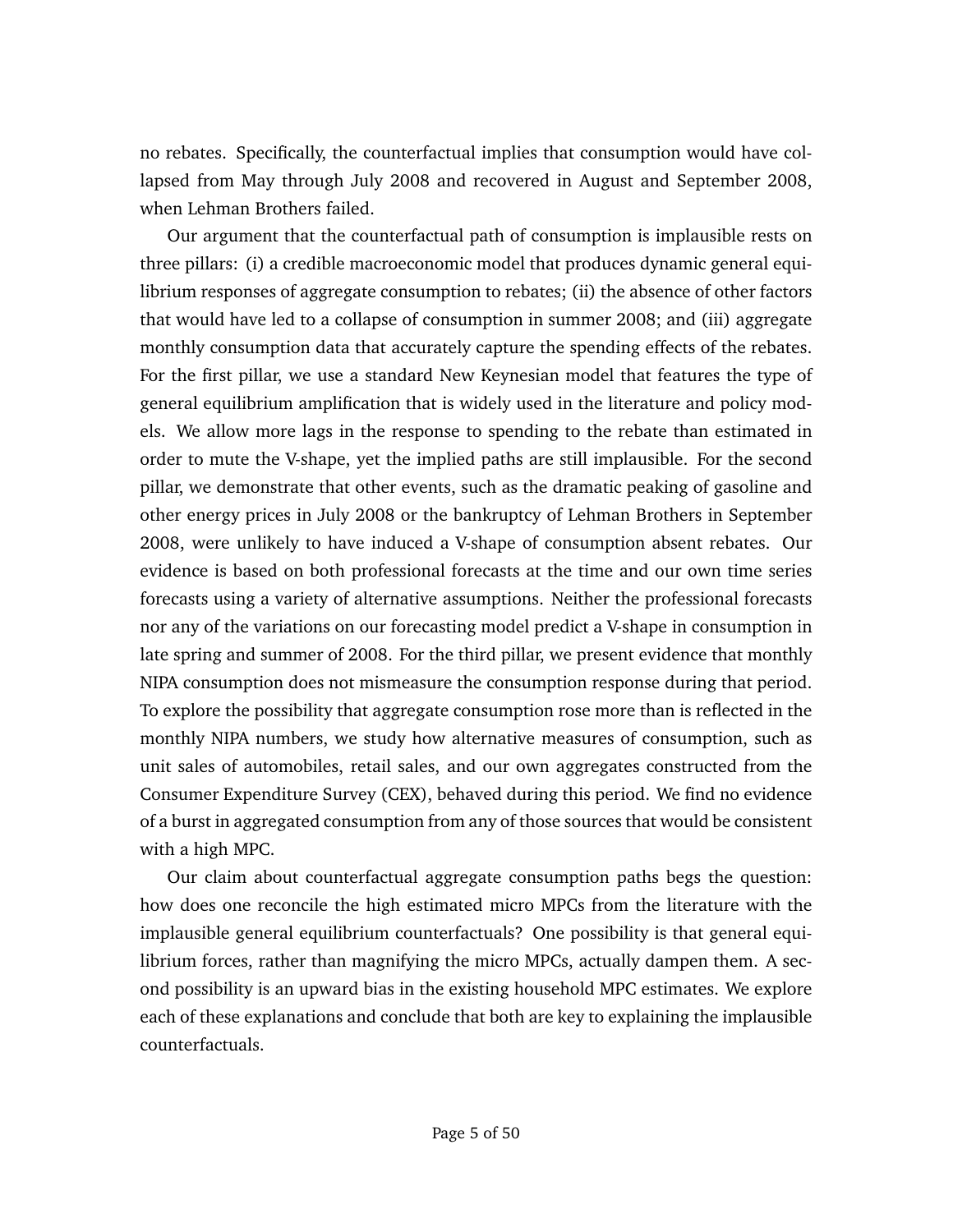no rebates. Specifically, the counterfactual implies that consumption would have collapsed from May through July 2008 and recovered in August and September 2008, when Lehman Brothers failed.

Our argument that the counterfactual path of consumption is implausible rests on three pillars: (i) a credible macroeconomic model that produces dynamic general equilibrium responses of aggregate consumption to rebates; (ii) the absence of other factors that would have led to a collapse of consumption in summer 2008; and (iii) aggregate monthly consumption data that accurately capture the spending effects of the rebates. For the first pillar, we use a standard New Keynesian model that features the type of general equilibrium amplification that is widely used in the literature and policy models. We allow more lags in the response to spending to the rebate than estimated in order to mute the V-shape, yet the implied paths are still implausible. For the second pillar, we demonstrate that other events, such as the dramatic peaking of gasoline and other energy prices in July 2008 or the bankruptcy of Lehman Brothers in September 2008, were unlikely to have induced a V-shape of consumption absent rebates. Our evidence is based on both professional forecasts at the time and our own time series forecasts using a variety of alternative assumptions. Neither the professional forecasts nor any of the variations on our forecasting model predict a V-shape in consumption in late spring and summer of 2008. For the third pillar, we present evidence that monthly NIPA consumption does not mismeasure the consumption response during that period. To explore the possibility that aggregate consumption rose more than is reflected in the monthly NIPA numbers, we study how alternative measures of consumption, such as unit sales of automobiles, retail sales, and our own aggregates constructed from the Consumer Expenditure Survey (CEX), behaved during this period. We find no evidence of a burst in aggregated consumption from any of those sources that would be consistent with a high MPC.

Our claim about counterfactual aggregate consumption paths begs the question: how does one reconcile the high estimated micro MPCs from the literature with the implausible general equilibrium counterfactuals? One possibility is that general equilibrium forces, rather than magnifying the micro MPCs, actually dampen them. A second possibility is an upward bias in the existing household MPC estimates. We explore each of these explanations and conclude that both are key to explaining the implausible counterfactuals.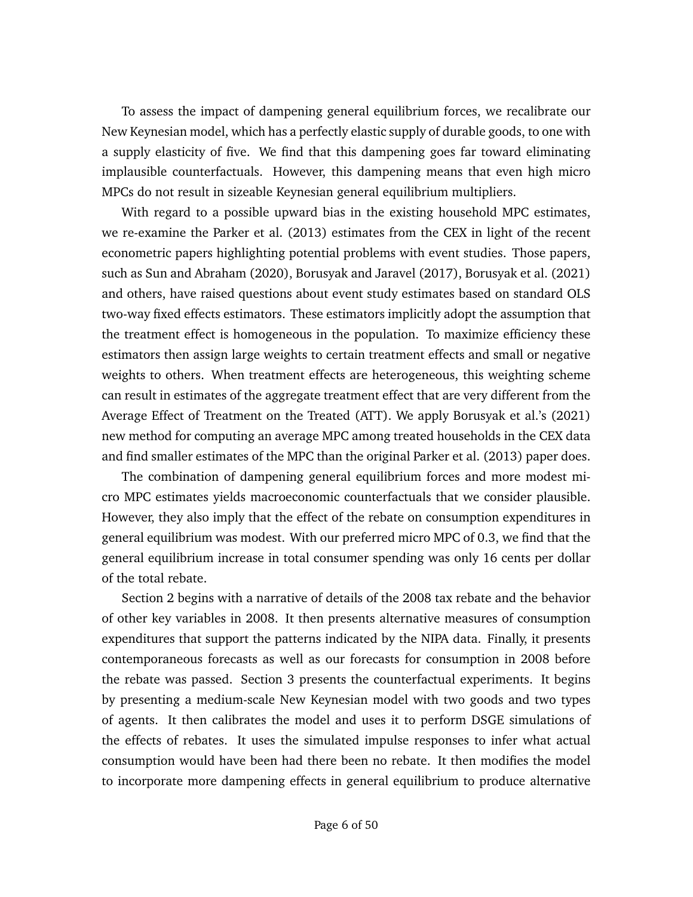To assess the impact of dampening general equilibrium forces, we recalibrate our New Keynesian model, which has a perfectly elastic supply of durable goods, to one with a supply elasticity of five. We find that this dampening goes far toward eliminating implausible counterfactuals. However, this dampening means that even high micro MPCs do not result in sizeable Keynesian general equilibrium multipliers.

With regard to a possible upward bias in the existing household MPC estimates, we re-examine the Parker et al. (2013) estimates from the CEX in light of the recent econometric papers highlighting potential problems with event studies. Those papers, such as Sun and Abraham (2020), Borusyak and Jaravel (2017), Borusyak et al. (2021) and others, have raised questions about event study estimates based on standard OLS two-way fixed effects estimators. These estimators implicitly adopt the assumption that the treatment effect is homogeneous in the population. To maximize efficiency these estimators then assign large weights to certain treatment effects and small or negative weights to others. When treatment effects are heterogeneous, this weighting scheme can result in estimates of the aggregate treatment effect that are very different from the Average Effect of Treatment on the Treated (ATT). We apply Borusyak et al.'s (2021) new method for computing an average MPC among treated households in the CEX data and find smaller estimates of the MPC than the original Parker et al. (2013) paper does.

The combination of dampening general equilibrium forces and more modest micro MPC estimates yields macroeconomic counterfactuals that we consider plausible. However, they also imply that the effect of the rebate on consumption expenditures in general equilibrium was modest. With our preferred micro MPC of 0.3, we find that the general equilibrium increase in total consumer spending was only 16 cents per dollar of the total rebate.

Section 2 begins with a narrative of details of the 2008 tax rebate and the behavior of other key variables in 2008. It then presents alternative measures of consumption expenditures that support the patterns indicated by the NIPA data. Finally, it presents contemporaneous forecasts as well as our forecasts for consumption in 2008 before the rebate was passed. Section 3 presents the counterfactual experiments. It begins by presenting a medium-scale New Keynesian model with two goods and two types of agents. It then calibrates the model and uses it to perform DSGE simulations of the effects of rebates. It uses the simulated impulse responses to infer what actual consumption would have been had there been no rebate. It then modifies the model to incorporate more dampening effects in general equilibrium to produce alternative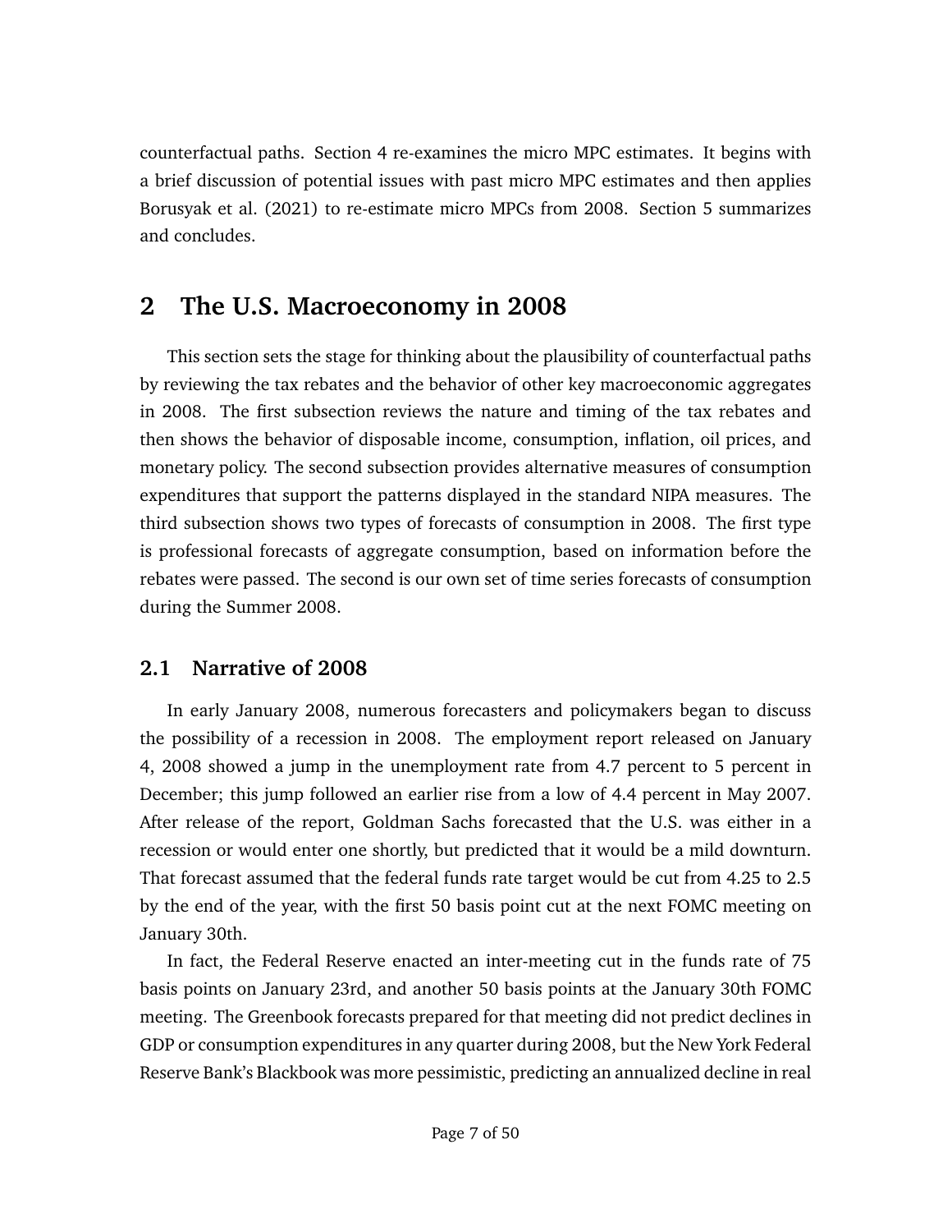counterfactual paths. Section 4 re-examines the micro MPC estimates. It begins with a brief discussion of potential issues with past micro MPC estimates and then applies Borusyak et al. (2021) to re-estimate micro MPCs from 2008. Section 5 summarizes and concludes.

## 2 The U.S. Macroeconomy in 2008

This section sets the stage for thinking about the plausibility of counterfactual paths by reviewing the tax rebates and the behavior of other key macroeconomic aggregates in 2008. The first subsection reviews the nature and timing of the tax rebates and then shows the behavior of disposable income, consumption, inflation, oil prices, and monetary policy. The second subsection provides alternative measures of consumption expenditures that support the patterns displayed in the standard NIPA measures. The third subsection shows two types of forecasts of consumption in 2008. The first type is professional forecasts of aggregate consumption, based on information before the rebates were passed. The second is our own set of time series forecasts of consumption during the Summer 2008.

### 2.1 Narrative of 2008

In early January 2008, numerous forecasters and policymakers began to discuss the possibility of a recession in 2008. The employment report released on January 4, 2008 showed a jump in the unemployment rate from 4.7 percent to 5 percent in December; this jump followed an earlier rise from a low of 4.4 percent in May 2007. After release of the report, Goldman Sachs forecasted that the U.S. was either in a recession or would enter one shortly, but predicted that it would be a mild downturn. That forecast assumed that the federal funds rate target would be cut from 4.25 to 2.5 by the end of the year, with the first 50 basis point cut at the next FOMC meeting on January 30th.

In fact, the Federal Reserve enacted an inter-meeting cut in the funds rate of 75 basis points on January 23rd, and another 50 basis points at the January 30th FOMC meeting. The Greenbook forecasts prepared for that meeting did not predict declines in GDP or consumption expenditures in any quarter during 2008, but the New York Federal Reserve Bank's Blackbook was more pessimistic, predicting an annualized decline in real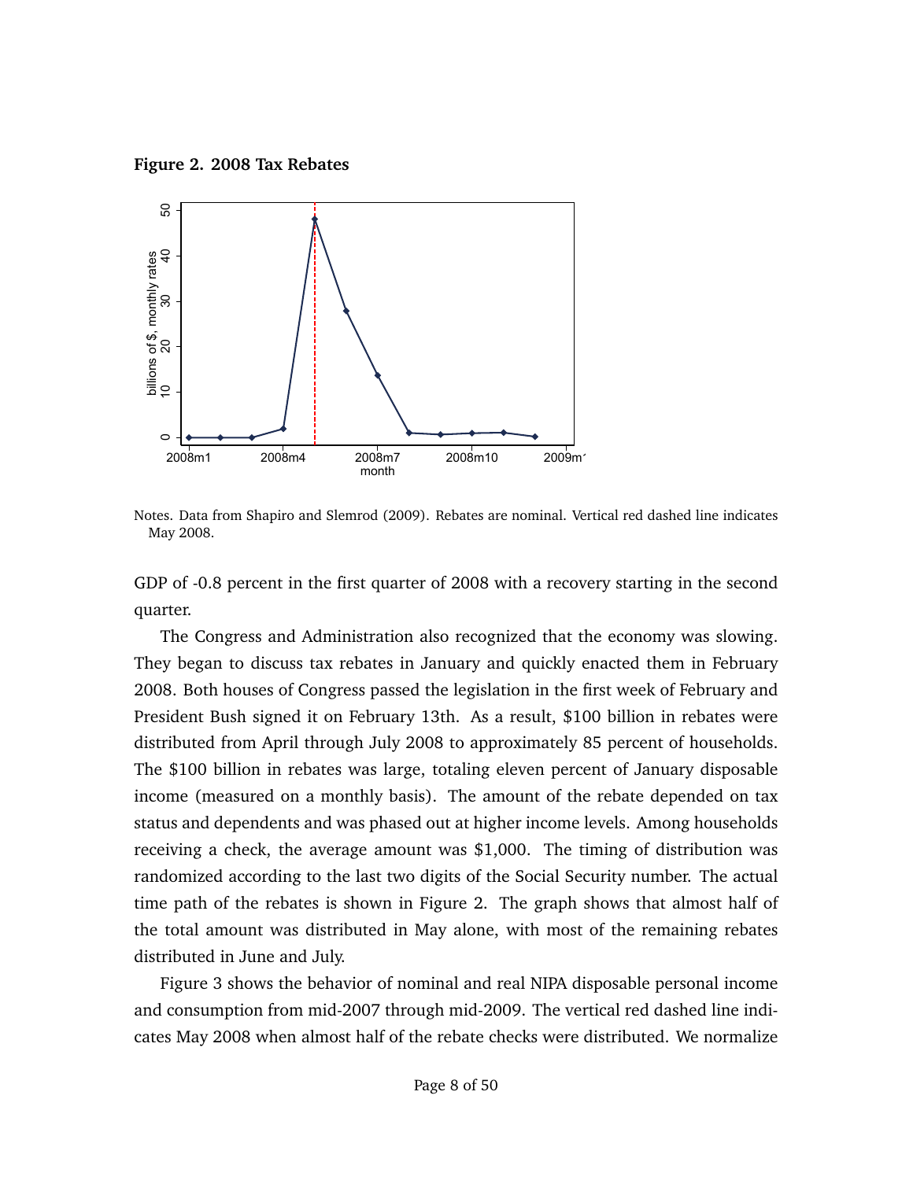**Figure 2. 2008 Tax Rebates**

Notes. Data from Shapiro and Slemrod (2009). Rebates are nominal. Vertical red dashed line indicates May 2008.

GDP of -0.8 percent in the first quarter of 2008 with a recovery starting in the second quarter.

The Congress and Administration also recognized that the economy was slowing. They began to discuss tax rebates in January and quickly enacted them in February 2008. Both houses of Congress passed the legislation in the first week of February and President Bush signed it on February 13th. As a result, $100 billion in rebates were distributed from April through July 2008 to approximately 85 percent of households. The $100 billion in rebates was large, totaling eleven percent of January disposable income (measured on a monthly basis). The amount of the rebate depended on tax status and dependents and was phased out at higher income levels. Among households receiving a check, the average amount was $1,000. The timing of distribution was randomized according to the last two digits of the Social Security number. The actual time path of the rebates is shown in Figure 2. The graph shows that almost half of the total amount was distributed in May alone, with most of the remaining rebates distributed in June and July.

Figure 3 shows the behavior of nominal and real NIPA disposable personal income and consumption from mid-2007 through mid-2009. The vertical red dashed line indicates May 2008 when almost half of the rebate checks were distributed. We normalize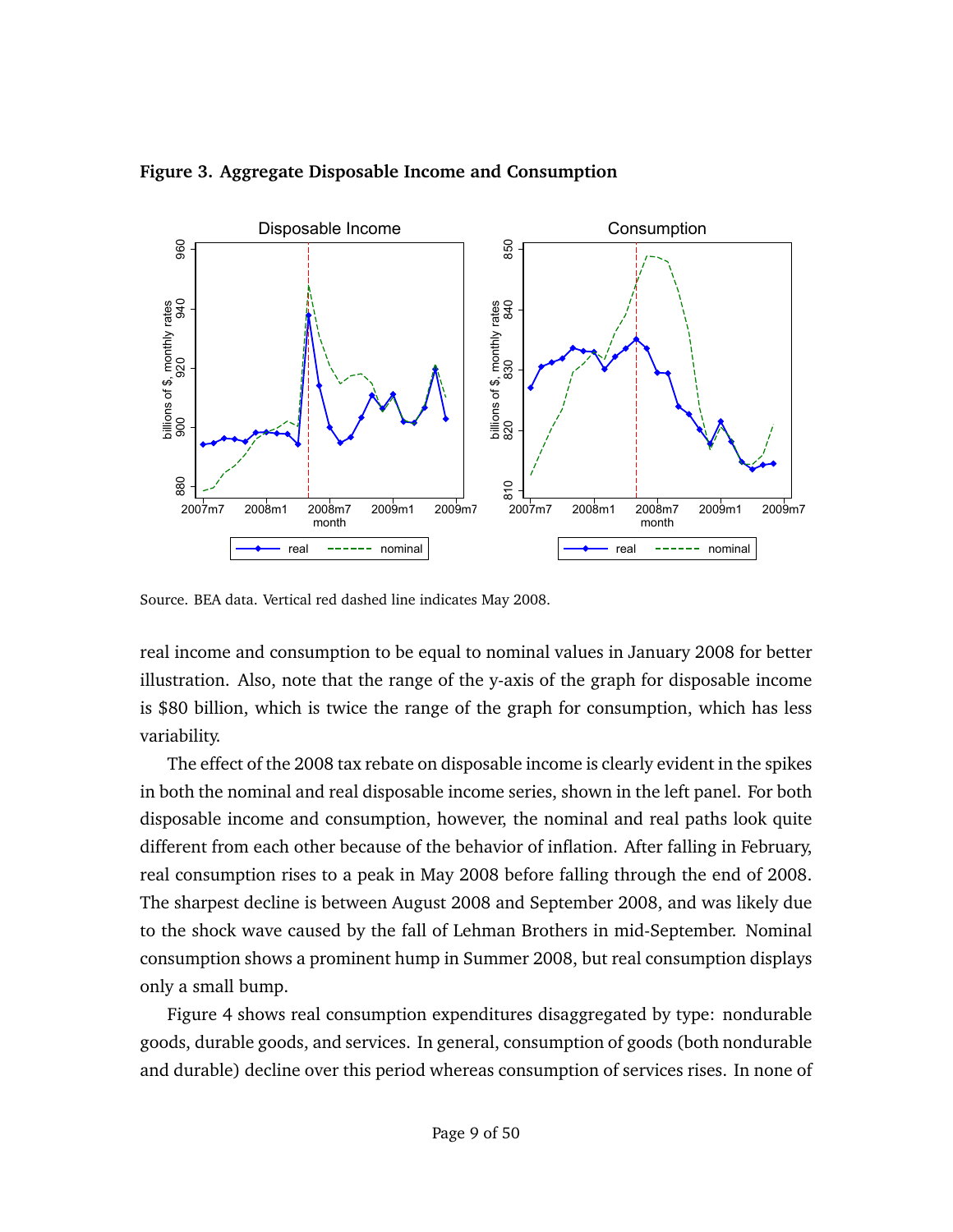**Figure 3. Aggregate Disposable Income and Consumption**

Source. BEA data. Vertical red dashed line indicates May 2008.

real income and consumption to be equal to nominal values in January 2008 for better illustration. Also, note that the range of the y-axis of the graph for disposable income is $80 billion, which is twice the range of the graph for consumption, which has less variability.

The effect of the 2008 tax rebate on disposable income is clearly evident in the spikes in both the nominal and real disposable income series, shown in the left panel. For both disposable income and consumption, however, the nominal and real paths look quite different from each other because of the behavior of inflation. After falling in February, real consumption rises to a peak in May 2008 before falling through the end of 2008. The sharpest decline is between August 2008 and September 2008, and was likely due to the shock wave caused by the fall of Lehman Brothers in mid-September. Nominal consumption shows a prominent hump in Summer 2008, but real consumption displays only a small bump.

Figure 4 shows real consumption expenditures disaggregated by type: nondurable goods, durable goods, and services. In general, consumption of goods (both nondurable and durable) decline over this period whereas consumption of services rises. In none of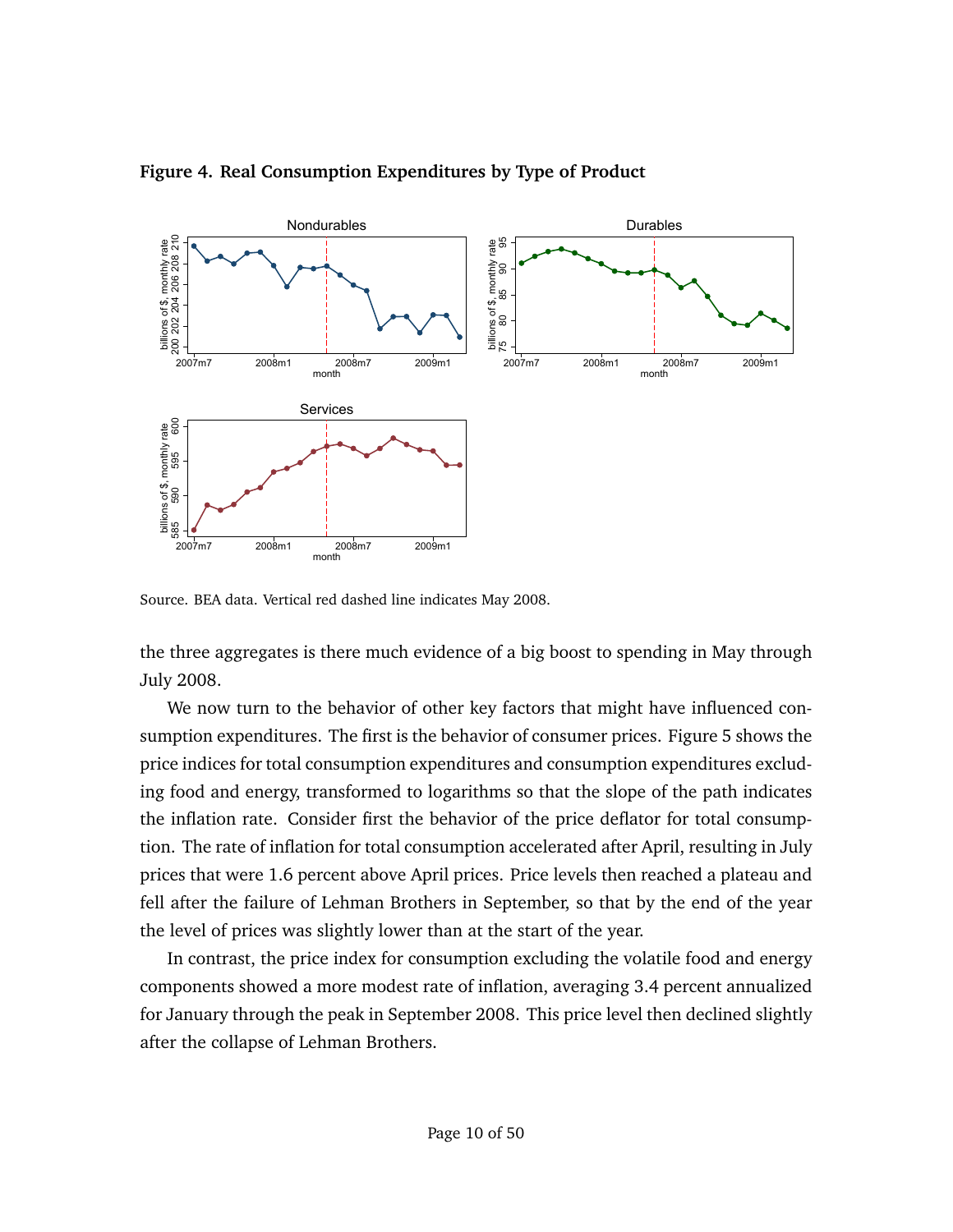**Figure 4. Real Consumption Expenditures by Type of Product**

Source. BEA data. Vertical red dashed line indicates May 2008.

the three aggregates is there much evidence of a big boost to spending in May through July 2008.

We now turn to the behavior of other key factors that might have influenced consumption expenditures. The first is the behavior of consumer prices. Figure 5 shows the price indices for total consumption expenditures and consumption expenditures excluding food and energy, transformed to logarithms so that the slope of the path indicates the inflation rate. Consider first the behavior of the price deflator for total consumption. The rate of inflation for total consumption accelerated after April, resulting in July prices that were 1.6 percent above April prices. Price levels then reached a plateau and fell after the failure of Lehman Brothers in September, so that by the end of the year the level of prices was slightly lower than at the start of the year.

In contrast, the price index for consumption excluding the volatile food and energy components showed a more modest rate of inflation, averaging 3.4 percent annualized for January through the peak in September 2008. This price level then declined slightly after the collapse of Lehman Brothers.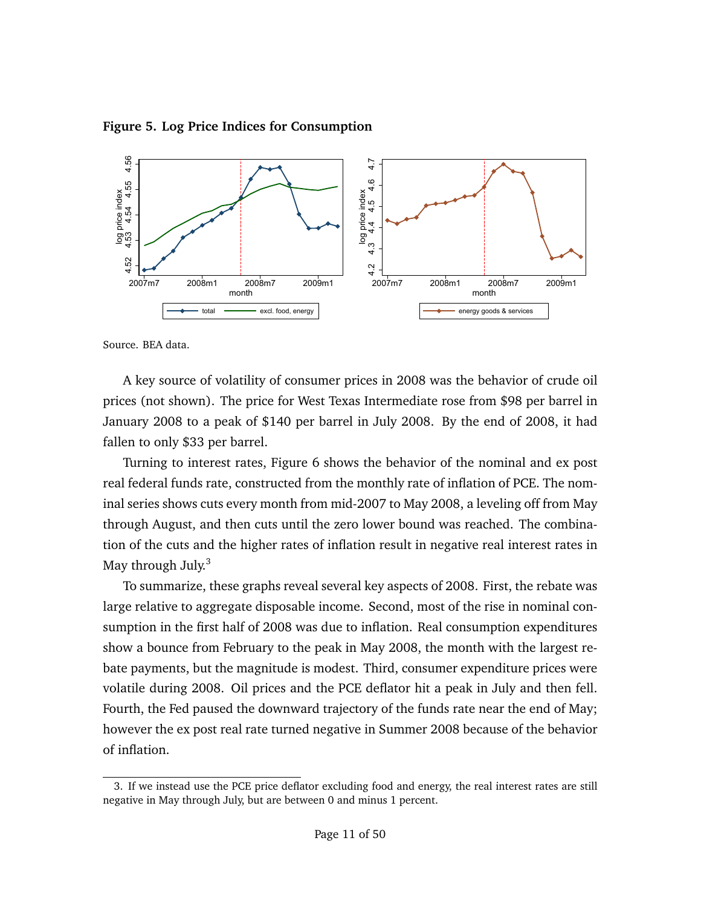**Figure 5. Log Price Indices for Consumption**

Source. BEA data.

A key source of volatility of consumer prices in 2008 was the behavior of crude oil prices (not shown). The price for West Texas Intermediate rose from \$98 per barrel in January 2008 to a peak of \$140 per barrel in July 2008. By the end of 2008, it had fallen to only \$33 per barrel.

Turning to interest rates, Figure 6 shows the behavior of the nominal and ex post real federal funds rate, constructed from the monthly rate of inflation of PCE. The nominal series shows cuts every month from mid-2007 to May 2008, a leveling off from May through August, and then cuts until the zero lower bound was reached. The combination of the cuts and the higher rates of inflation result in negative real interest rates in May through July.[3]

To summarize, these graphs reveal several key aspects of 2008. First, the rebate was large relative to aggregate disposable income. Second, most of the rise in nominal consumption in the first half of 2008 was due to inflation. Real consumption expenditures show a bounce from February to the peak in May 2008, the month with the largest rebate payments, but the magnitude is modest. Third, consumer expenditure prices were volatile during 2008. Oil prices and the PCE deflator hit a peak in July and then fell. Fourth, the Fed paused the downward trajectory of the funds rate near the end of May; however the ex post real rate turned negative in Summer 2008 because of the behavior of inflation.

---

3. If we instead use the PCE price deflator excluding food and energy, the real interest rates are still negative in May through July, but are between 0 and minus 1 percent.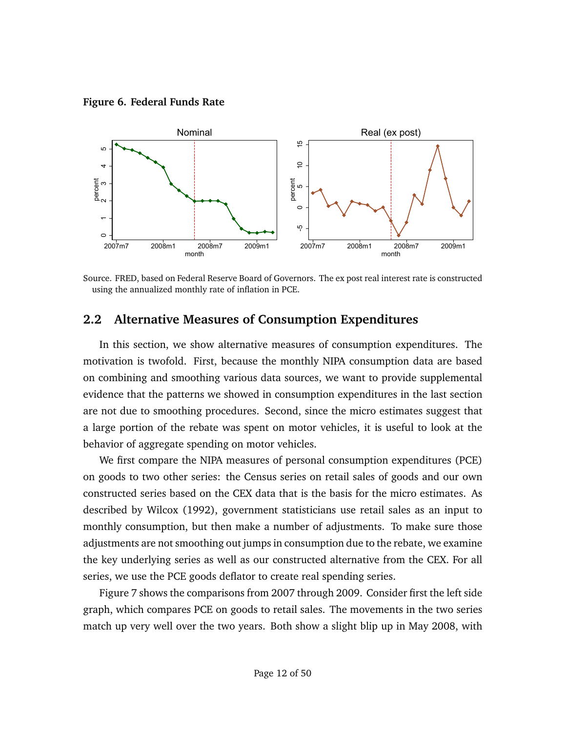**Figure 6. Federal Funds Rate**

Source. FRED, based on Federal Reserve Board of Governors. The ex post real interest rate is constructed using the annualized monthly rate of inflation in PCE.

## 2.2 Alternative Measures of Consumption Expenditures

In this section, we show alternative measures of consumption expenditures. The motivation is twofold. First, because the monthly NIPA consumption data are based on combining and smoothing various data sources, we want to provide supplemental evidence that the patterns we showed in consumption expenditures in the last section are not due to smoothing procedures. Second, since the micro estimates suggest that a large portion of the rebate was spent on motor vehicles, it is useful to look at the behavior of aggregate spending on motor vehicles.

We first compare the NIPA measures of personal consumption expenditures (PCE) on goods to two other series: the Census series on retail sales of goods and our own constructed series based on the CEX data that is the basis for the micro estimates. As described by Wilcox (1992), government statisticians use retail sales as an input to monthly consumption, but then make a number of adjustments. To make sure those adjustments are not smoothing out jumps in consumption due to the rebate, we examine the key underlying series as well as our constructed alternative from the CEX. For all series, we use the PCE goods deflator to create real spending series.

Figure 7 shows the comparisons from 2007 through 2009. Consider first the left side graph, which compares PCE on goods to retail sales. The movements in the two series match up very well over the two years. Both show a slight blip up in May 2008, with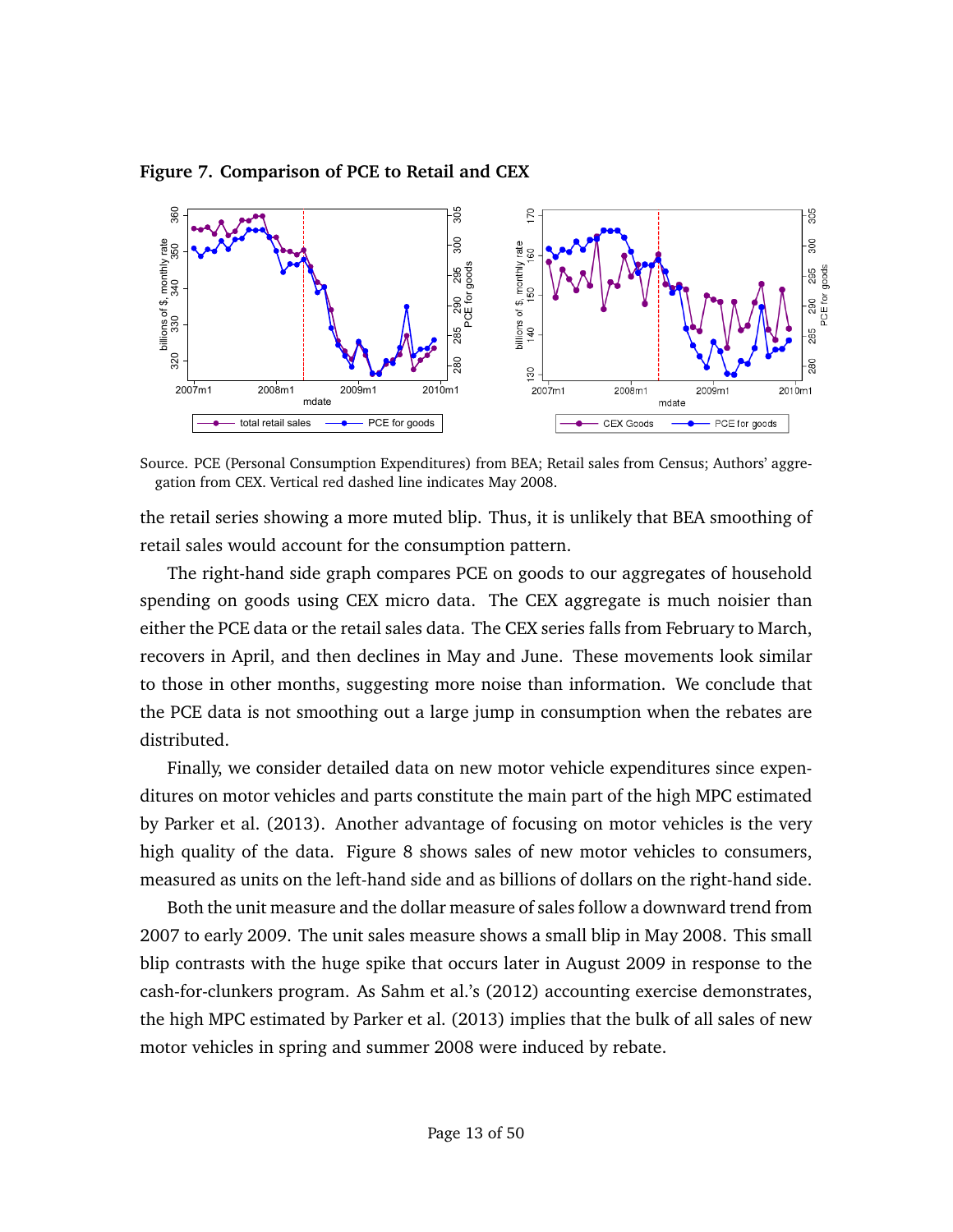**Figure 7. Comparison of PCE to Retail and CEX**

Source. PCE (Personal Consumption Expenditures) from BEA; Retail sales from Census; Authors' aggregation from CEX. Vertical red dashed line indicates May 2008.

the retail series showing a more muted blip. Thus, it is unlikely that BEA smoothing of retail sales would account for the consumption pattern.

The right-hand side graph compares PCE on goods to our aggregates of household spending on goods using CEX micro data. The CEX aggregate is much noisier than either the PCE data or the retail sales data. The CEX series falls from February to March, recovers in April, and then declines in May and June. These movements look similar to those in other months, suggesting more noise than information. We conclude that the PCE data is not smoothing out a large jump in consumption when the rebates are distributed.

Finally, we consider detailed data on new motor vehicle expenditures since expenditures on motor vehicles and parts constitute the main part of the high MPC estimated by Parker et al. (2013). Another advantage of focusing on motor vehicles is the very high quality of the data. Figure 8 shows sales of new motor vehicles to consumers, measured as units on the left-hand side and as billions of dollars on the right-hand side.

Both the unit measure and the dollar measure of sales follow a downward trend from 2007 to early 2009. The unit sales measure shows a small blip in May 2008. This small blip contrasts with the huge spike that occurs later in August 2009 in response to the cash-for-clunkers program. As Sahm et al.'s (2012) accounting exercise demonstrates, the high MPC estimated by Parker et al. (2013) implies that the bulk of all sales of new motor vehicles in spring and summer 2008 were induced by rebate.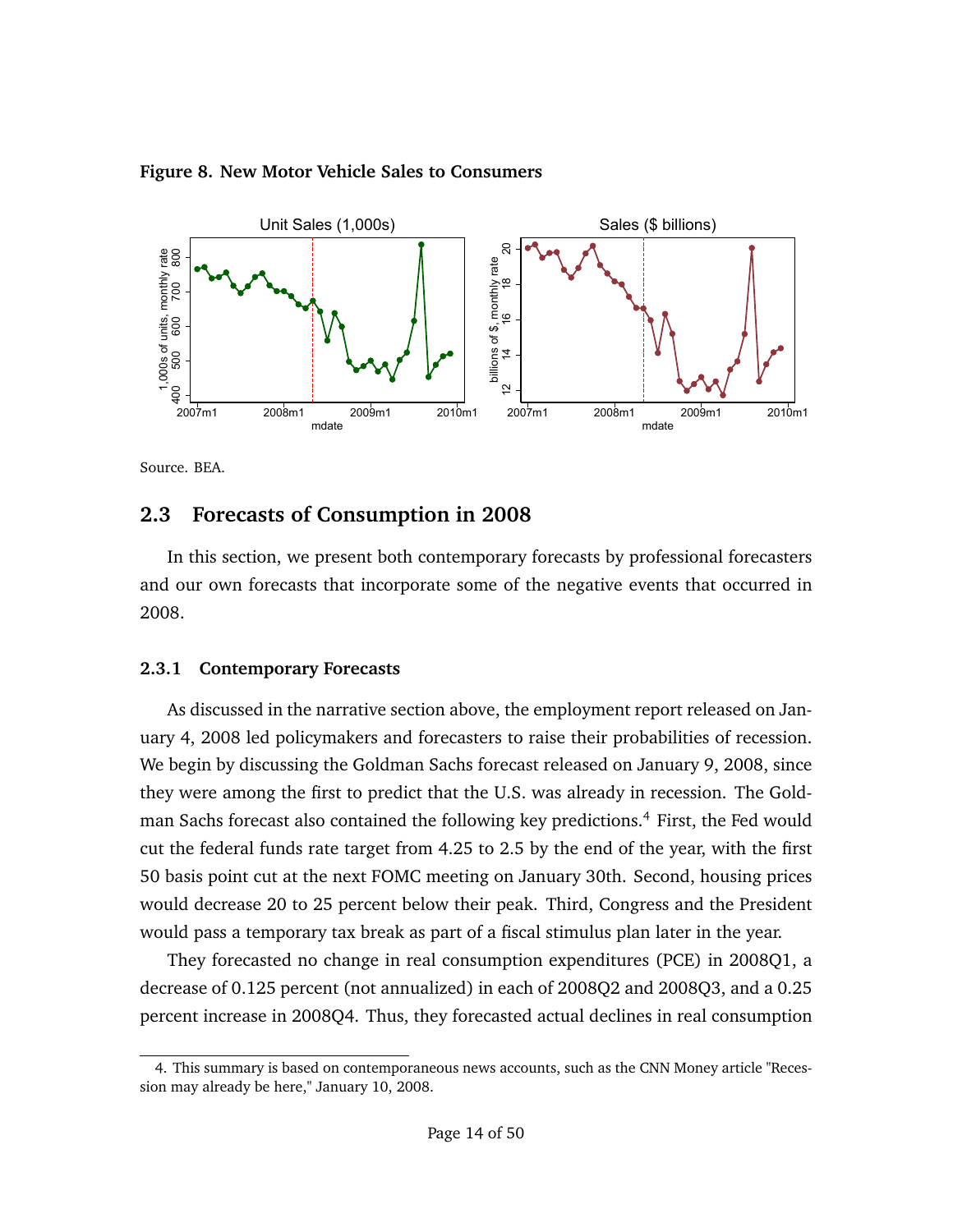**Figure 8. New Motor Vehicle Sales to Consumers**

Source. BEA.

## 2.3 Forecasts of Consumption in 2008

In this section, we present both contemporary forecasts by professional forecasters and our own forecasts that incorporate some of the negative events that occurred in 2008.

### 2.3.1 Contemporary Forecasts

As discussed in the narrative section above, the employment report released on January 4, 2008 led policymakers and forecasters to raise their probabilities of recession. We begin by discussing the Goldman Sachs forecast released on January 9, 2008, since they were among the first to predict that the U.S. was already in recession. The Goldman Sachs forecast also contained the following key predictions.[4] First, the Fed would cut the federal funds rate target from 4.25 to 2.5 by the end of the year, with the first 50 basis point cut at the next FOMC meeting on January 30th. Second, housing prices would decrease 20 to 25 percent below their peak. Third, Congress and the President would pass a temporary tax break as part of a fiscal stimulus plan later in the year.

They forecasted no change in real consumption expenditures (PCE) in 2008Q1, a decrease of 0.125 percent (not annualized) in each of 2008Q2 and 2008Q3, and a 0.25 percent increase in 2008Q4. Thus, they forecasted actual declines in real consumption

4. This summary is based on contemporaneous news accounts, such as the CNN Money article "Recession may already be here," January 10, 2008.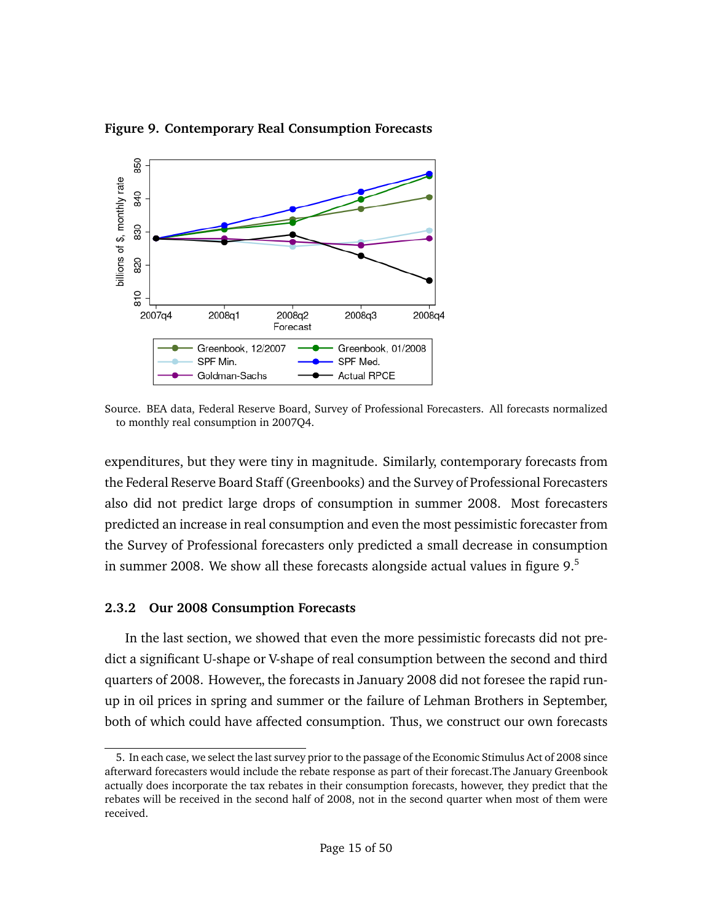**Figure 9. Contemporary Real Consumption Forecasts**

Source. BEA data, Federal Reserve Board, Survey of Professional Forecasters. All forecasts normalized to monthly real consumption in 2007Q4.

expenditures, but they were tiny in magnitude. Similarly, contemporary forecasts from the Federal Reserve Board Staff (Greenbooks) and the Survey of Professional Forecasters also did not predict large drops of consumption in summer 2008. Most forecasters predicted an increase in real consumption and even the most pessimistic forecaster from the Survey of Professional forecasters only predicted a small decrease in consumption in summer 2008. We show all these forecasts alongside actual values in figure 9.[5]

### 2.3.2 Our 2008 Consumption Forecasts

In the last section, we showed that even the more pessimistic forecasts did not predict a significant U-shape or V-shape of real consumption between the second and third quarters of 2008. However,, the forecasts in January 2008 did not foresee the rapid run-up in oil prices in spring and summer or the failure of Lehman Brothers in September, both of which could have affected consumption. Thus, we construct our own forecasts

5. In each case, we select the last survey prior to the passage of the Economic Stimulus Act of 2008 since afterward forecasters would include the rebate response as part of their forecast.The January Greenbook actually does incorporate the tax rebates in their consumption forecasts, however, they predict that the rebates will be received in the second half of 2008, not in the second quarter when most of them were received.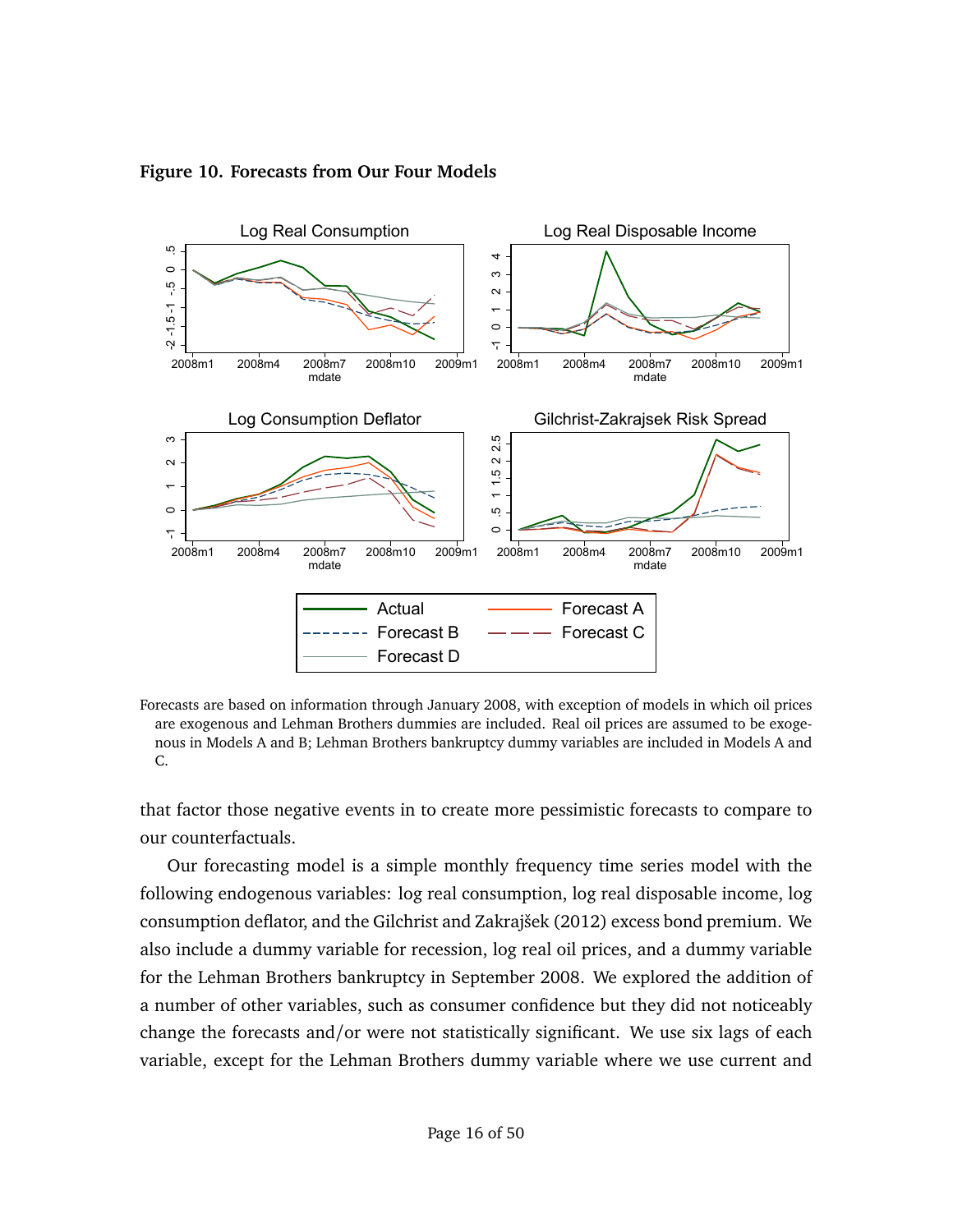**Figure 10. Forecasts from Our Four Models**

Forecasts are based on information through January 2008, with exception of models in which oil prices are exogenous and Lehman Brothers dummies are included. Real oil prices are assumed to be exogenous in Models A and B; Lehman Brothers bankruptcy dummy variables are included in Models A and C.

that factor those negative events in to create more pessimistic forecasts to compare to our counterfactuals.

Our forecasting model is a simple monthly frequency time series model with the following endogenous variables: log real consumption, log real disposable income, log consumption deflator, and the Gilchrist and Zakrajšek (2012) excess bond premium. We also include a dummy variable for recession, log real oil prices, and a dummy variable for the Lehman Brothers bankruptcy in September 2008. We explored the addition of a number of other variables, such as consumer confidence but they did not noticeably change the forecasts and/or were not statistically significant. We use six lags of each variable, except for the Lehman Brothers dummy variable where we use current and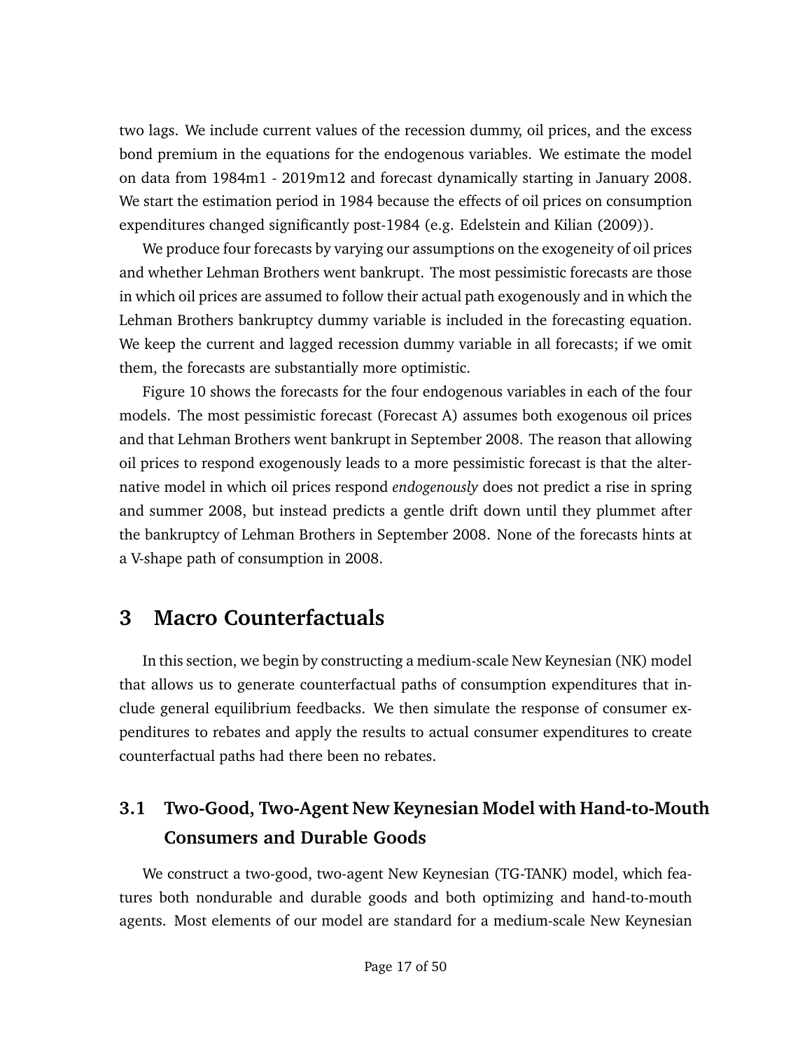two lags. We include current values of the recession dummy, oil prices, and the excess bond premium in the equations for the endogenous variables. We estimate the model on data from 1984m1 - 2019m12 and forecast dynamically starting in January 2008. We start the estimation period in 1984 because the effects of oil prices on consumption expenditures changed significantly post-1984 (e.g. Edelstein and Kilian (2009)).

We produce four forecasts by varying our assumptions on the exogeneity of oil prices and whether Lehman Brothers went bankrupt. The most pessimistic forecasts are those in which oil prices are assumed to follow their actual path exogenously and in which the Lehman Brothers bankruptcy dummy variable is included in the forecasting equation. We keep the current and lagged recession dummy variable in all forecasts; if we omit them, the forecasts are substantially more optimistic.

Figure 10 shows the forecasts for the four endogenous variables in each of the four models. The most pessimistic forecast (Forecast A) assumes both exogenous oil prices and that Lehman Brothers went bankrupt in September 2008. The reason that allowing oil prices to respond exogenously leads to a more pessimistic forecast is that the alternative model in which oil prices respond *endogenously* does not predict a rise in spring and summer 2008, but instead predicts a gentle drift down until they plummet after the bankruptcy of Lehman Brothers in September 2008. None of the forecasts hints at a V-shape path of consumption in 2008.

# 3 Macro Counterfactuals

In this section, we begin by constructing a medium-scale New Keynesian (NK) model that allows us to generate counterfactual paths of consumption expenditures that include general equilibrium feedbacks. We then simulate the response of consumer expenditures to rebates and apply the results to actual consumer expenditures to create counterfactual paths had there been no rebates.

## 3.1 Two-Good, Two-Agent New Keynesian Model with Hand-to-Mouth Consumers and Durable Goods

We construct a two-good, two-agent New Keynesian (TG-TANK) model, which features both nondurable and durable goods and both optimizing and hand-to-mouth agents. Most elements of our model are standard for a medium-scale New Keynesian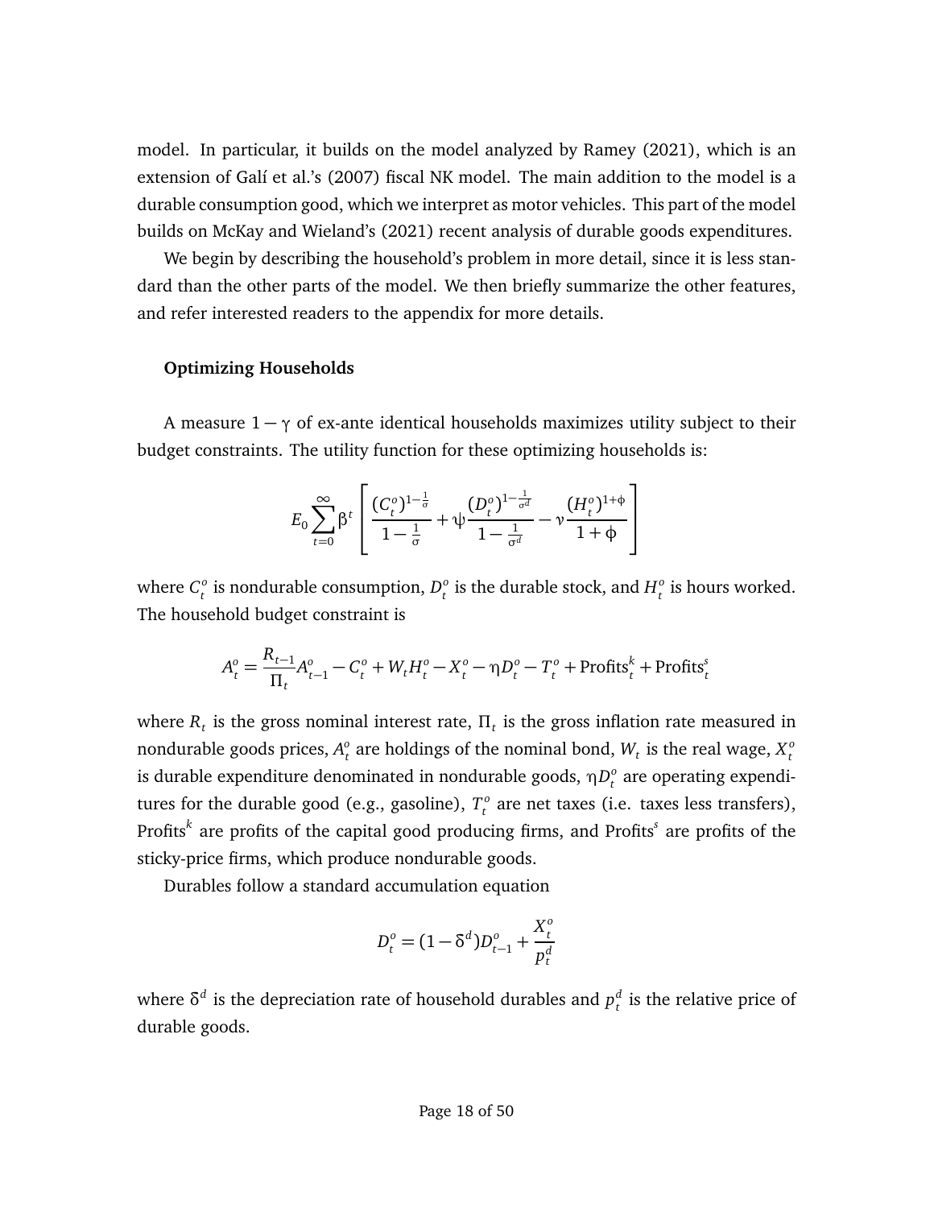model. In particular, it builds on the model analyzed by Ramey (2021), which is an extension of Galí et al.'s (2007) fiscal NK model. The main addition to the model is a durable consumption good, which we interpret as motor vehicles. This part of the model builds on McKay and Wieland's (2021) recent analysis of durable goods expenditures.

We begin by describing the household's problem in more detail, since it is less standard than the other parts of the model. We then briefly summarize the other features, and refer interested readers to the appendix for more details.

**Optimizing Households**

A measure $1-\gamma$ of ex-ante identical households maximizes utility subject to their budget constraints. The utility function for these optimizing households is:

$$E_0 \sum_{t=0}^{\infty} \beta^t \left[ \frac{(C_t^o)^{1-\frac{1}{\sigma}}}{1-\frac{1}{\sigma}} + \psi \frac{(D_t^o)^{1-\frac{1}{\sigma^d}}}{1-\frac{1}{\sigma^d}} - \nu \frac{(H_t^o)^{1+\phi}}{1+\phi} \right]$$

where $C_t^o$ is nondurable consumption, $D_t^o$ is the durable stock, and $H_t^o$ is hours worked. The household budget constraint is

$$A_t^o = \frac{R_{t-1}}{\Pi_t} A_{t-1}^o - C_t^o + W_t H_t^o - X_t^o - \eta D_t^o - T_t^o + \text{Profits}_t^k + \text{Profits}_t^s$$

where $R_t$ is the gross nominal interest rate, $\Pi_t$ is the gross inflation rate measured in nondurable goods prices, $A_t^o$ are holdings of the nominal bond, $W_t$ is the real wage, $X_t^o$ is durable expenditure denominated in nondurable goods, $\eta D_t^o$ are operating expenditures for the durable good (e.g., gasoline), $T_t^o$ are net taxes (i.e. taxes less transfers), $\text{Profits}^k$ are profits of the capital good producing firms, and $\text{Profits}^s$ are profits of the sticky-price firms, which produce nondurable goods.

Durables follow a standard accumulation equation

$$D_t^o = (1-\delta^d) D_{t-1}^o + \frac{X_t^o}{p_t^d}$$

where $\delta^d$ is the depreciation rate of household durables and $p_t^d$ is the relative price of durable goods.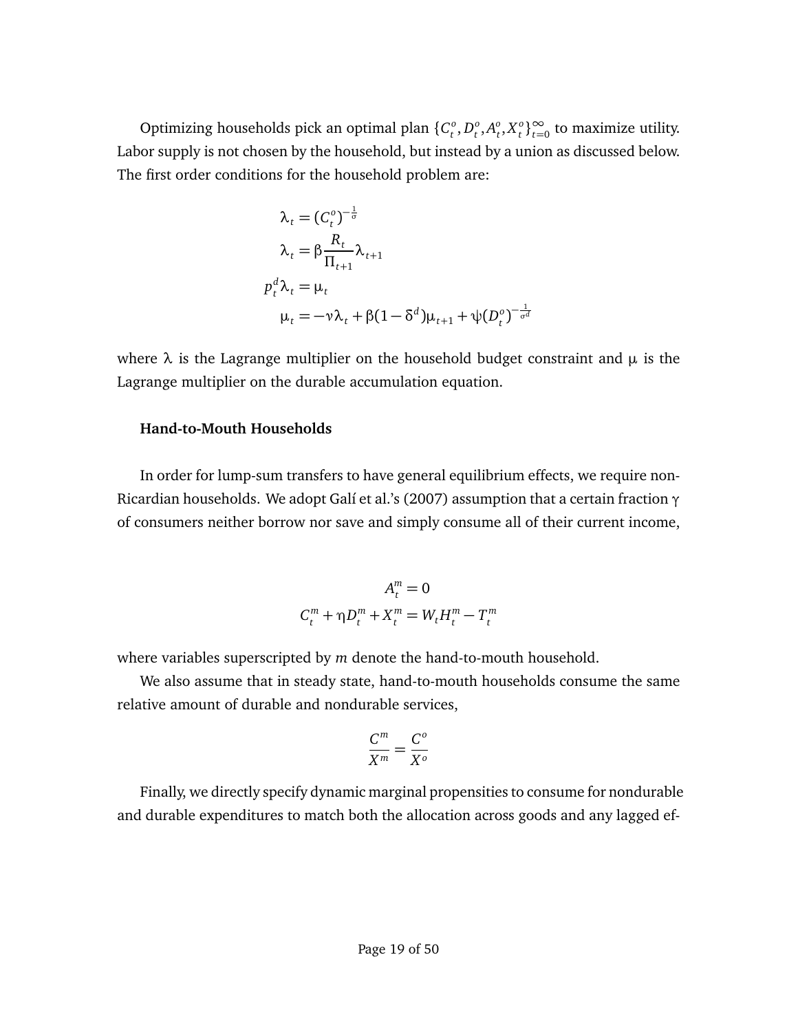Optimizing households pick an optimal plan $\{C_t^o, D_t^o, A_t^o, X_t^o\}_{t=0}^{\infty}$ to maximize utility. Labor supply is not chosen by the household, but instead by a union as discussed below. The first order conditions for the household problem are:

$$
\begin{aligned}
\lambda_t &= (C_t^o)^{-\frac{1}{\sigma}} \\
\lambda_t &= \beta \frac{R_t}{\Pi_{t+1}} \lambda_{t+1} \\
p_t^d \lambda_t &= \mu_t \\
\mu_t &= -\nu \lambda_t + \beta(1-\delta^d)\mu_{t+1} + \psi (D_t^o)^{-\frac{1}{\sigma^d}}
\end{aligned}
$$

where $\lambda$ is the Lagrange multiplier on the household budget constraint and $\mu$ is the Lagrange multiplier on the durable accumulation equation.

**Hand-to-Mouth Households**

In order for lump-sum transfers to have general equilibrium effects, we require non-Ricardian households. We adopt Galí et al.'s (2007) assumption that a certain fraction $\gamma$ of consumers neither borrow nor save and simply consume all of their current income,

$$
\begin{aligned}
A_t^m &= 0 \\
C_t^m + \eta D_t^m + X_t^m &= W_t H_t^m - T_t^m
\end{aligned}
$$

where variables superscripted by $m$ denote the hand-to-mouth household.

We also assume that in steady state, hand-to-mouth households consume the same relative amount of durable and nondurable services,

$$
\frac{C^m}{X^m} = \frac{C^o}{X^o}
$$

Finally, we directly specify dynamic marginal propensities to consume for nondurable and durable expenditures to match both the allocation across goods and any lagged ef-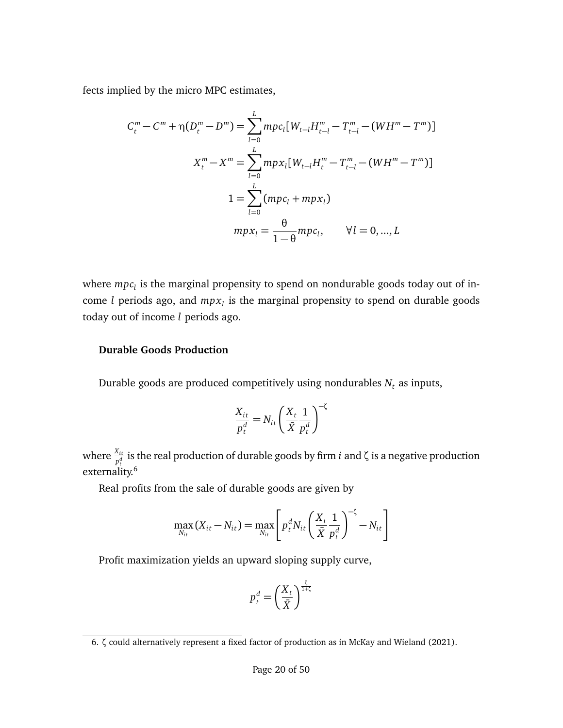fects implied by the micro MPC estimates,

$$
\begin{aligned}
C_t^m - C^m + \eta(D_t^m - D^m) &= \sum_{l=0}^{L} mpc_l [W_{t-l} H_{t-l}^m - T_{t-l}^m - (WH^m - T^m)] \\
X_t^m - X^m &= \sum_{l=0}^{L} mpx_l [W_{t-l} H_t^m - T_{t-l}^m - (WH^m - T^m)] \\
1 &= \sum_{l=0}^{L} (mpc_l + mpx_l) \\
mpx_l &= \frac{\theta}{1-\theta} mpc_l, \qquad \forall l = 0, ..., L
\end{aligned}
$$

where $mpc_l$ is the marginal propensity to spend on nondurable goods today out of income $l$ periods ago, and $mpx_l$ is the marginal propensity to spend on durable goods today out of income $l$ periods ago.

**Durable Goods Production**

Durable goods are produced competitively using nondurables $N_t$ as inputs,

$$
\frac{X_{it}}{p_t^d} = N_{it} \left( \frac{X_t}{\bar{X}} \frac{1}{p_t^d} \right)^{-\zeta}
$$

where $\frac{X_{it}}{p_t^d}$ is the real production of durable goods by firm $i$ and $\zeta$ is a negative production externality.[6]

Real profits from the sale of durable goods are given by

$$
\max_{N_{it}} (X_{it} - N_{it}) = \max_{N_{it}} \left[ p_t^d N_{it} \left( \frac{X_t}{\bar{X}} \frac{1}{p_t^d} \right)^{-\zeta} - N_{it} \right]
$$

Profit maximization yields an upward sloping supply curve,

$$
p_t^d = \left( \frac{X_t}{\bar{X}} \right)^{\frac{\zeta}{1+\zeta}}
$$

6. $\zeta$ could alternatively represent a fixed factor of production as in McKay and Wieland (2021).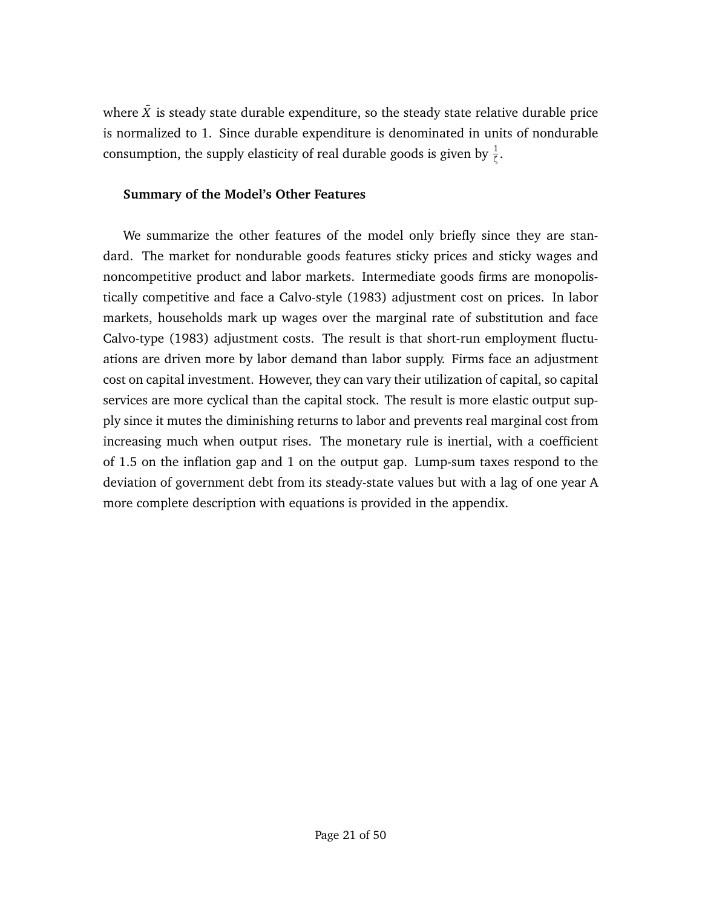where $\bar{X}$ is steady state durable expenditure, so the steady state relative durable price is normalized to 1. Since durable expenditure is denominated in units of nondurable consumption, the supply elasticity of real durable goods is given by $\frac{1}{\zeta}$.

### Summary of the Model's Other Features

We summarize the other features of the model only briefly since they are standard. The market for nondurable goods features sticky prices and sticky wages and noncompetitive product and labor markets. Intermediate goods firms are monopolistically competitive and face a Calvo-style (1983) adjustment cost on prices. In labor markets, households mark up wages over the marginal rate of substitution and face Calvo-type (1983) adjustment costs. The result is that short-run employment fluctuations are driven more by labor demand than labor supply. Firms face an adjustment cost on capital investment. However, they can vary their utilization of capital, so capital services are more cyclical than the capital stock. The result is more elastic output supply since it mutes the diminishing returns to labor and prevents real marginal cost from increasing much when output rises. The monetary rule is inertial, with a coefficient of 1.5 on the inflation gap and 1 on the output gap. Lump-sum taxes respond to the deviation of government debt from its steady-state values but with a lag of one year A more complete description with equations is provided in the appendix.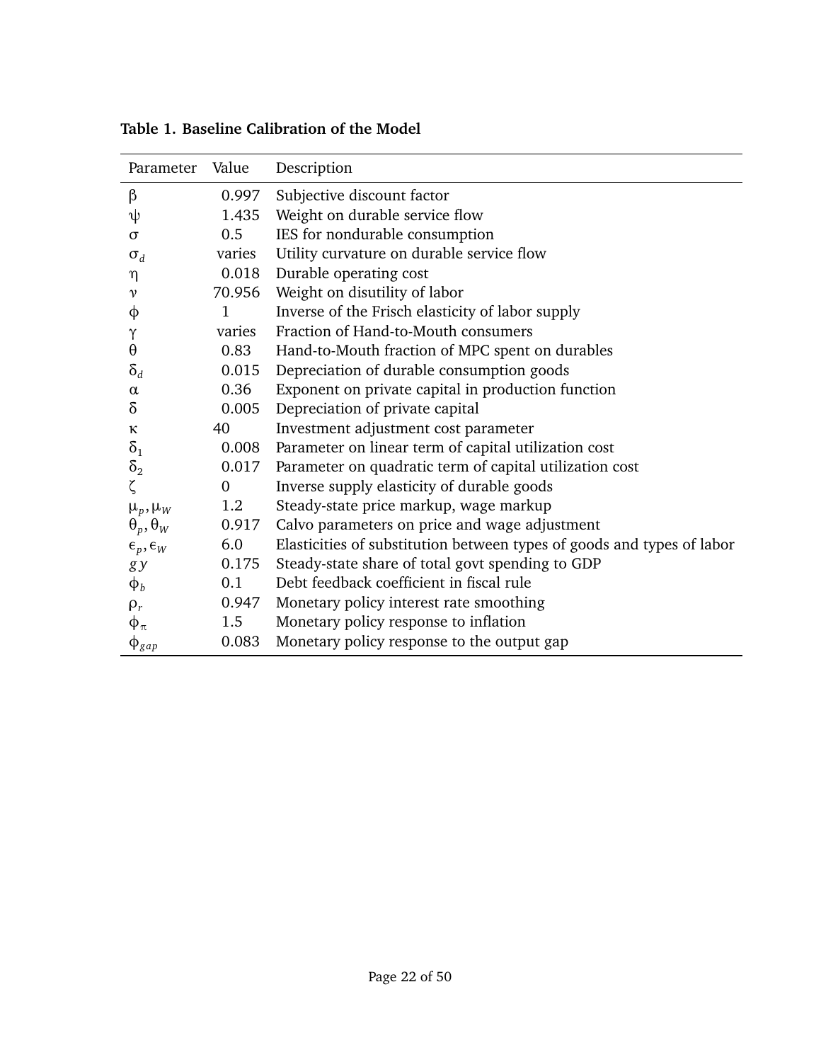**Table 1. Baseline Calibration of the Model**

| Parameter | Value | Description |
|---|---|---|
| $\beta$ | 0.997 | Subjective discount factor |
| $\psi$ | 1.435 | Weight on durable service flow |
| $\sigma$ | 0.5 | IES for nondurable consumption |
| $\sigma_d$ | varies | Utility curvature on durable service flow |
| $\eta$ | 0.018 | Durable operating cost |
| $\nu$ | 70.956 | Weight on disutility of labor |
| $\phi$ | 1 | Inverse of the Frisch elasticity of labor supply |
| $\gamma$ | varies | Fraction of Hand-to-Mouth consumers |
| $\theta$ | 0.83 | Hand-to-Mouth fraction of MPC spent on durables |
| $\delta_d$ | 0.015 | Depreciation of durable consumption goods |
| $\alpha$ | 0.36 | Exponent on private capital in production function |
| $\delta$ | 0.005 | Depreciation of private capital |
| $\kappa$ | 40 | Investment adjustment cost parameter |
| $\delta_1$ | 0.008 | Parameter on linear term of capital utilization cost |
| $\delta_2$ | 0.017 | Parameter on quadratic term of capital utilization cost |
| $\zeta$ | 0 | Inverse supply elasticity of durable goods |
| $\mu_p, \mu_W$ | 1.2 | Steady-state price markup, wage markup |
| $\theta_p, \theta_W$ | 0.917 | Calvo parameters on price and wage adjustment |
| $\epsilon_p, \epsilon_W$ | 6.0 | Elasticities of substitution between types of goods and types of labor |
| $gy$ | 0.175 | Steady-state share of total govt spending to GDP |
| $\phi_b$ | 0.1 | Debt feedback coefficient in fiscal rule |
| $\rho_r$ | 0.947 | Monetary policy interest rate smoothing |
| $\phi_\pi$ | 1.5 | Monetary policy response to inflation |
| $\phi_{gap}$ | 0.083 | Monetary policy response to the output gap |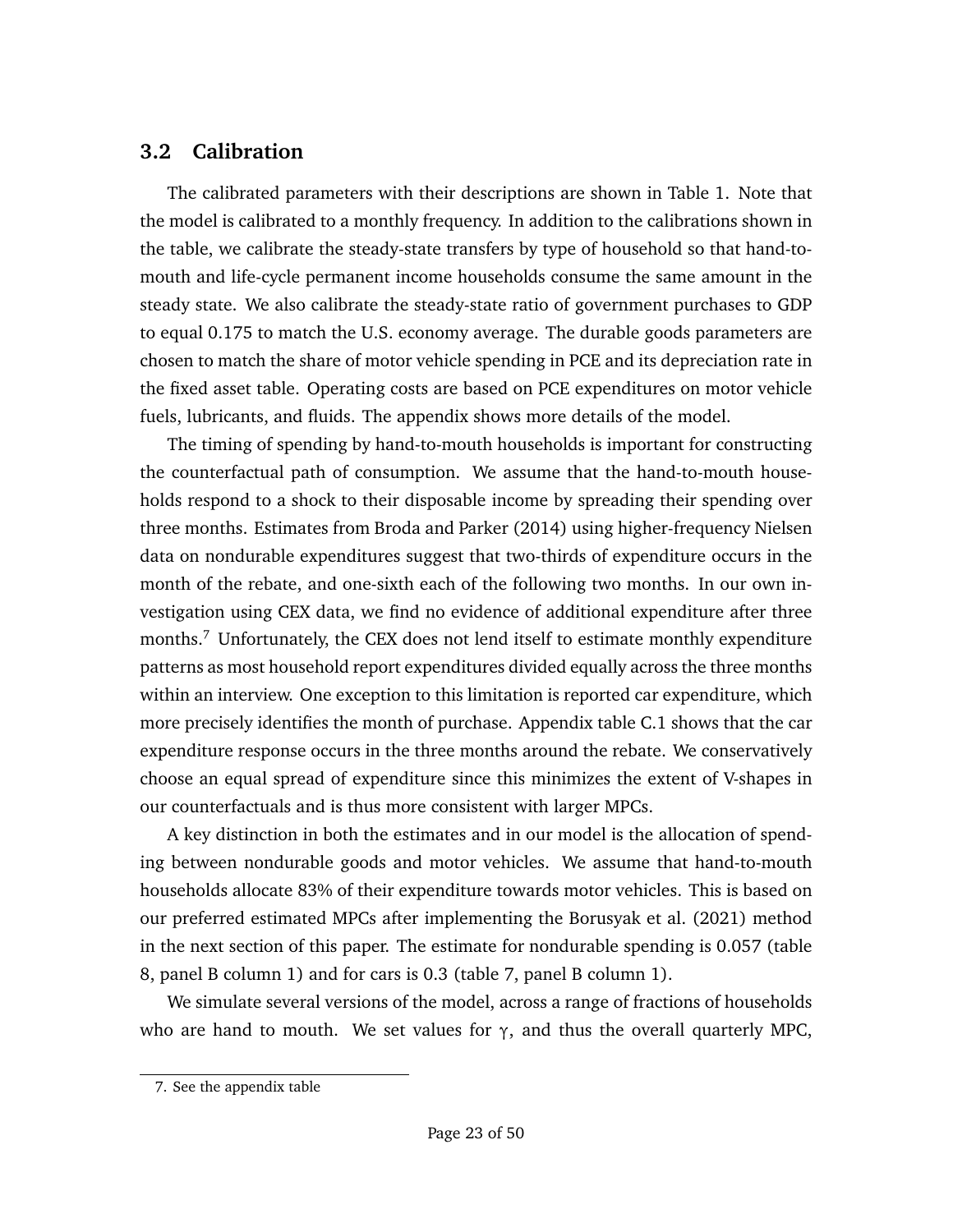## 3.2 Calibration

The calibrated parameters with their descriptions are shown in Table 1. Note that the model is calibrated to a monthly frequency. In addition to the calibrations shown in the table, we calibrate the steady-state transfers by type of household so that hand-to-mouth and life-cycle permanent income households consume the same amount in the steady state. We also calibrate the steady-state ratio of government purchases to GDP to equal 0.175 to match the U.S. economy average. The durable goods parameters are chosen to match the share of motor vehicle spending in PCE and its depreciation rate in the fixed asset table. Operating costs are based on PCE expenditures on motor vehicle fuels, lubricants, and fluids. The appendix shows more details of the model.

The timing of spending by hand-to-mouth households is important for constructing the counterfactual path of consumption. We assume that the hand-to-mouth households respond to a shock to their disposable income by spreading their spending over three months. Estimates from Broda and Parker (2014) using higher-frequency Nielsen data on nondurable expenditures suggest that two-thirds of expenditure occurs in the month of the rebate, and one-sixth each of the following two months. In our own investigation using CEX data, we find no evidence of additional expenditure after three months.[7] Unfortunately, the CEX does not lend itself to estimate monthly expenditure patterns as most household report expenditures divided equally across the three months within an interview. One exception to this limitation is reported car expenditure, which more precisely identifies the month of purchase. Appendix table C.1 shows that the car expenditure response occurs in the three months around the rebate. We conservatively choose an equal spread of expenditure since this minimizes the extent of V-shapes in our counterfactuals and is thus more consistent with larger MPCs.

A key distinction in both the estimates and in our model is the allocation of spending between nondurable goods and motor vehicles. We assume that hand-to-mouth households allocate 83% of their expenditure towards motor vehicles. This is based on our preferred estimated MPCs after implementing the Borusyak et al. (2021) method in the next section of this paper. The estimate for nondurable spending is 0.057 (table 8, panel B column 1) and for cars is 0.3 (table 7, panel B column 1).

We simulate several versions of the model, across a range of fractions of households who are hand to mouth. We set values for $\gamma$, and thus the overall quarterly MPC,

---

7. See the appendix table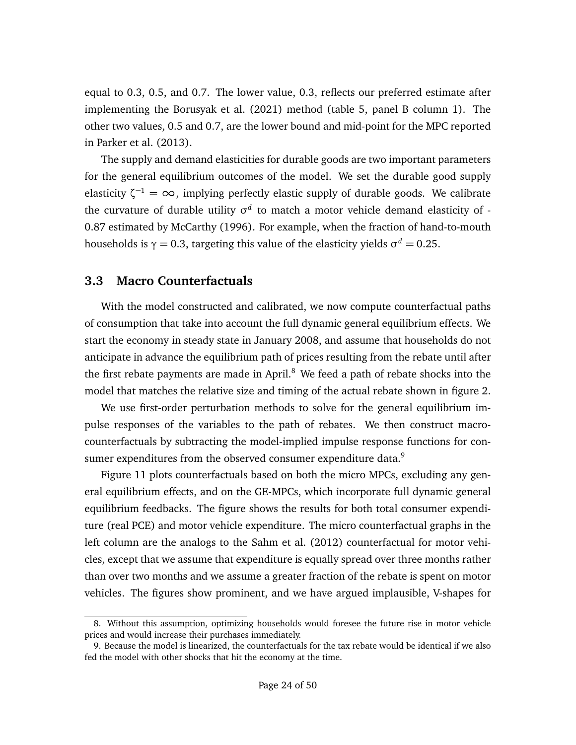equal to 0.3, 0.5, and 0.7. The lower value, 0.3, reflects our preferred estimate after implementing the Borusyak et al. (2021) method (table 5, panel B column 1). The other two values, 0.5 and 0.7, are the lower bound and mid-point for the MPC reported in Parker et al. (2013).

The supply and demand elasticities for durable goods are two important parameters for the general equilibrium outcomes of the model. We set the durable good supply elasticity $\zeta^{-1} = \infty$, implying perfectly elastic supply of durable goods. We calibrate the curvature of durable utility $\sigma^d$ to match a motor vehicle demand elasticity of -0.87 estimated by McCarthy (1996). For example, when the fraction of hand-to-mouth households is $\gamma = 0.3$, targeting this value of the elasticity yields $\sigma^d = 0.25$.

### 3.3 Macro Counterfactuals

With the model constructed and calibrated, we now compute counterfactual paths of consumption that take into account the full dynamic general equilibrium effects. We start the economy in steady state in January 2008, and assume that households do not anticipate in advance the equilibrium path of prices resulting from the rebate until after the first rebate payments are made in April.[8] We feed a path of rebate shocks into the model that matches the relative size and timing of the actual rebate shown in figure 2.

We use first-order perturbation methods to solve for the general equilibrium impulse responses of the variables to the path of rebates. We then construct macro-counterfactuals by subtracting the model-implied impulse response functions for consumer expenditures from the observed consumer expenditure data.[9]

Figure 11 plots counterfactuals based on both the micro MPCs, excluding any general equilibrium effects, and on the GE-MPCs, which incorporate full dynamic general equilibrium feedbacks. The figure shows the results for both total consumer expenditure (real PCE) and motor vehicle expenditure. The micro counterfactual graphs in the left column are the analogs to the Sahm et al. (2012) counterfactual for motor vehicles, except that we assume that expenditure is equally spread over three months rather than over two months and we assume a greater fraction of the rebate is spent on motor vehicles. The figures show prominent, and we have argued implausible, V-shapes for

8. Without this assumption, optimizing households would foresee the future rise in motor vehicle prices and would increase their purchases immediately.

9. Because the model is linearized, the counterfactuals for the tax rebate would be identical if we also fed the model with other shocks that hit the economy at the time.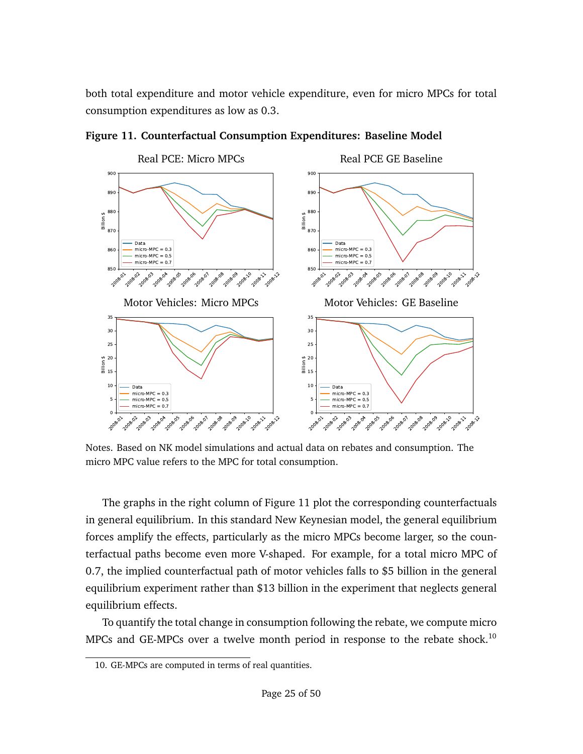both total expenditure and motor vehicle expenditure, even for micro MPCs for total consumption expenditures as low as 0.3.

**Figure 11. Counterfactual Consumption Expenditures: Baseline Model**

Notes. Based on NK model simulations and actual data on rebates and consumption. The micro MPC value refers to the MPC for total consumption.

The graphs in the right column of Figure 11 plot the corresponding counterfactuals in general equilibrium. In this standard New Keynesian model, the general equilibrium forces amplify the effects, particularly as the micro MPCs become larger, so the counterfactual paths become even more V-shaped. For example, for a total micro MPC of 0.7, the implied counterfactual path of motor vehicles falls to $5 billion in the general equilibrium experiment rather than $13 billion in the experiment that neglects general equilibrium effects.

To quantify the total change in consumption following the rebate, we compute micro MPCs and GE-MPCs over a twelve month period in response to the rebate shock.[10]

10. GE-MPCs are computed in terms of real quantities.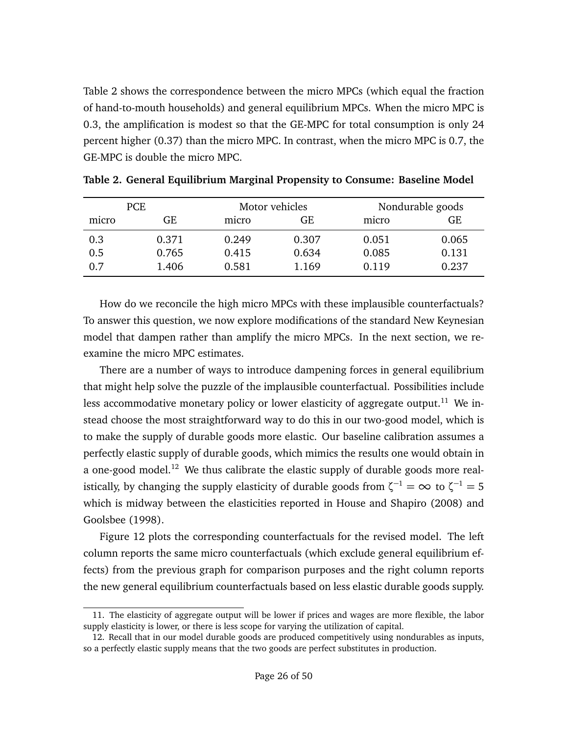Table 2 shows the correspondence between the micro MPCs (which equal the fraction of hand-to-mouth households) and general equilibrium MPCs. When the micro MPC is 0.3, the amplification is modest so that the GE-MPC for total consumption is only 24 percent higher (0.37) than the micro MPC. In contrast, when the micro MPC is 0.7, the GE-MPC is double the micro MPC.

**Table 2. General Equilibrium Marginal Propensity to Consume: Baseline Model**

| PCE | | Motor vehicles | | Nondurable goods | |
|---|---|---|---|---|---|
| micro | GE | micro | GE | micro | GE |
| 0.3 | 0.371 | 0.249 | 0.307 | 0.051 | 0.065 |
| 0.5 | 0.765 | 0.415 | 0.634 | 0.085 | 0.131 |
| 0.7 | 1.406 | 0.581 | 1.169 | 0.119 | 0.237 |

How do we reconcile the high micro MPCs with these implausible counterfactuals? To answer this question, we now explore modifications of the standard New Keynesian model that dampen rather than amplify the micro MPCs. In the next section, we reexamine the micro MPC estimates.

There are a number of ways to introduce dampening forces in general equilibrium that might help solve the puzzle of the implausible counterfactual. Possibilities include less accommodative monetary policy or lower elasticity of aggregate output.[11] We instead choose the most straightforward way to do this in our two-good model, which is to make the supply of durable goods more elastic. Our baseline calibration assumes a perfectly elastic supply of durable goods, which mimics the results one would obtain in a one-good model.[12] We thus calibrate the elastic supply of durable goods more realistically, by changing the supply elasticity of durable goods from $\zeta^{-1} = \infty$ to $\zeta^{-1} = 5$ which is midway between the elasticities reported in House and Shapiro (2008) and Goolsbee (1998).

Figure 12 plots the corresponding counterfactuals for the revised model. The left column reports the same micro counterfactuals (which exclude general equilibrium effects) from the previous graph for comparison purposes and the right column reports the new general equilibrium counterfactuals based on less elastic durable goods supply.

11. The elasticity of aggregate output will be lower if prices and wages are more flexible, the labor supply elasticity is lower, or there is less scope for varying the utilization of capital.

12. Recall that in our model durable goods are produced competitively using nondurables as inputs, so a perfectly elastic supply means that the two goods are perfect substitutes in production.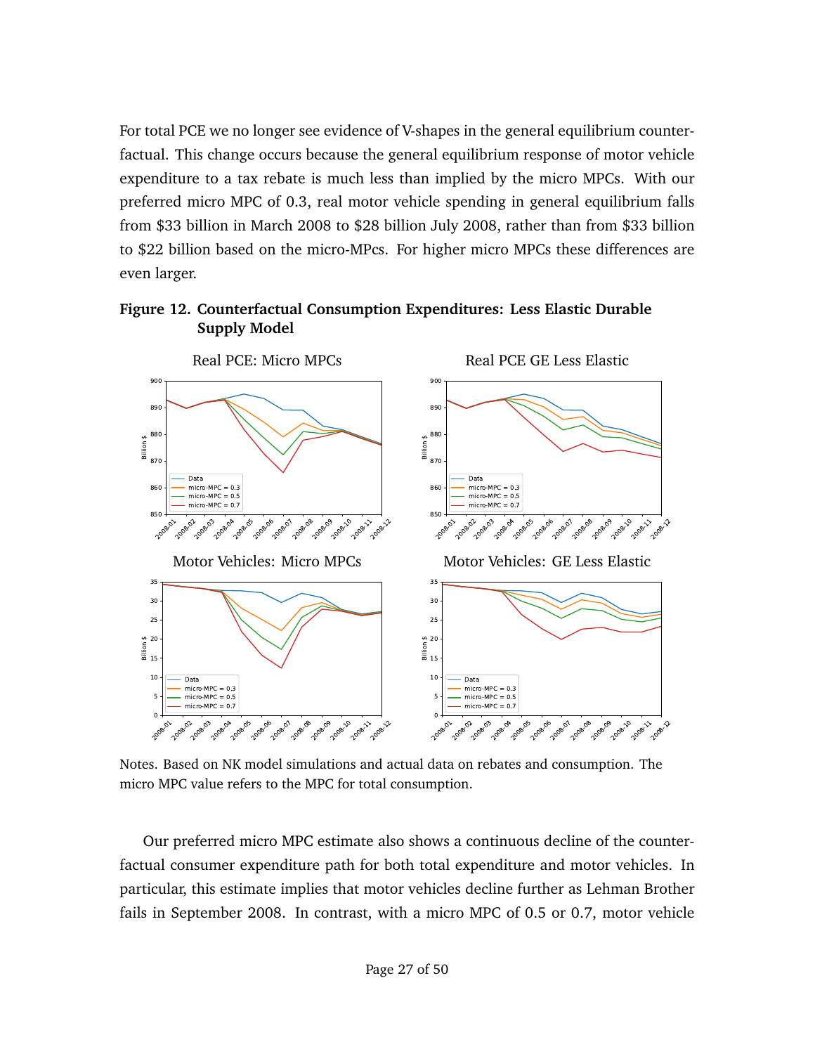For total PCE we no longer see evidence of V-shapes in the general equilibrium counterfactual. This change occurs because the general equilibrium response of motor vehicle expenditure to a tax rebate is much less than implied by the micro MPCs. With our preferred micro MPC of 0.3, real motor vehicle spending in general equilibrium falls from $33 billion in March 2008 to $28 billion July 2008, rather than from $33 billion to $22 billion based on the micro-MPcs. For higher micro MPCs these differences are even larger.

**Figure 12. Counterfactual Consumption Expenditures: Less Elastic Durable Supply Model**

Notes. Based on NK model simulations and actual data on rebates and consumption. The micro MPC value refers to the MPC for total consumption.

Our preferred micro MPC estimate also shows a continuous decline of the counterfactual consumer expenditure path for both total expenditure and motor vehicles. In particular, this estimate implies that motor vehicles decline further as Lehman Brother fails in September 2008. In contrast, with a micro MPC of 0.5 or 0.7, motor vehicle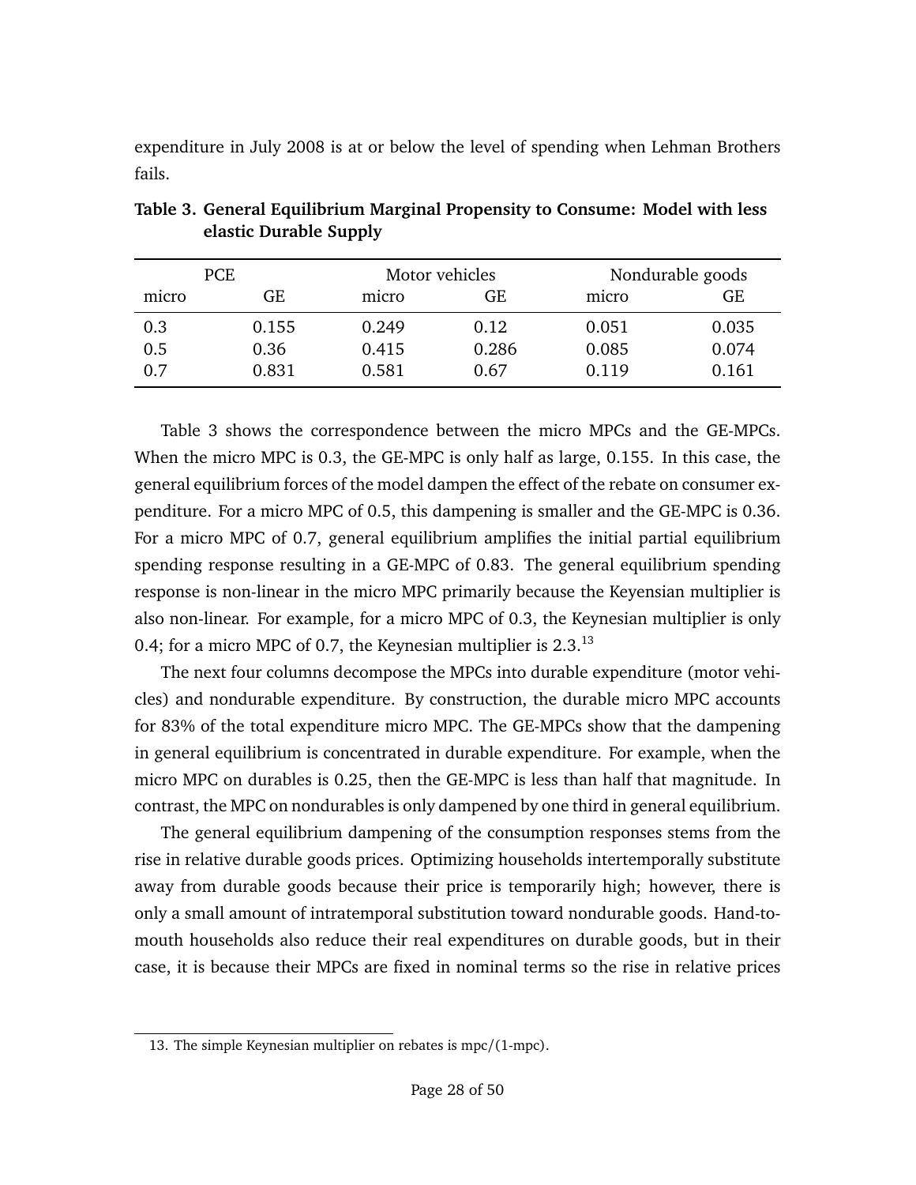expenditure in July 2008 is at or below the level of spending when Lehman Brothers fails.

**Table 3. General Equilibrium Marginal Propensity to Consume: Model with less elastic Durable Supply**

| PCE | | Motor vehicles | | Nondurable goods | |
|---|---|---|---|---|---|
| micro | GE | micro | GE | micro | GE |
| 0.3 | 0.155 | 0.249 | 0.12 | 0.051 | 0.035 |
| 0.5 | 0.36 | 0.415 | 0.286 | 0.085 | 0.074 |
| 0.7 | 0.831 | 0.581 | 0.67 | 0.119 | 0.161 |

Table 3 shows the correspondence between the micro MPCs and the GE-MPCs. When the micro MPC is 0.3, the GE-MPC is only half as large, 0.155. In this case, the general equilibrium forces of the model dampen the effect of the rebate on consumer expenditure. For a micro MPC of 0.5, this dampening is smaller and the GE-MPC is 0.36. For a micro MPC of 0.7, general equilibrium amplifies the initial partial equilibrium spending response resulting in a GE-MPC of 0.83. The general equilibrium spending response is non-linear in the micro MPC primarily because the Keyensian multiplier is also non-linear. For example, for a micro MPC of 0.3, the Keynesian multiplier is only 0.4; for a micro MPC of 0.7, the Keynesian multiplier is 2.3.[13]

The next four columns decompose the MPCs into durable expenditure (motor vehicles) and nondurable expenditure. By construction, the durable micro MPC accounts for 83% of the total expenditure micro MPC. The GE-MPCs show that the dampening in general equilibrium is concentrated in durable expenditure. For example, when the micro MPC on durables is 0.25, then the GE-MPC is less than half that magnitude. In contrast, the MPC on nondurables is only dampened by one third in general equilibrium.

The general equilibrium dampening of the consumption responses stems from the rise in relative durable goods prices. Optimizing households intertemporally substitute away from durable goods because their price is temporarily high; however, there is only a small amount of intratemporal substitution toward nondurable goods. Hand-to-mouth households also reduce their real expenditures on durable goods, but in their case, it is because their MPCs are fixed in nominal terms so the rise in relative prices

13. The simple Keynesian multiplier on rebates is mpc/(1-mpc).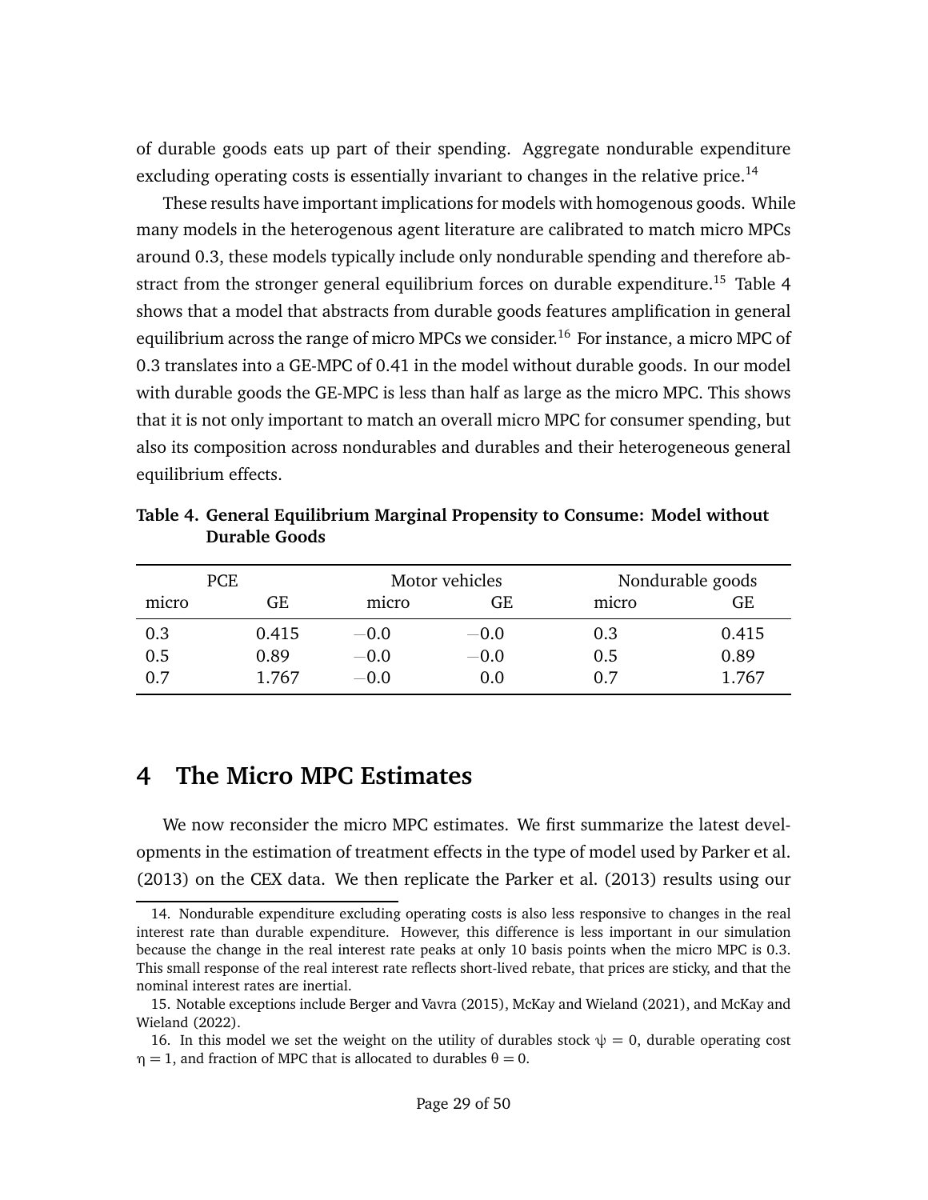of durable goods eats up part of their spending. Aggregate nondurable expenditure excluding operating costs is essentially invariant to changes in the relative price.[14]

These results have important implications for models with homogenous goods. While many models in the heterogenous agent literature are calibrated to match micro MPCs around 0.3, these models typically include only nondurable spending and therefore abstract from the stronger general equilibrium forces on durable expenditure.[15] Table 4 shows that a model that abstracts from durable goods features amplification in general equilibrium across the range of micro MPCs we consider.[16] For instance, a micro MPC of 0.3 translates into a GE-MPC of 0.41 in the model without durable goods. In our model with durable goods the GE-MPC is less than half as large as the micro MPC. This shows that it is not only important to match an overall micro MPC for consumer spending, but also its composition across nondurables and durables and their heterogeneous general equilibrium effects.

**Table 4. General Equilibrium Marginal Propensity to Consume: Model without Durable Goods**

| PCE | | Motor vehicles | | Nondurable goods | |
|---|---|---|---|---|---|
| micro | GE | micro | GE | micro | GE |
| 0.3 | 0.415 | −0.0 | −0.0 | 0.3 | 0.415 |
| 0.5 | 0.89 | −0.0 | −0.0 | 0.5 | 0.89 |
| 0.7 | 1.767 | −0.0 | 0.0 | 0.7 | 1.767 |

# 4 The Micro MPC Estimates

We now reconsider the micro MPC estimates. We first summarize the latest developments in the estimation of treatment effects in the type of model used by Parker et al. (2013) on the CEX data. We then replicate the Parker et al. (2013) results using our

14. Nondurable expenditure excluding operating costs is also less responsive to changes in the real interest rate than durable expenditure. However, this difference is less important in our simulation because the change in the real interest rate peaks at only 10 basis points when the micro MPC is 0.3. This small response of the real interest rate reflects short-lived rebate, that prices are sticky, and that the nominal interest rates are inertial.

15. Notable exceptions include Berger and Vavra (2015), McKay and Wieland (2021), and McKay and Wieland (2022).

16. In this model we set the weight on the utility of durables stock $\psi = 0$, durable operating cost $\eta = 1$, and fraction of MPC that is allocated to durables $\theta = 0$.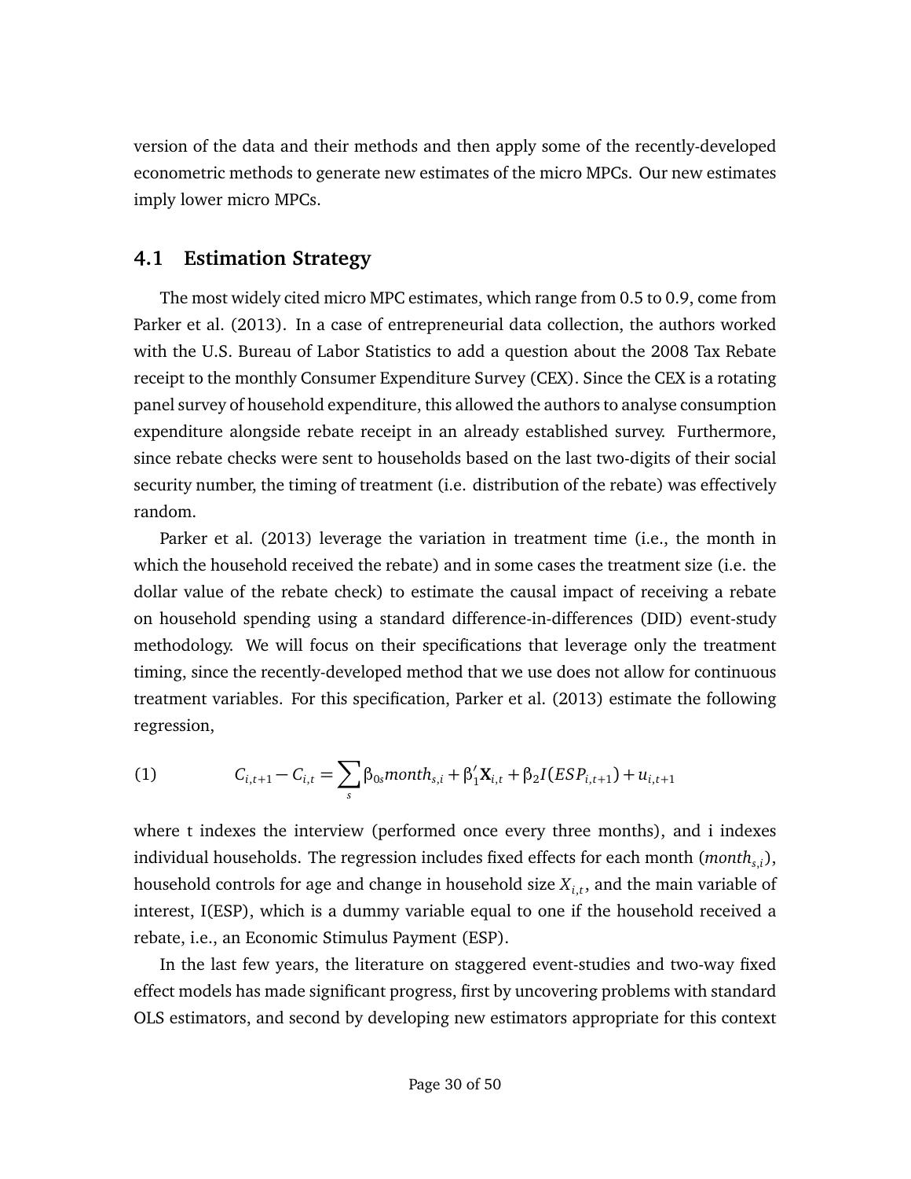version of the data and their methods and then apply some of the recently-developed econometric methods to generate new estimates of the micro MPCs. Our new estimates imply lower micro MPCs.

## 4.1 Estimation Strategy

The most widely cited micro MPC estimates, which range from 0.5 to 0.9, come from Parker et al. (2013). In a case of entrepreneurial data collection, the authors worked with the U.S. Bureau of Labor Statistics to add a question about the 2008 Tax Rebate receipt to the monthly Consumer Expenditure Survey (CEX). Since the CEX is a rotating panel survey of household expenditure, this allowed the authors to analyse consumption expenditure alongside rebate receipt in an already established survey. Furthermore, since rebate checks were sent to households based on the last two-digits of their social security number, the timing of treatment (i.e. distribution of the rebate) was effectively random.

Parker et al. (2013) leverage the variation in treatment time (i.e., the month in which the household received the rebate) and in some cases the treatment size (i.e. the dollar value of the rebate check) to estimate the causal impact of receiving a rebate on household spending using a standard difference-in-differences (DID) event-study methodology. We will focus on their specifications that leverage only the treatment timing, since the recently-developed method that we use does not allow for continuous treatment variables. For this specification, Parker et al. (2013) estimate the following regression,

$$C_{i,t+1} - C_{i,t} = \sum_{s} \beta_{0s} month_{s,i} + \beta_1' \mathbf{X}_{i,t} + \beta_2 I(ESP_{i,t+1}) + u_{i,t+1} \tag{1}$$

where t indexes the interview (performed once every three months), and i indexes individual households. The regression includes fixed effects for each month ($month_{s,i}$), household controls for age and change in household size $X_{i,t}$, and the main variable of interest, I(ESP), which is a dummy variable equal to one if the household received a rebate, i.e., an Economic Stimulus Payment (ESP).

In the last few years, the literature on staggered event-studies and two-way fixed effect models has made significant progress, first by uncovering problems with standard OLS estimators, and second by developing new estimators appropriate for this context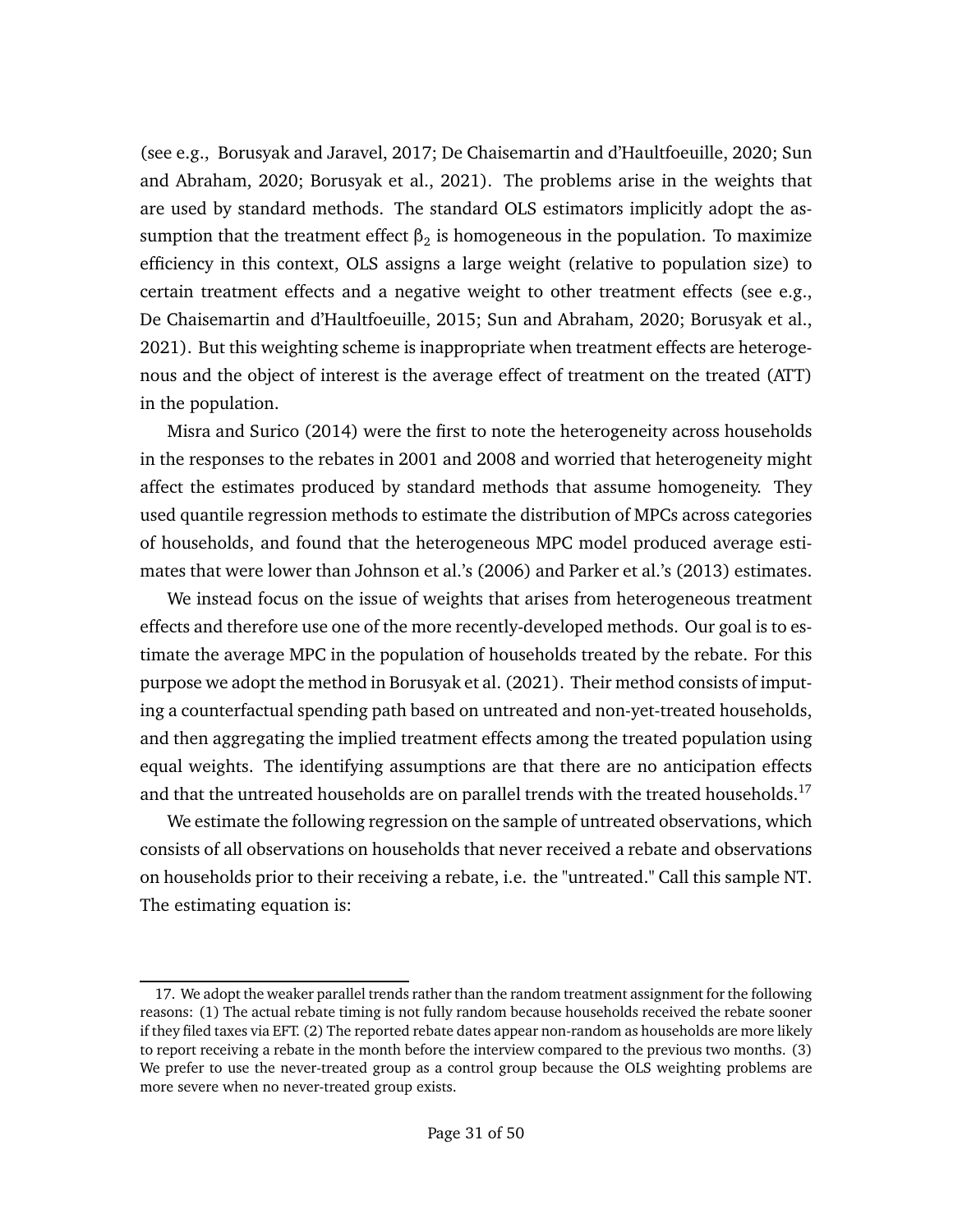(see e.g., Borusyak and Jaravel, 2017; De Chaisemartin and d'Haultfoeuille, 2020; Sun and Abraham, 2020; Borusyak et al., 2021). The problems arise in the weights that are used by standard methods. The standard OLS estimators implicitly adopt the assumption that the treatment effect $\beta_2$ is homogeneous in the population. To maximize efficiency in this context, OLS assigns a large weight (relative to population size) to certain treatment effects and a negative weight to other treatment effects (see e.g., De Chaisemartin and d'Haultfoeuille, 2015; Sun and Abraham, 2020; Borusyak et al., 2021). But this weighting scheme is inappropriate when treatment effects are heterogenous and the object of interest is the average effect of treatment on the treated (ATT) in the population.

Misra and Surico (2014) were the first to note the heterogeneity across households in the responses to the rebates in 2001 and 2008 and worried that heterogeneity might affect the estimates produced by standard methods that assume homogeneity. They used quantile regression methods to estimate the distribution of MPCs across categories of households, and found that the heterogeneous MPC model produced average estimates that were lower than Johnson et al.'s (2006) and Parker et al.'s (2013) estimates.

We instead focus on the issue of weights that arises from heterogeneous treatment effects and therefore use one of the more recently-developed methods. Our goal is to estimate the average MPC in the population of households treated by the rebate. For this purpose we adopt the method in Borusyak et al. (2021). Their method consists of imputing a counterfactual spending path based on untreated and non-yet-treated households, and then aggregating the implied treatment effects among the treated population using equal weights. The identifying assumptions are that there are no anticipation effects and that the untreated households are on parallel trends with the treated households.[17]

We estimate the following regression on the sample of untreated observations, which consists of all observations on households that never received a rebate and observations on households prior to their receiving a rebate, i.e. the "untreated." Call this sample NT. The estimating equation is:

---

17. We adopt the weaker parallel trends rather than the random treatment assignment for the following reasons: (1) The actual rebate timing is not fully random because households received the rebate sooner if they filed taxes via EFT. (2) The reported rebate dates appear non-random as households are more likely to report receiving a rebate in the month before the interview compared to the previous two months. (3) We prefer to use the never-treated group as a control group because the OLS weighting problems are more severe when no never-treated group exists.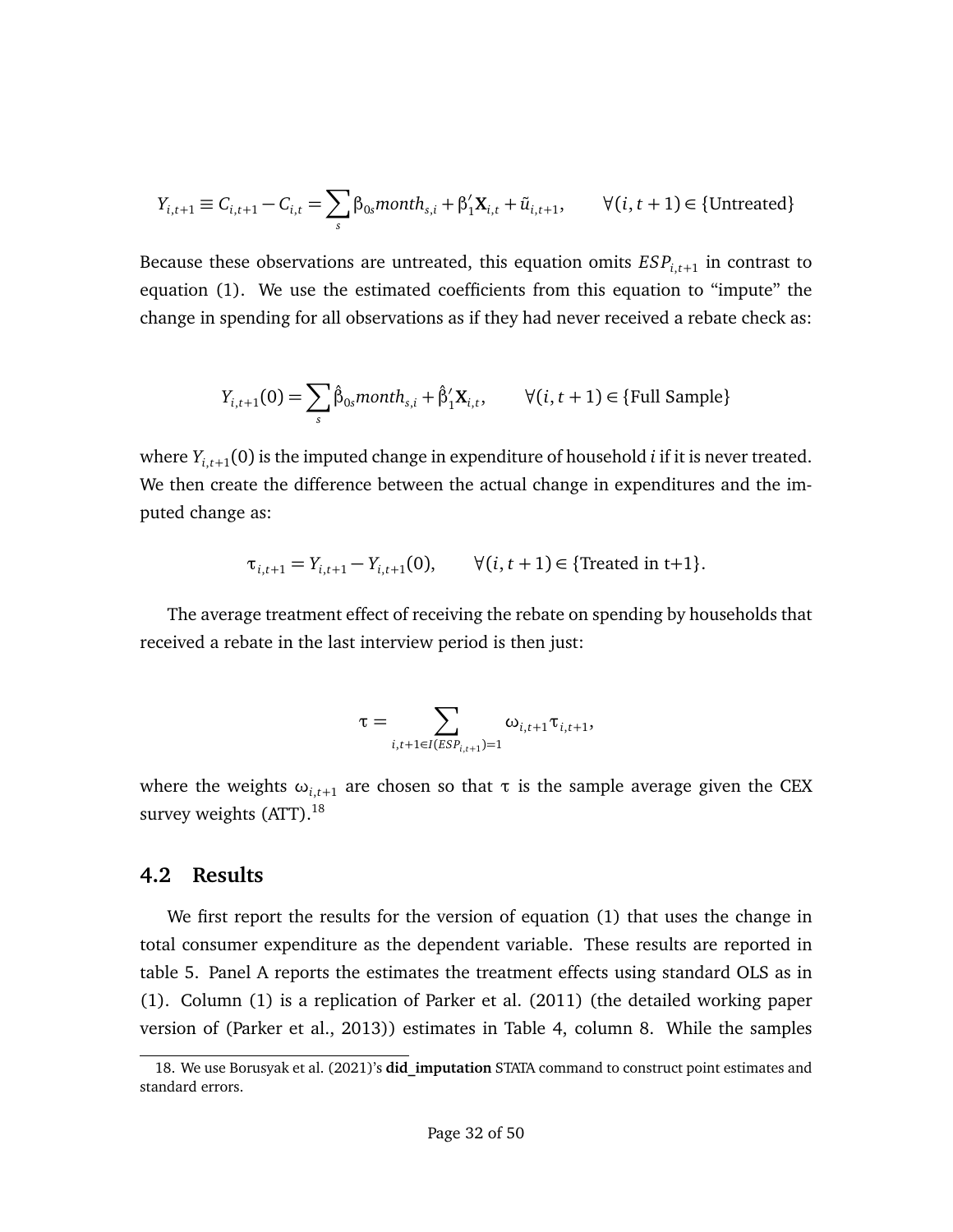$$Y_{i,t+1} \equiv C_{i,t+1} - C_{i,t} = \sum_s \beta_{0s} month_{s,i} + \beta_1' \mathbf{X}_{i,t} + \tilde{u}_{i,t+1}, \qquad \forall (i, t+1) \in \{\text{Untreated}\}$$

Because these observations are untreated, this equation omits $ESP_{i,t+1}$ in contrast to equation (1). We use the estimated coefficients from this equation to "impute" the change in spending for all observations as if they had never received a rebate check as:

$$Y_{i,t+1}(0) = \sum_s \hat{\beta}_{0s} month_{s,i} + \hat{\beta}_1' \mathbf{X}_{i,t}, \qquad \forall (i, t+1) \in \{\text{Full Sample}\}$$

where $Y_{i,t+1}(0)$ is the imputed change in expenditure of household $i$ if it is never treated. We then create the difference between the actual change in expenditures and the imputed change as:

$$\tau_{i,t+1} = Y_{i,t+1} - Y_{i,t+1}(0), \qquad \forall (i, t+1) \in \{\text{Treated in t+1}\}.$$

The average treatment effect of receiving the rebate on spending by households that received a rebate in the last interview period is then just:

$$\tau = \sum_{i,t+1 \in I(ESP_{i,t+1})=1} \omega_{i,t+1} \tau_{i,t+1},$$

where the weights $\omega_{i,t+1}$ are chosen so that $\tau$ is the sample average given the CEX survey weights (ATT).[18]

## 4.2 Results

We first report the results for the version of equation (1) that uses the change in total consumer expenditure as the dependent variable. These results are reported in table 5. Panel A reports the estimates the treatment effects using standard OLS as in (1). Column (1) is a replication of Parker et al. (2011) (the detailed working paper version of (Parker et al., 2013)) estimates in Table 4, column 8. While the samples

18. We use Borusyak et al. (2021)'s **did_imputation** STATA command to construct point estimates and standard errors.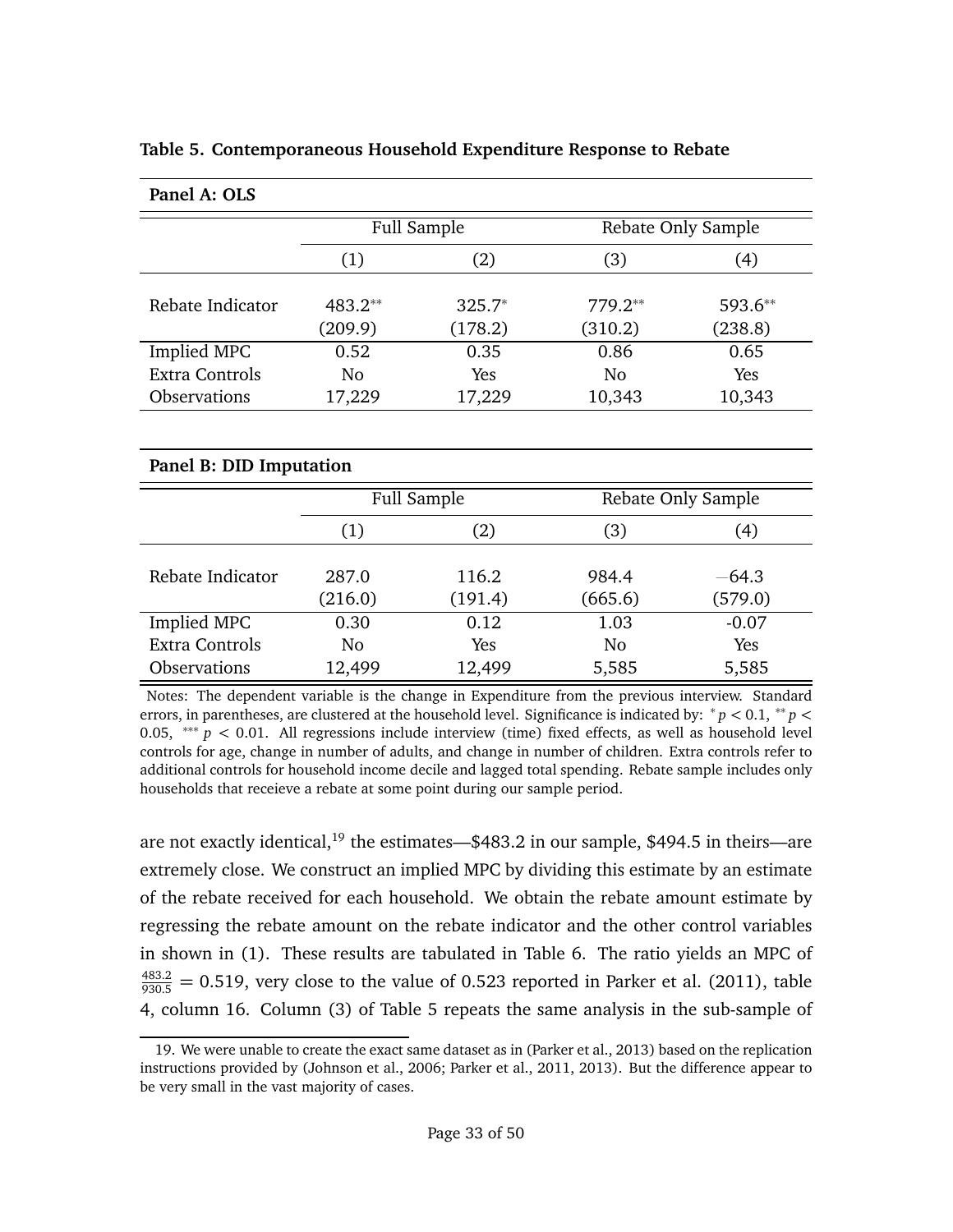**Table 5. Contemporaneous Household Expenditure Response to Rebate**

**Panel A: OLS**

| | Full Sample | | Rebate Only Sample | |
|---|---|---|---|---|
| | (1) | (2) | (3) | (4) |
| Rebate Indicator | 483.2** | 325.7* | 779.2** | 593.6** |
| | (209.9) | (178.2) | (310.2) | (238.8) |
| Implied MPC | 0.52 | 0.35 | 0.86 | 0.65 |
| Extra Controls | No | Yes | No | Yes |
| Observations | 17,229 | 17,229 | 10,343 | 10,343 |

**Panel B: DID Imputation**

| | Full Sample | | Rebate Only Sample | |
|---|---|---|---|---|
| | (1) | (2) | (3) | (4) |
| Rebate Indicator | 287.0 | 116.2 | 984.4 | −64.3 |
| | (216.0) | (191.4) | (665.6) | (579.0) |
| Implied MPC | 0.30 | 0.12 | 1.03 | -0.07 |
| Extra Controls | No | Yes | No | Yes |
| Observations | 12,499 | 12,499 | 5,585 | 5,585 |

Notes: The dependent variable is the change in Expenditure from the previous interview. Standard errors, in parentheses, are clustered at the household level. Significance is indicated by: * $p < 0.1$, ** $p < 0.05$, *** $p < 0.01$. All regressions include interview (time) fixed effects, as well as household level controls for age, change in number of adults, and change in number of children. Extra controls refer to additional controls for household income decile and lagged total spending. Rebate sample includes only households that receieve a rebate at some point during our sample period.

are not exactly identical,[19] the estimates—\$483.2 in our sample, \$494.5 in theirs—are extremely close. We construct an implied MPC by dividing this estimate by an estimate of the rebate received for each household. We obtain the rebate amount estimate by regressing the rebate amount on the rebate indicator and the other control variables in shown in (1). These results are tabulated in Table 6. The ratio yields an MPC of $\frac{483.2}{930.5} = 0.519$, very close to the value of 0.523 reported in Parker et al. (2011), table 4, column 16. Column (3) of Table 5 repeats the same analysis in the sub-sample of

19. We were unable to create the exact same dataset as in (Parker et al., 2013) based on the replication instructions provided by (Johnson et al., 2006; Parker et al., 2011, 2013). But the difference appear to be very small in the vast majority of cases.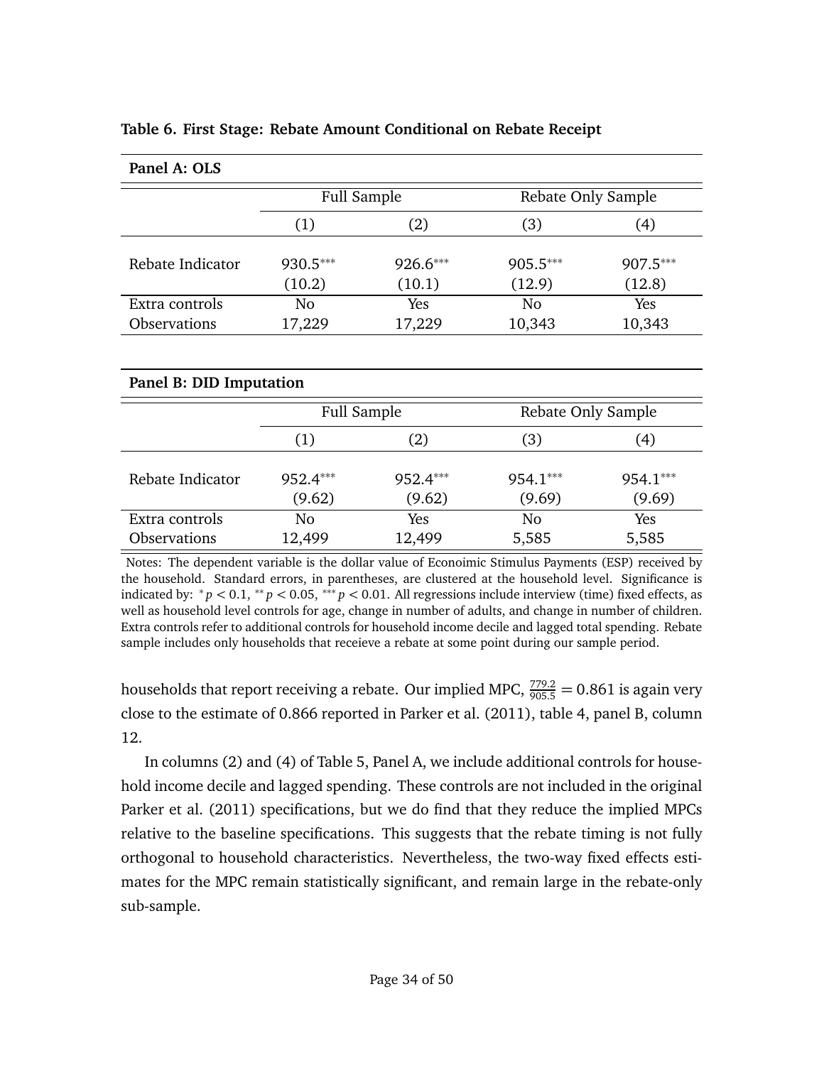**Table 6. First Stage: Rebate Amount Conditional on Rebate Receipt**

**Panel A: OLS**

| | Full Sample | | Rebate Only Sample | |
|---|---|---|---|---|
| | (1) | (2) | (3) | (4) |
| Rebate Indicator | 930.5*** | 926.6*** | 905.5*** | 907.5*** |
| | (10.2) | (10.1) | (12.9) | (12.8) |
| Extra controls | No | Yes | No | Yes |
| Observations | 17,229 | 17,229 | 10,343 | 10,343 |

**Panel B: DID Imputation**

| | Full Sample | | Rebate Only Sample | |
|---|---|---|---|---|
| | (1) | (2) | (3) | (4) |
| Rebate Indicator | 952.4*** | 952.4*** | 954.1*** | 954.1*** |
| | (9.62) | (9.62) | (9.69) | (9.69) |
| Extra controls | No | Yes | No | Yes |
| Observations | 12,499 | 12,499 | 5,585 | 5,585 |

Notes: The dependent variable is the dollar value of Econoimic Stimulus Payments (ESP) received by the household. Standard errors, in parentheses, are clustered at the household level. Significance is indicated by: * $p < 0.1$, ** $p < 0.05$, *** $p < 0.01$. All regressions include interview (time) fixed effects, as well as household level controls for age, change in number of adults, and change in number of children. Extra controls refer to additional controls for household income decile and lagged total spending. Rebate sample includes only households that receieve a rebate at some point during our sample period.

households that report receiving a rebate. Our implied MPC, $\frac{779.2}{905.5} = 0.861$ is again very close to the estimate of 0.866 reported in Parker et al. (2011), table 4, panel B, column 12.

In columns (2) and (4) of Table 5, Panel A, we include additional controls for household income decile and lagged spending. These controls are not included in the original Parker et al. (2011) specifications, but we do find that they reduce the implied MPCs relative to the baseline specifications. This suggests that the rebate timing is not fully orthogonal to household characteristics. Nevertheless, the two-way fixed effects estimates for the MPC remain statistically significant, and remain large in the rebate-only sub-sample.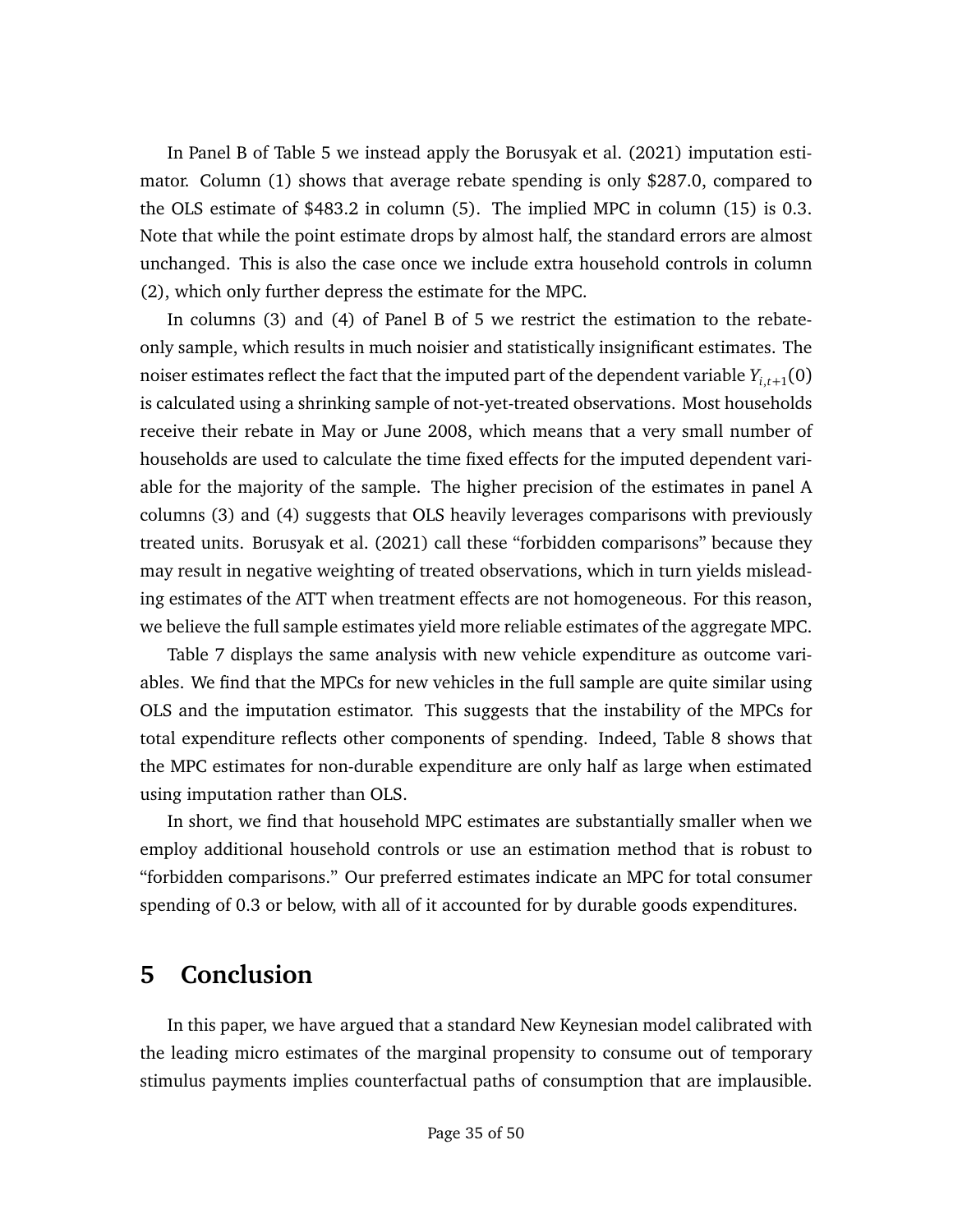In Panel B of Table 5 we instead apply the Borusyak et al. (2021) imputation estimator. Column (1) shows that average rebate spending is only $287.0, compared to the OLS estimate of $483.2 in column (5). The implied MPC in column (15) is 0.3. Note that while the point estimate drops by almost half, the standard errors are almost unchanged. This is also the case once we include extra household controls in column (2), which only further depress the estimate for the MPC.

In columns (3) and (4) of Panel B of 5 we restrict the estimation to the rebate-only sample, which results in much noisier and statistically insignificant estimates. The noiser estimates reflect the fact that the imputed part of the dependent variable $Y_{i,t+1}(0)$ is calculated using a shrinking sample of not-yet-treated observations. Most households receive their rebate in May or June 2008, which means that a very small number of households are used to calculate the time fixed effects for the imputed dependent variable for the majority of the sample. The higher precision of the estimates in panel A columns (3) and (4) suggests that OLS heavily leverages comparisons with previously treated units. Borusyak et al. (2021) call these "forbidden comparisons" because they may result in negative weighting of treated observations, which in turn yields misleading estimates of the ATT when treatment effects are not homogeneous. For this reason, we believe the full sample estimates yield more reliable estimates of the aggregate MPC.

Table 7 displays the same analysis with new vehicle expenditure as outcome variables. We find that the MPCs for new vehicles in the full sample are quite similar using OLS and the imputation estimator. This suggests that the instability of the MPCs for total expenditure reflects other components of spending. Indeed, Table 8 shows that the MPC estimates for non-durable expenditure are only half as large when estimated using imputation rather than OLS.

In short, we find that household MPC estimates are substantially smaller when we employ additional household controls or use an estimation method that is robust to "forbidden comparisons." Our preferred estimates indicate an MPC for total consumer spending of 0.3 or below, with all of it accounted for by durable goods expenditures.

# 5 Conclusion

In this paper, we have argued that a standard New Keynesian model calibrated with the leading micro estimates of the marginal propensity to consume out of temporary stimulus payments implies counterfactual paths of consumption that are implausible.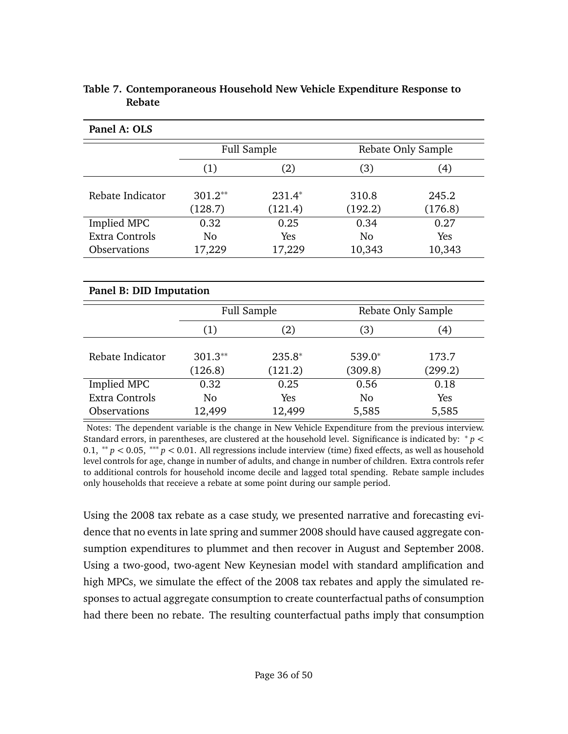**Table 7. Contemporaneous Household New Vehicle Expenditure Response to Rebate**

**Panel A: OLS**

| | Full Sample | | Rebate Only Sample | |
|---|---|---|---|---|
| | (1) | (2) | (3) | (4) |
| Rebate Indicator | 301.2** | 231.4* | 310.8 | 245.2 |
| | (128.7) | (121.4) | (192.2) | (176.8) |
| Implied MPC | 0.32 | 0.25 | 0.34 | 0.27 |
| Extra Controls | No | Yes | No | Yes |
| Observations | 17,229 | 17,229 | 10,343 | 10,343 |

**Panel B: DID Imputation**

| | Full Sample | | Rebate Only Sample | |
|---|---|---|---|---|
| | (1) | (2) | (3) | (4) |
| Rebate Indicator | 301.3** | 235.8* | 539.0* | 173.7 |
| | (126.8) | (121.2) | (309.8) | (299.2) |
| Implied MPC | 0.32 | 0.25 | 0.56 | 0.18 |
| Extra Controls | No | Yes | No | Yes |
| Observations | 12,499 | 12,499 | 5,585 | 5,585 |

Notes: The dependent variable is the change in New Vehicle Expenditure from the previous interview. Standard errors, in parentheses, are clustered at the household level. Significance is indicated by: $^{*}$ $p < 0.1$, $^{**}$ $p < 0.05$, $^{***}$ $p < 0.01$. All regressions include interview (time) fixed effects, as well as household level controls for age, change in number of adults, and change in number of children. Extra controls refer to additional controls for household income decile and lagged total spending. Rebate sample includes only households that receieve a rebate at some point during our sample period.

Using the 2008 tax rebate as a case study, we presented narrative and forecasting evidence that no events in late spring and summer 2008 should have caused aggregate consumption expenditures to plummet and then recover in August and September 2008. Using a two-good, two-agent New Keynesian model with standard amplification and high MPCs, we simulate the effect of the 2008 tax rebates and apply the simulated responses to actual aggregate consumption to create counterfactual paths of consumption had there been no rebate. The resulting counterfactual paths imply that consumption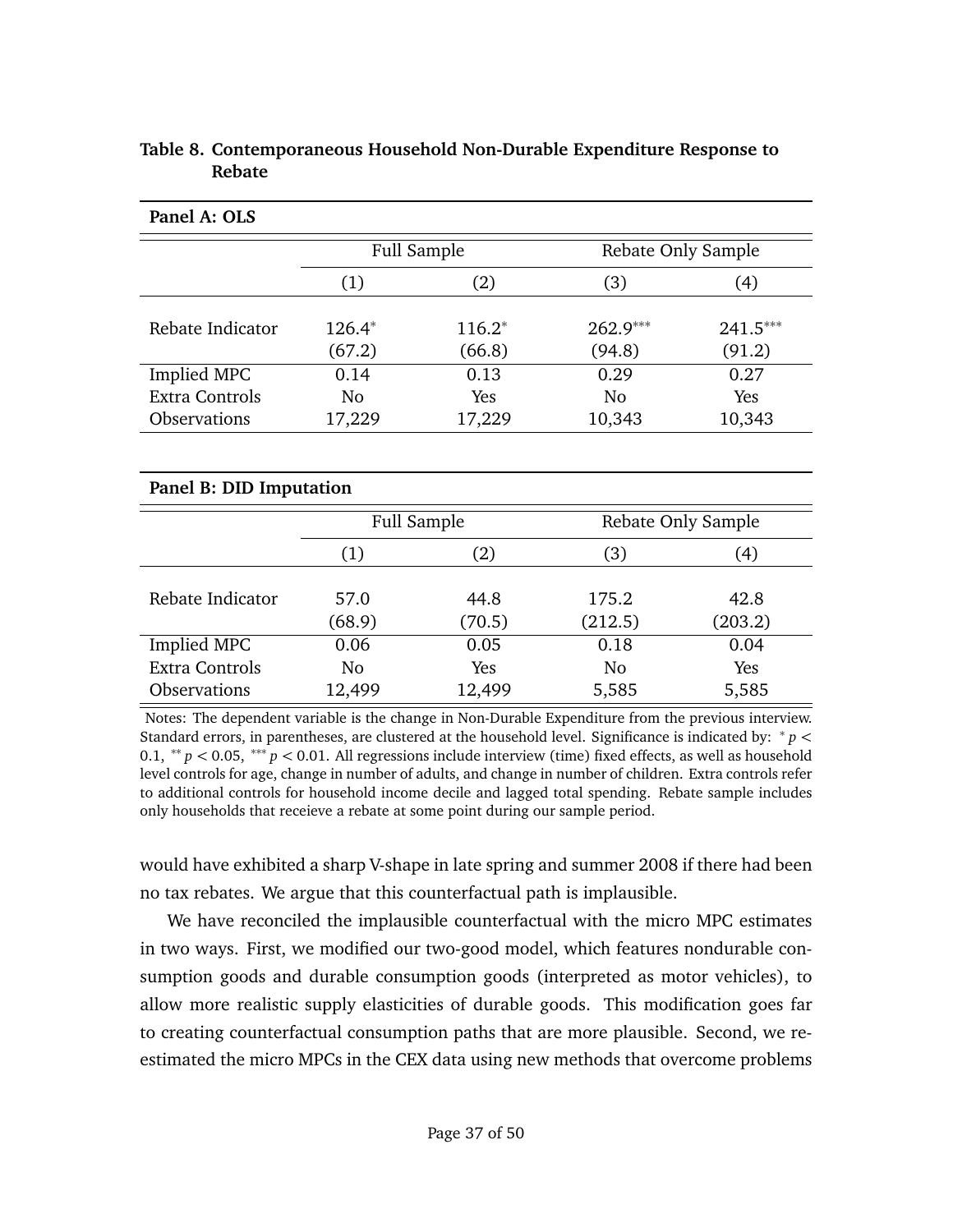**Table 8. Contemporaneous Household Non-Durable Expenditure Response to Rebate**

**Panel A: OLS**

| | Full Sample | | Rebate Only Sample | |
|---|---|---|---|---|
| | (1) | (2) | (3) | (4) |
| Rebate Indicator | 126.4$^{*}$ | 116.2$^{*}$ | 262.9$^{***}$ | 241.5$^{***}$ |
| | (67.2) | (66.8) | (94.8) | (91.2) |
| Implied MPC | 0.14 | 0.13 | 0.29 | 0.27 |
| Extra Controls | No | Yes | No | Yes |
| Observations | 17,229 | 17,229 | 10,343 | 10,343 |

**Panel B: DID Imputation**

| | Full Sample | | Rebate Only Sample | |
|---|---|---|---|---|
| | (1) | (2) | (3) | (4) |
| Rebate Indicator | 57.0 | 44.8 | 175.2 | 42.8 |
| | (68.9) | (70.5) | (212.5) | (203.2) |
| Implied MPC | 0.06 | 0.05 | 0.18 | 0.04 |
| Extra Controls | No | Yes | No | Yes |
| Observations | 12,499 | 12,499 | 5,585 | 5,585 |

Notes: The dependent variable is the change in Non-Durable Expenditure from the previous interview. Standard errors, in parentheses, are clustered at the household level. Significance is indicated by: $^{*}\ p < 0.1$, $^{**}\ p < 0.05$, $^{***}\ p < 0.01$. All regressions include interview (time) fixed effects, as well as household level controls for age, change in number of adults, and change in number of children. Extra controls refer to additional controls for household income decile and lagged total spending. Rebate sample includes only households that receieve a rebate at some point during our sample period.

would have exhibited a sharp V-shape in late spring and summer 2008 if there had been no tax rebates. We argue that this counterfactual path is implausible.

We have reconciled the implausible counterfactual with the micro MPC estimates in two ways. First, we modified our two-good model, which features nondurable consumption goods and durable consumption goods (interpreted as motor vehicles), to allow more realistic supply elasticities of durable goods. This modification goes far to creating counterfactual consumption paths that are more plausible. Second, we re-estimated the micro MPCs in the CEX data using new methods that overcome problems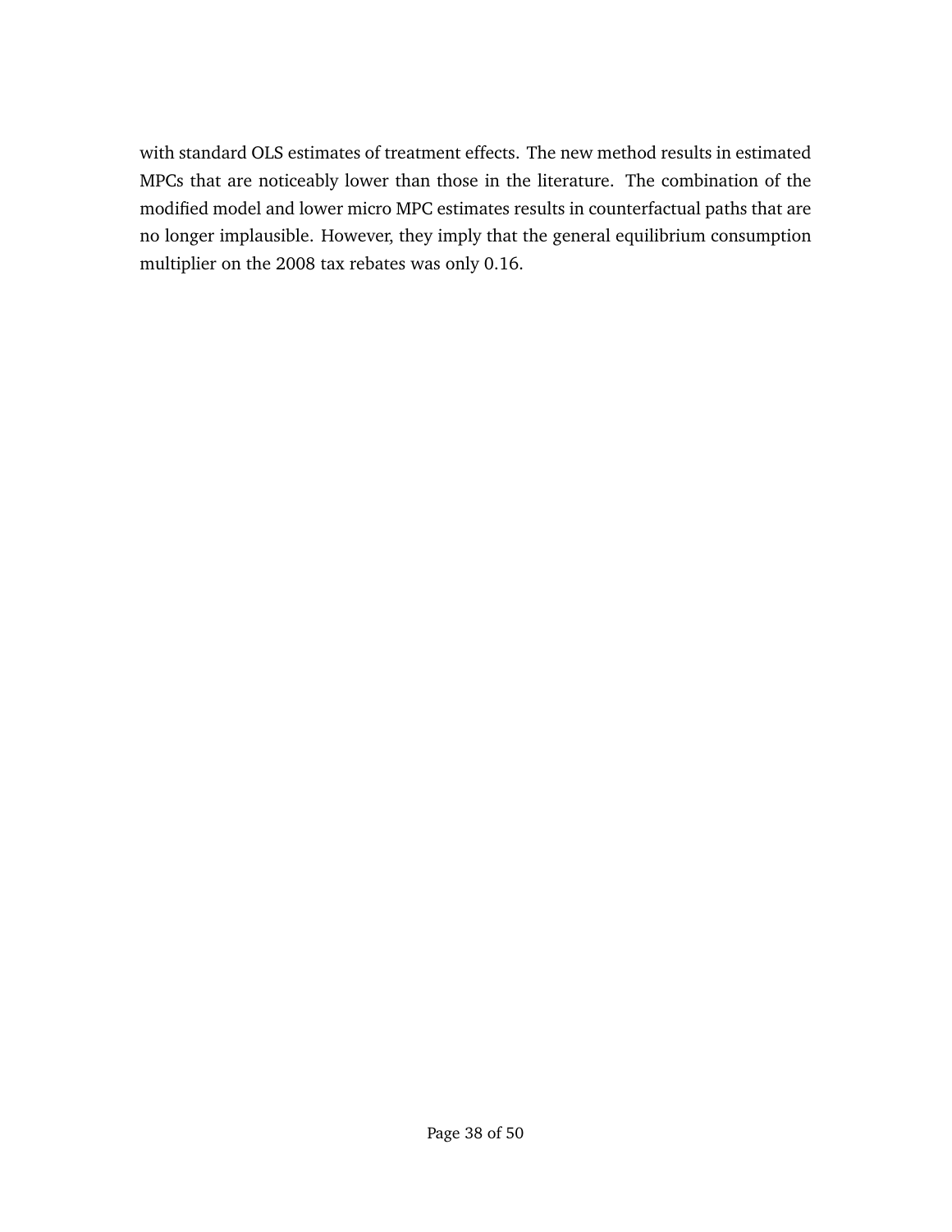with standard OLS estimates of treatment effects. The new method results in estimated MPCs that are noticeably lower than those in the literature. The combination of the modified model and lower micro MPC estimates results in counterfactual paths that are no longer implausible. However, they imply that the general equilibrium consumption multiplier on the 2008 tax rebates was only 0.16.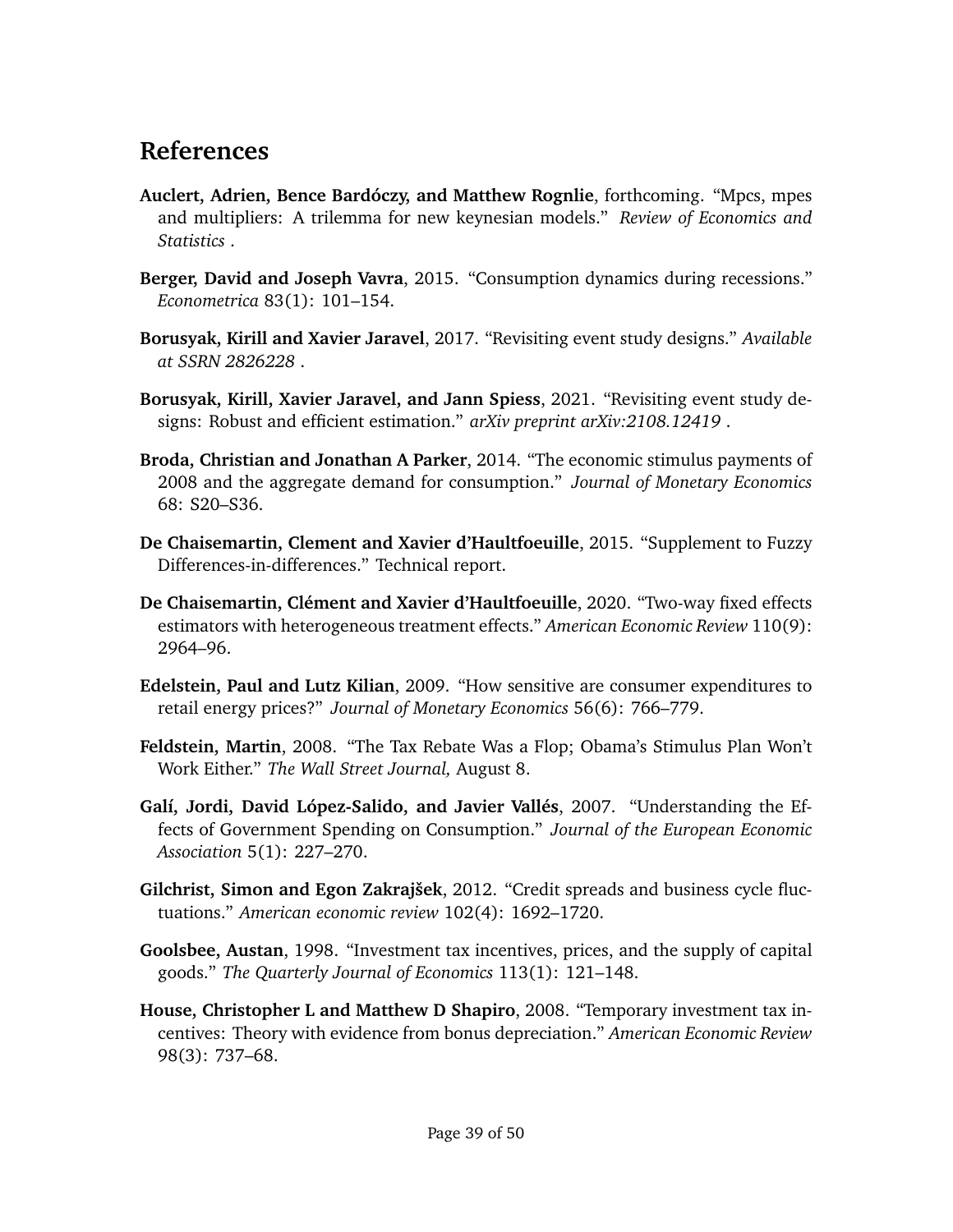# References

**Auclert, Adrien, Bence Bardóczy, and Matthew Rognlie**, forthcoming. "Mpcs, mpes and multipliers: A trilemma for new keynesian models." *Review of Economics and Statistics* .

**Berger, David and Joseph Vavra**, 2015. "Consumption dynamics during recessions." *Econometrica* 83(1): 101–154.

**Borusyak, Kirill and Xavier Jaravel**, 2017. "Revisiting event study designs." *Available at SSRN 2826228* .

**Borusyak, Kirill, Xavier Jaravel, and Jann Spiess**, 2021. "Revisiting event study designs: Robust and efficient estimation." *arXiv preprint arXiv:2108.12419* .

**Broda, Christian and Jonathan A Parker**, 2014. "The economic stimulus payments of 2008 and the aggregate demand for consumption." *Journal of Monetary Economics* 68: S20–S36.

**De Chaisemartin, Clement and Xavier d'Haultfoeuille**, 2015. "Supplement to Fuzzy Differences-in-differences." Technical report.

**De Chaisemartin, Clément and Xavier d'Haultfoeuille**, 2020. "Two-way fixed effects estimators with heterogeneous treatment effects." *American Economic Review* 110(9): 2964–96.

**Edelstein, Paul and Lutz Kilian**, 2009. "How sensitive are consumer expenditures to retail energy prices?" *Journal of Monetary Economics* 56(6): 766–779.

**Feldstein, Martin**, 2008. "The Tax Rebate Was a Flop; Obama's Stimulus Plan Won't Work Either." *The Wall Street Journal,* August 8.

**Galí, Jordi, David López-Salido, and Javier Vallés**, 2007. "Understanding the Effects of Government Spending on Consumption." *Journal of the European Economic Association* 5(1): 227–270.

**Gilchrist, Simon and Egon Zakrajšek**, 2012. "Credit spreads and business cycle fluctuations." *American economic review* 102(4): 1692–1720.

**Goolsbee, Austan**, 1998. "Investment tax incentives, prices, and the supply of capital goods." *The Quarterly Journal of Economics* 113(1): 121–148.

**House, Christopher L and Matthew D Shapiro**, 2008. "Temporary investment tax incentives: Theory with evidence from bonus depreciation." *American Economic Review* 98(3): 737–68.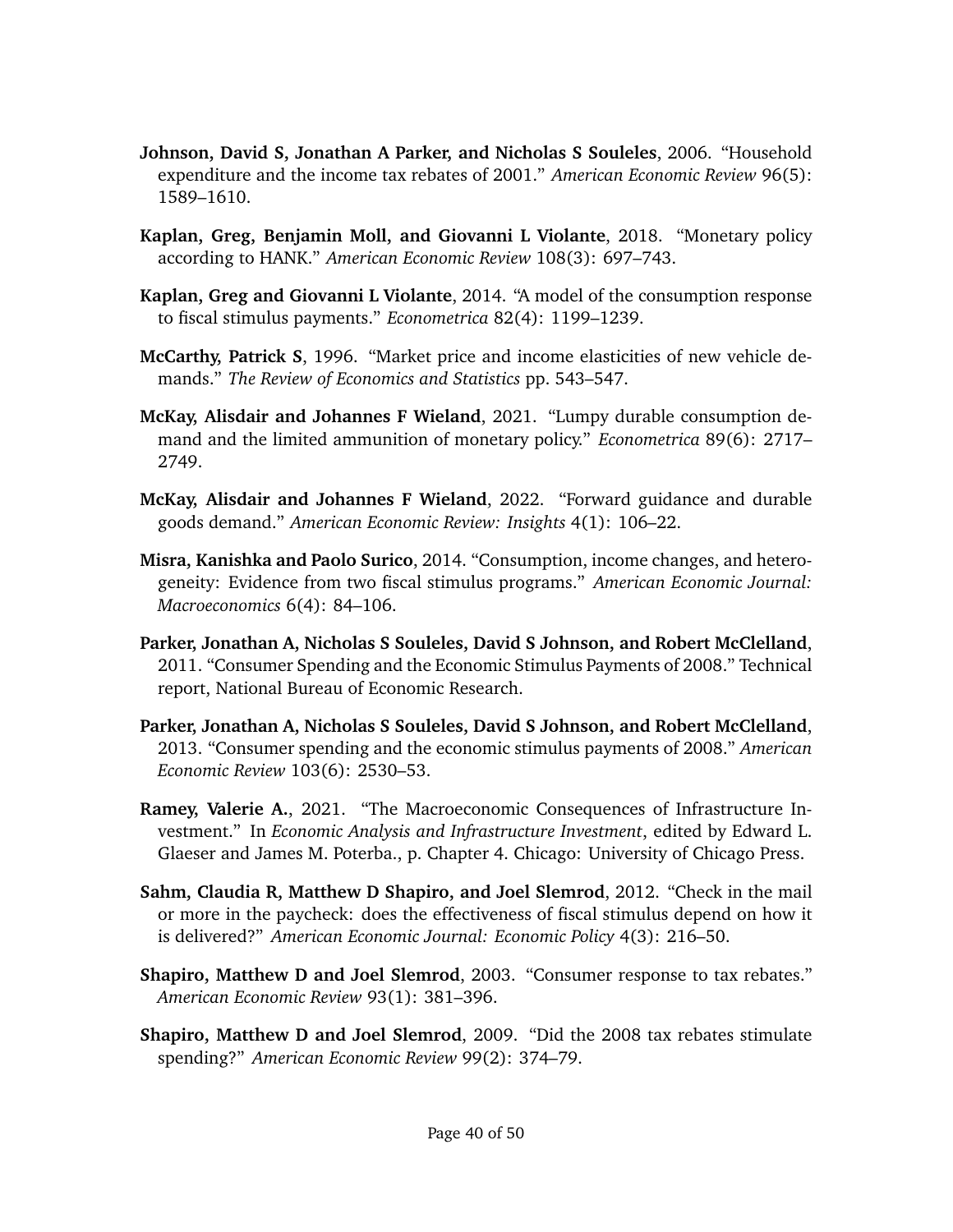**Johnson, David S, Jonathan A Parker, and Nicholas S Souleles**, 2006. "Household expenditure and the income tax rebates of 2001." *American Economic Review* 96(5): 1589–1610.

**Kaplan, Greg, Benjamin Moll, and Giovanni L Violante**, 2018. "Monetary policy according to HANK." *American Economic Review* 108(3): 697–743.

**Kaplan, Greg and Giovanni L Violante**, 2014. "A model of the consumption response to fiscal stimulus payments." *Econometrica* 82(4): 1199–1239.

**McCarthy, Patrick S**, 1996. "Market price and income elasticities of new vehicle demands." *The Review of Economics and Statistics* pp. 543–547.

**McKay, Alisdair and Johannes F Wieland**, 2021. "Lumpy durable consumption demand and the limited ammunition of monetary policy." *Econometrica* 89(6): 2717–2749.

**McKay, Alisdair and Johannes F Wieland**, 2022. "Forward guidance and durable goods demand." *American Economic Review: Insights* 4(1): 106–22.

**Misra, Kanishka and Paolo Surico**, 2014. "Consumption, income changes, and heterogeneity: Evidence from two fiscal stimulus programs." *American Economic Journal: Macroeconomics* 6(4): 84–106.

**Parker, Jonathan A, Nicholas S Souleles, David S Johnson, and Robert McClelland**, 2011. "Consumer Spending and the Economic Stimulus Payments of 2008." Technical report, National Bureau of Economic Research.

**Parker, Jonathan A, Nicholas S Souleles, David S Johnson, and Robert McClelland**, 2013. "Consumer spending and the economic stimulus payments of 2008." *American Economic Review* 103(6): 2530–53.

**Ramey, Valerie A.**, 2021. "The Macroeconomic Consequences of Infrastructure Investment." In *Economic Analysis and Infrastructure Investment*, edited by Edward L. Glaeser and James M. Poterba., p. Chapter 4. Chicago: University of Chicago Press.

**Sahm, Claudia R, Matthew D Shapiro, and Joel Slemrod**, 2012. "Check in the mail or more in the paycheck: does the effectiveness of fiscal stimulus depend on how it is delivered?" *American Economic Journal: Economic Policy* 4(3): 216–50.

**Shapiro, Matthew D and Joel Slemrod**, 2003. "Consumer response to tax rebates." *American Economic Review* 93(1): 381–396.

**Shapiro, Matthew D and Joel Slemrod**, 2009. "Did the 2008 tax rebates stimulate spending?" *American Economic Review* 99(2): 374–79.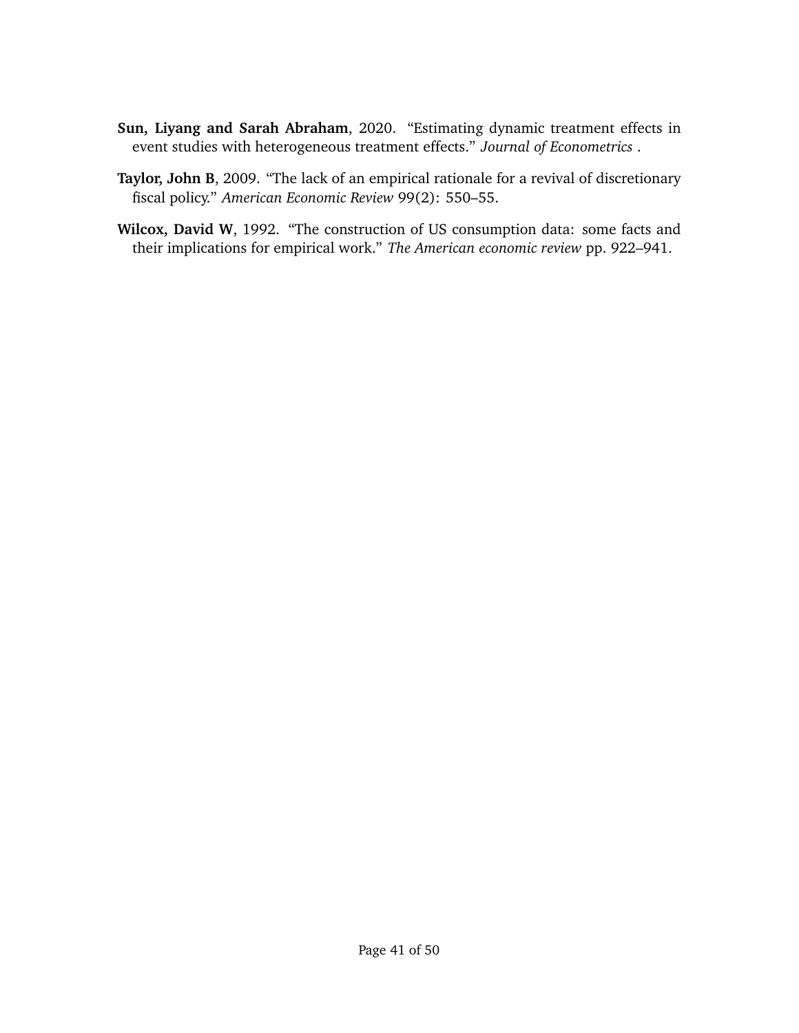**Sun, Liyang and Sarah Abraham**, 2020. "Estimating dynamic treatment effects in event studies with heterogeneous treatment effects." *Journal of Econometrics* .

**Taylor, John B**, 2009. "The lack of an empirical rationale for a revival of discretionary fiscal policy." *American Economic Review* 99(2): 550–55.

**Wilcox, David W**, 1992. "The construction of US consumption data: some facts and their implications for empirical work." *The American economic review* pp. 922–941.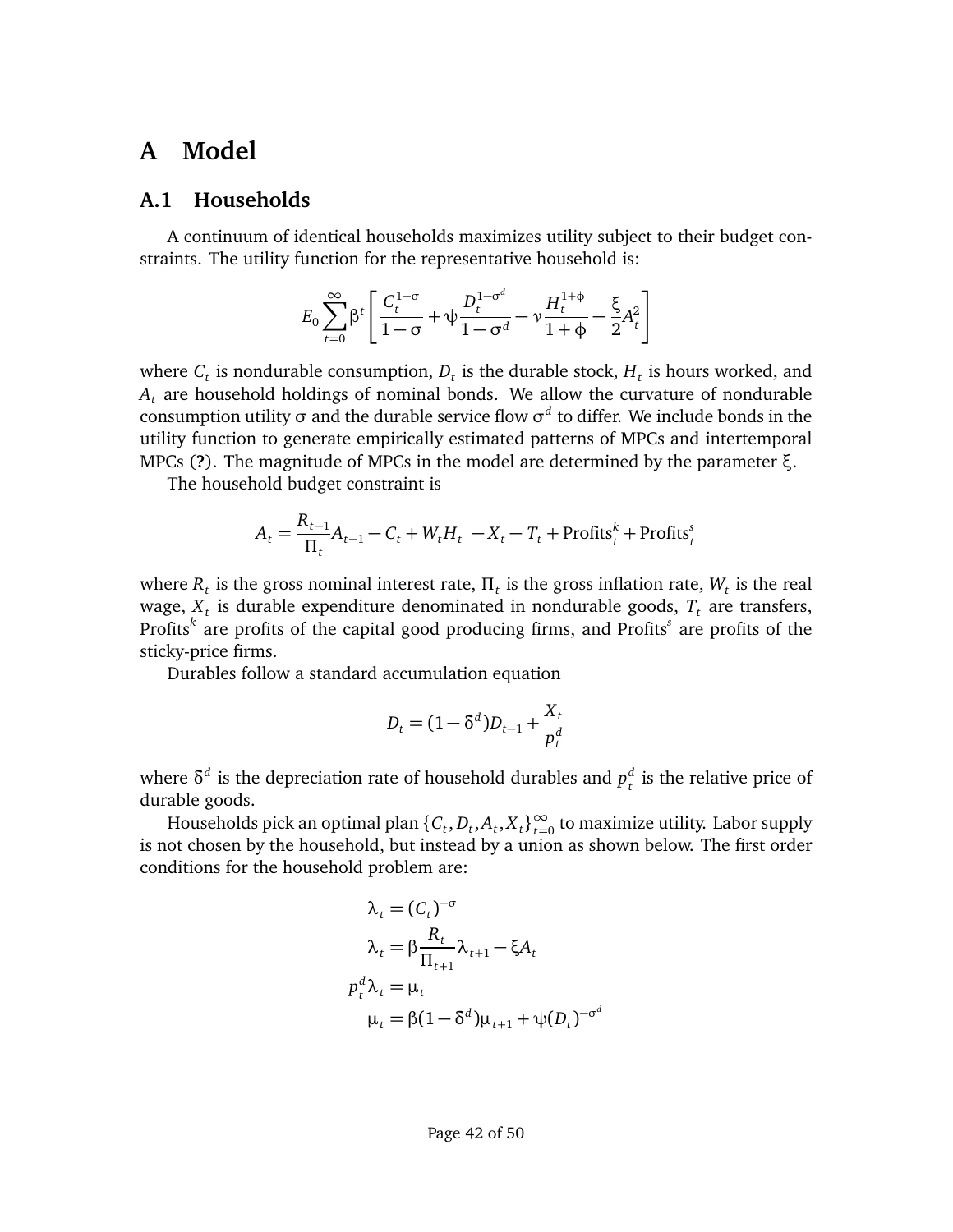# A Model

## A.1 Households

A continuum of identical households maximizes utility subject to their budget constraints. The utility function for the representative household is:

$$E_0 \sum_{t=0}^{\infty} \beta^t \left[ \frac{C_t^{1-\sigma}}{1-\sigma} + \psi \frac{D_t^{1-\sigma^d}}{1-\sigma^d} - \nu \frac{H_t^{1+\phi}}{1+\phi} - \frac{\xi}{2} A_t^2 \right]$$

where $C_t$ is nondurable consumption, $D_t$ is the durable stock, $H_t$ is hours worked, and $A_t$ are household holdings of nominal bonds. We allow the curvature of nondurable consumption utility $\sigma$ and the durable service flow $\sigma^d$ to differ. We include bonds in the utility function to generate empirically estimated patterns of MPCs and intertemporal MPCs (**?**). The magnitude of MPCs in the model are determined by the parameter $\xi$.

The household budget constraint is

$$A_t = \frac{R_{t-1}}{\Pi_t} A_{t-1} - C_t + W_t H_t \ - X_t - T_t + \text{Profits}_t^k + \text{Profits}_t^s$$

where $R_t$ is the gross nominal interest rate, $\Pi_t$ is the gross inflation rate, $W_t$ is the real wage, $X_t$ is durable expenditure denominated in nondurable goods, $T_t$ are transfers, $\text{Profits}^k$ are profits of the capital good producing firms, and $\text{Profits}^s$ are profits of the sticky-price firms.

Durables follow a standard accumulation equation

$$D_t = (1-\delta^d) D_{t-1} + \frac{X_t}{p_t^d}$$

where $\delta^d$ is the depreciation rate of household durables and $p_t^d$ is the relative price of durable goods.

Households pick an optimal plan $\{C_t, D_t, A_t, X_t\}_{t=0}^{\infty}$ to maximize utility. Labor supply is not chosen by the household, but instead by a union as shown below. The first order conditions for the household problem are:

$$\lambda_t = (C_t)^{-\sigma}$$

$$\lambda_t = \beta \frac{R_t}{\Pi_{t+1}} \lambda_{t+1} - \xi A_t$$

$$p_t^d \lambda_t = \mu_t$$

$$\mu_t = \beta(1-\delta^d)\mu_{t+1} + \psi (D_t)^{-\sigma^d}$$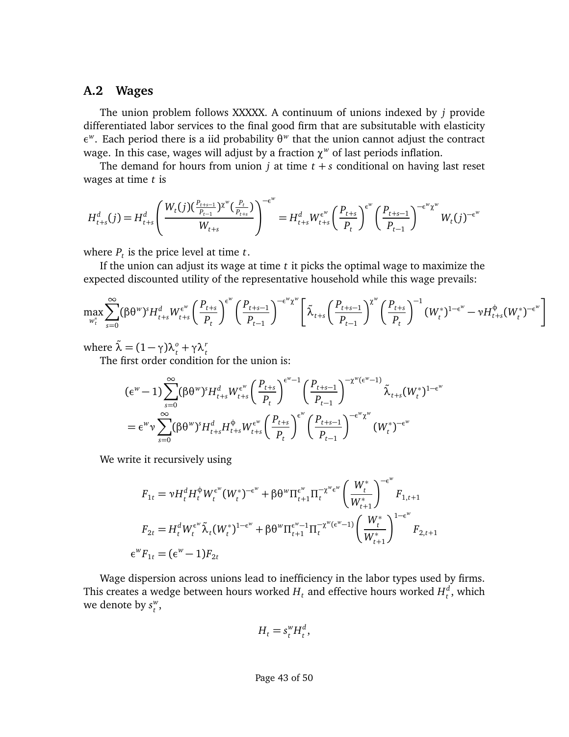## A.2 Wages

The union problem follows XXXXX. A continuum of unions indexed by $j$ provide differentiated labor services to the final good firm that are subsitutable with elasticity $\epsilon^w$. Each period there is a iid probability $\theta^w$ that the union cannot adjust the contract wage. In this case, wages will adjust by a fraction $\chi^w$ of last periods inflation.

The demand for hours from union $j$ at time $t+s$ conditional on having last reset wages at time $t$ is

$$H_{t+s}^d(j) = H_{t+s}^d \left( \frac{W_t(j)(\frac{P_{t+s-1}}{P_{t-1}})^{\chi^w}(\frac{P_t}{P_{t+s}})}{W_{t+s}} \right)^{-\epsilon^w} = H_{t+s}^d W_{t+s}^{\epsilon^w} \left( \frac{P_{t+s}}{P_t} \right)^{\epsilon^w} \left( \frac{P_{t+s-1}}{P_{t-1}} \right)^{-\epsilon^w \chi^w} W_t(j)^{-\epsilon^w}$$

where $P_t$ is the price level at time $t$.

If the union can adjust its wage at time $t$ it picks the optimal wage to maximize the expected discounted utility of the representative household while this wage prevails:

$$\max_{w_t^*} \sum_{s=0}^{\infty} (\beta\theta^w)^s H_{t+s}^d W_{t+s}^{\epsilon^w} \left( \frac{P_{t+s}}{P_t} \right)^{\epsilon^w} \left( \frac{P_{t+s-1}}{P_{t-1}} \right)^{-\epsilon^w \chi^w} \left[ \tilde{\lambda}_{t+s} \left( \frac{P_{t+s-1}}{P_{t-1}} \right)^{\chi^w} \left( \frac{P_{t+s}}{P_t} \right)^{-1} (W_t^*)^{1-\epsilon^w} - \nu H_{t+s}^{\phi} (W_t^*)^{-\epsilon^w} \right]$$

where $\tilde{\lambda} = (1-\gamma)\lambda_t^o + \gamma\lambda_t^r$

The first order condition for the union is:

$$\begin{aligned}
&(\epsilon^w - 1) \sum_{s=0}^{\infty} (\beta\theta^w)^s H_{t+s}^d W_{t+s}^{\epsilon^w} \left( \frac{P_{t+s}}{P_t} \right)^{\epsilon^w - 1} \left( \frac{P_{t+s-1}}{P_{t-1}} \right)^{-\chi^w(\epsilon^w - 1)} \tilde{\lambda}_{t+s} (W_t^*)^{1-\epsilon^w} \\
&= \epsilon^w \nu \sum_{s=0}^{\infty} (\beta\theta^w)^s H_{t+s}^d H_{t+s}^{\phi} W_{t+s}^{\epsilon^w} \left( \frac{P_{t+s}}{P_t} \right)^{\epsilon^w} \left( \frac{P_{t+s-1}}{P_{t-1}} \right)^{-\epsilon^w \chi^w} (W_t^*)^{-\epsilon^w}
\end{aligned}$$

We write it recursively using

$$\begin{aligned}
F_{1t} &= \nu H_t^d H_t^{\phi} W_t^{\epsilon^w} (W_t^*)^{-\epsilon^w} + \beta\theta^w \Pi_{t+1}^{\epsilon^w} \Pi_t^{-\chi^w \epsilon^w} \left( \frac{W_t^*}{W_{t+1}^*} \right)^{-\epsilon^w} F_{1,t+1} \\
F_{2t} &= H_t^d W_t^{\epsilon^w} \tilde{\lambda}_t (W_t^*)^{1-\epsilon^w} + \beta\theta^w \Pi_{t+1}^{\epsilon^w - 1} \Pi_t^{-\chi^w(\epsilon^w - 1)} \left( \frac{W_t^*}{W_{t+1}^*} \right)^{1-\epsilon^w} F_{2,t+1} \\
\epsilon^w F_{1t} &= (\epsilon^w - 1) F_{2t}
\end{aligned}$$

Wage dispersion across unions lead to inefficiency in the labor types used by firms. This creates a wedge between hours worked $H_t$ and effective hours worked $H_t^d$, which we denote by $s_t^w$,

$$H_t = s_t^w H_t^d,$$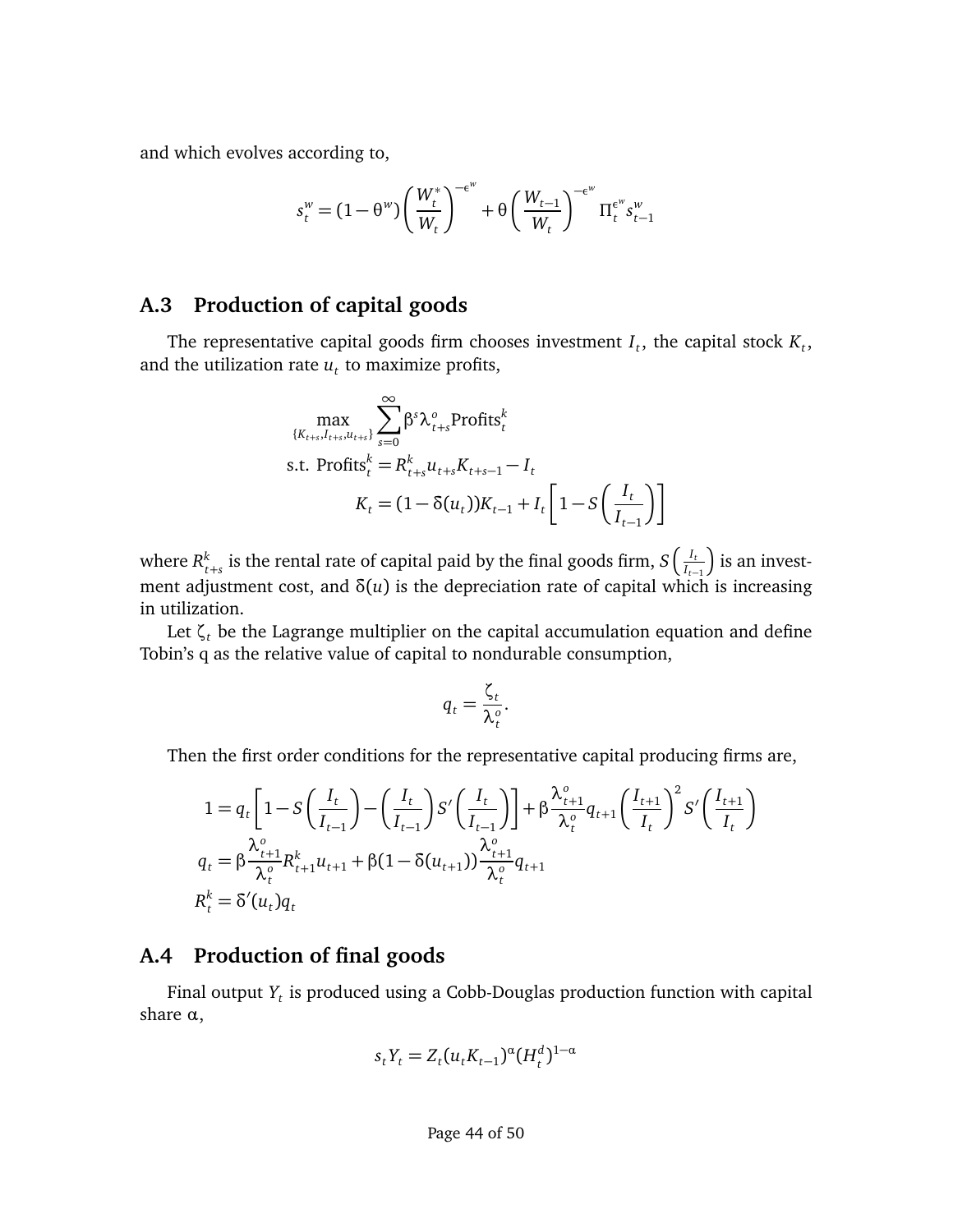and which evolves according to,

$$s_t^w = (1-\theta^w)\left(\frac{W_t^*}{W_t}\right)^{-\epsilon^w} + \theta\left(\frac{W_{t-1}}{W_t}\right)^{-\epsilon^w} \Pi_t^{\epsilon^w} s_{t-1}^w$$

## A.3 Production of capital goods

The representative capital goods firm chooses investment $I_t$, the capital stock $K_t$, and the utilization rate $u_t$ to maximize profits,

$$\max_{\{K_{t+s}, I_{t+s}, u_{t+s}\}} \sum_{s=0}^{\infty} \beta^s \lambda_{t+s}^o \text{Profits}_t^k$$

$$\text{s.t. } \text{Profits}_t^k = R_{t+s}^k u_{t+s} K_{t+s-1} - I_t$$

$$K_t = (1-\delta(u_t))K_{t-1} + I_t\left[1 - S\left(\frac{I_t}{I_{t-1}}\right)\right]$$

where $R_{t+s}^k$ is the rental rate of capital paid by the final goods firm, $S\left(\frac{I_t}{I_{t-1}}\right)$ is an investment adjustment cost, and $\delta(u)$ is the depreciation rate of capital which is increasing in utilization.

Let $\zeta_t$ be the Lagrange multiplier on the capital accumulation equation and define Tobin's q as the relative value of capital to nondurable consumption,

$$q_t = \frac{\zeta_t}{\lambda_t^o}.$$

Then the first order conditions for the representative capital producing firms are,

$$1 = q_t\left[1 - S\left(\frac{I_t}{I_{t-1}}\right) - \left(\frac{I_t}{I_{t-1}}\right)S'\left(\frac{I_t}{I_{t-1}}\right)\right] + \beta\frac{\lambda_{t+1}^o}{\lambda_t^o}q_{t+1}\left(\frac{I_{t+1}}{I_t}\right)^2 S'\left(\frac{I_{t+1}}{I_t}\right)$$

$$q_t = \beta\frac{\lambda_{t+1}^o}{\lambda_t^o}R_{t+1}^k u_{t+1} + \beta(1-\delta(u_{t+1}))\frac{\lambda_{t+1}^o}{\lambda_t^o}q_{t+1}$$

$$R_t^k = \delta'(u_t)q_t$$

## A.4 Production of final goods

Final output $Y_t$ is produced using a Cobb-Douglas production function with capital share $\alpha$,

$$s_t Y_t = Z_t(u_t K_{t-1})^{\alpha}(H_t^d)^{1-\alpha}$$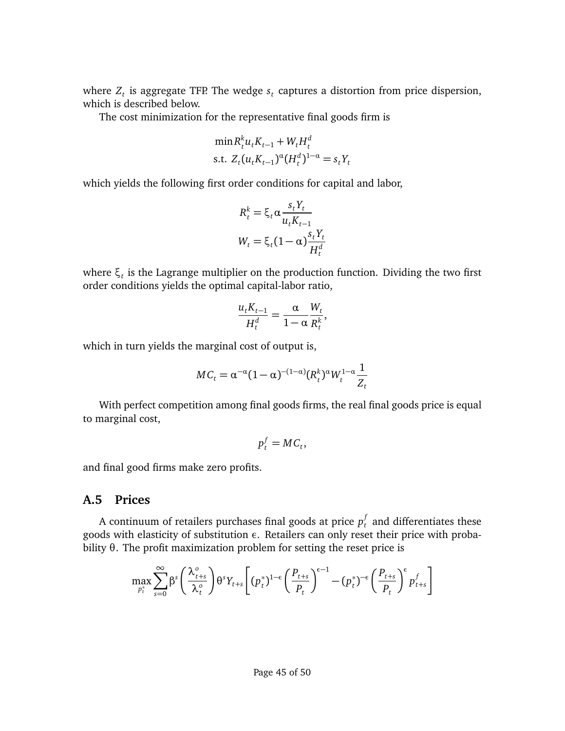where $Z_t$ is aggregate TFP. The wedge $s_t$ captures a distortion from price dispersion, which is described below.

The cost minimization for the representative final goods firm is

$$
\begin{aligned}
&\min R_t^k u_t K_{t-1} + W_t H_t^d \\
&\text{s.t. } Z_t (u_t K_{t-1})^{\alpha} (H_t^d)^{1-\alpha} = s_t Y_t
\end{aligned}
$$

which yields the following first order conditions for capital and labor,

$$
\begin{aligned}
R_t^k &= \xi_t \alpha \frac{s_t Y_t}{u_t K_{t-1}} \\
W_t &= \xi_t (1-\alpha) \frac{s_t Y_t}{H_t^d}
\end{aligned}
$$

where $\xi_t$ is the Lagrange multiplier on the production function. Dividing the two first order conditions yields the optimal capital-labor ratio,

$$
\frac{u_t K_{t-1}}{H_t^d} = \frac{\alpha}{1-\alpha} \frac{W_t}{R_t^k},
$$

which in turn yields the marginal cost of output is,

$$
MC_t = \alpha^{-\alpha} (1-\alpha)^{-(1-\alpha)} (R_t^k)^{\alpha} W_t^{1-\alpha} \frac{1}{Z_t}
$$

With perfect competition among final goods firms, the real final goods price is equal to marginal cost,

$$
p_t^f = MC_t,
$$

and final good firms make zero profits.

## A.5 Prices

A continuum of retailers purchases final goods at price $p_t^f$ and differentiates these goods with elasticity of substitution $\epsilon$. Retailers can only reset their price with probability $\theta$. The profit maximization problem for setting the reset price is

$$
\max_{p_t^*} \sum_{s=0}^{\infty} \beta^s \left( \frac{\lambda_{t+s}^o}{\lambda_t^o} \right) \theta^s Y_{t+s} \left[ (p_t^*)^{1-\epsilon} \left( \frac{P_{t+s}}{P_t} \right)^{\epsilon-1} - (p_t^*)^{-\epsilon} \left( \frac{P_{t+s}}{P_t} \right)^{\epsilon} p_{t+s}^f \right]
$$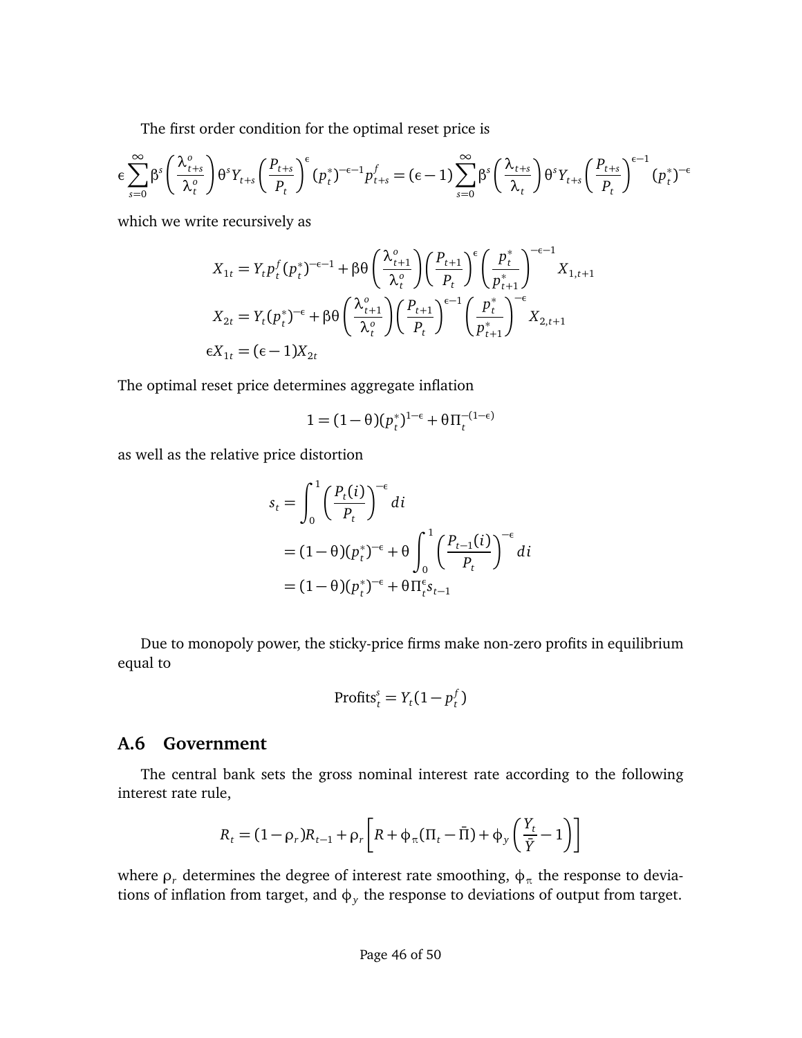The first order condition for the optimal reset price is

$$\epsilon \sum_{s=0}^{\infty} \beta^s \left( \frac{\lambda^o_{t+s}}{\lambda^o_t} \right) \theta^s Y_{t+s} \left( \frac{P_{t+s}}{P_t} \right)^{\epsilon} (p^*_t)^{-\epsilon-1} p^f_{t+s} = (\epsilon - 1) \sum_{s=0}^{\infty} \beta^s \left( \frac{\lambda_{t+s}}{\lambda_t} \right) \theta^s Y_{t+s} \left( \frac{P_{t+s}}{P_t} \right)^{\epsilon-1} (p^*_t)^{-\epsilon}$$

which we write recursively as

$$\begin{aligned}
X_{1t} &= Y_t p^f_t (p^*_t)^{-\epsilon-1} + \beta\theta \left( \frac{\lambda^o_{t+1}}{\lambda^o_t} \right) \left( \frac{P_{t+1}}{P_t} \right)^{\epsilon} \left( \frac{p^*_t}{p^*_{t+1}} \right)^{-\epsilon-1} X_{1,t+1} \\
X_{2t} &= Y_t (p^*_t)^{-\epsilon} + \beta\theta \left( \frac{\lambda^o_{t+1}}{\lambda^o_t} \right) \left( \frac{P_{t+1}}{P_t} \right)^{\epsilon-1} \left( \frac{p^*_t}{p^*_{t+1}} \right)^{-\epsilon} X_{2,t+1} \\
\epsilon X_{1t} &= (\epsilon - 1) X_{2t}
\end{aligned}$$

The optimal reset price determines aggregate inflation

$$1 = (1-\theta)(p^*_t)^{1-\epsilon} + \theta \Pi_t^{-(1-\epsilon)}$$

as well as the relative price distortion

$$\begin{aligned}
s_t &= \int_0^1 \left( \frac{P_t(i)}{P_t} \right)^{-\epsilon} di \\
&= (1-\theta)(p^*_t)^{-\epsilon} + \theta \int_0^1 \left( \frac{P_{t-1}(i)}{P_t} \right)^{-\epsilon} di \\
&= (1-\theta)(p^*_t)^{-\epsilon} + \theta \Pi_t^{\epsilon} s_{t-1}
\end{aligned}$$

Due to monopoly power, the sticky-price firms make non-zero profits in equilibrium equal to

$$\text{Profits}^s_t = Y_t (1 - p^f_t)$$

## A.6 Government

The central bank sets the gross nominal interest rate according to the following interest rate rule,

$$R_t = (1-\rho_r) R_{t-1} + \rho_r \left[ R + \phi_\pi (\Pi_t - \bar{\Pi}) + \phi_y \left( \frac{Y_t}{\bar{Y}} - 1 \right) \right]$$

where $\rho_r$ determines the degree of interest rate smoothing, $\phi_\pi$ the response to deviations of inflation from target, and $\phi_y$ the response to deviations of output from target.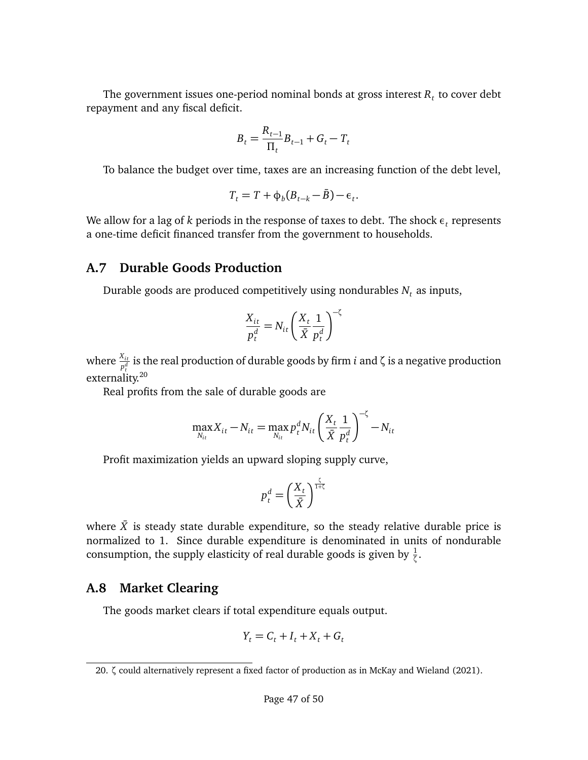The government issues one-period nominal bonds at gross interest $R_t$ to cover debt repayment and any fiscal deficit.

$$B_t = \frac{R_{t-1}}{\Pi_t} B_{t-1} + G_t - T_t$$

To balance the budget over time, taxes are an increasing function of the debt level,

$$T_t = T + \phi_b (B_{t-k} - \bar{B}) - \epsilon_t.$$

We allow for a lag of $k$ periods in the response of taxes to debt. The shock $\epsilon_t$ represents a one-time deficit financed transfer from the government to households.

## A.7 Durable Goods Production

Durable goods are produced competitively using nondurables $N_t$ as inputs,

$$\frac{X_{it}}{p_t^d} = N_{it} \left( \frac{X_t}{\bar{X}} \frac{1}{p_t^d} \right)^{-\zeta}$$

where $\frac{X_{it}}{p_t^d}$ is the real production of durable goods by firm $i$ and $\zeta$ is a negative production externality.[20]

Real profits from the sale of durable goods are

$$\max_{N_{it}} X_{it} - N_{it} = \max_{N_{it}} p_t^d N_{it} \left( \frac{X_t}{\bar{X}} \frac{1}{p_t^d} \right)^{-\zeta} - N_{it}$$

Profit maximization yields an upward sloping supply curve,

$$p_t^d = \left( \frac{X_t}{\bar{X}} \right)^{\frac{\zeta}{1+\zeta}}$$

where $\bar{X}$ is steady state durable expenditure, so the steady relative durable price is normalized to 1. Since durable expenditure is denominated in units of nondurable consumption, the supply elasticity of real durable goods is given by $\frac{1}{\zeta}$.

## A.8 Market Clearing

The goods market clears if total expenditure equals output.

$$Y_t = C_t + I_t + X_t + G_t$$

20. $\zeta$ could alternatively represent a fixed factor of production as in McKay and Wieland (2021).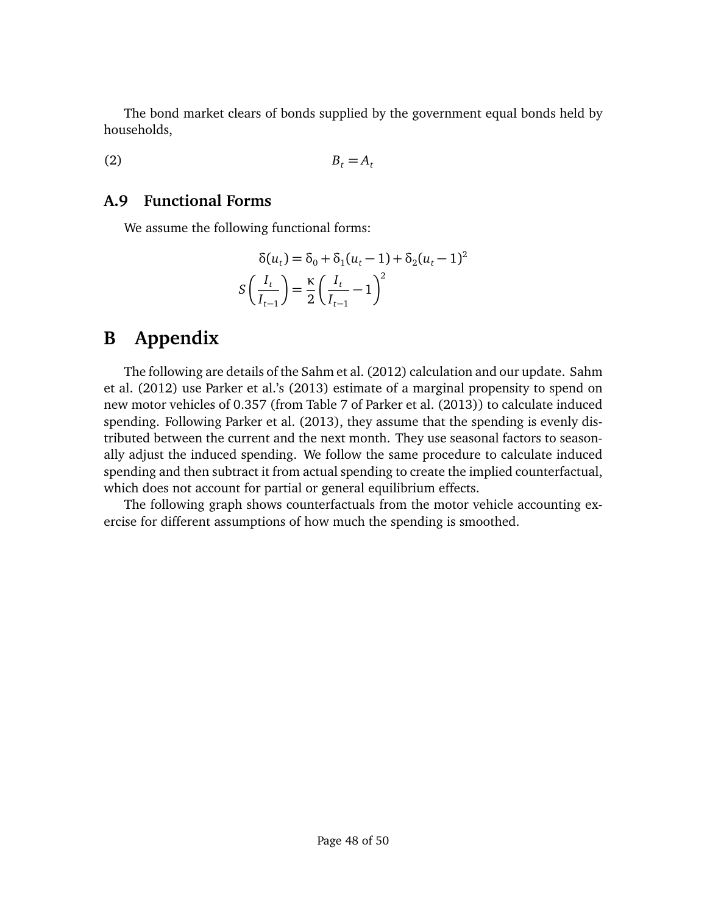The bond market clears of bonds supplied by the government equal bonds held by households,

$$B_t = A_t \tag{2}$$

### A.9 Functional Forms

We assume the following functional forms:

$$\delta(u_t) = \delta_0 + \delta_1(u_t - 1) + \delta_2(u_t - 1)^2$$

$$S\left(\frac{I_t}{I_{t-1}}\right) = \frac{\kappa}{2}\left(\frac{I_t}{I_{t-1}} - 1\right)^2$$

# B Appendix

The following are details of the Sahm et al. (2012) calculation and our update. Sahm et al. (2012) use Parker et al.'s (2013) estimate of a marginal propensity to spend on new motor vehicles of 0.357 (from Table 7 of Parker et al. (2013)) to calculate induced spending. Following Parker et al. (2013), they assume that the spending is evenly distributed between the current and the next month. They use seasonal factors to seasonally adjust the induced spending. We follow the same procedure to calculate induced spending and then subtract it from actual spending to create the implied counterfactual, which does not account for partial or general equilibrium effects.

The following graph shows counterfactuals from the motor vehicle accounting exercise for different assumptions of how much the spending is smoothed.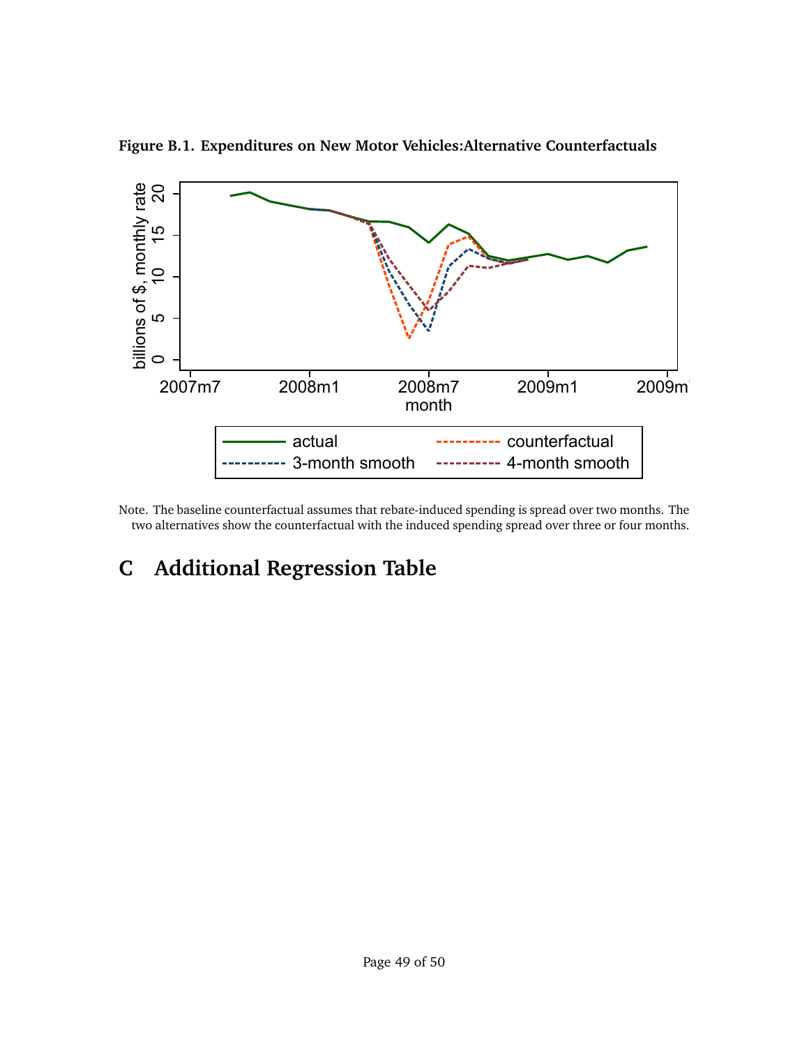**Figure B.1. Expenditures on New Motor Vehicles:Alternative Counterfactuals**

Note. The baseline counterfactual assumes that rebate-induced spending is spread over two months. The two alternatives show the counterfactual with the induced spending spread over three or four months.

# C Additional Regression Table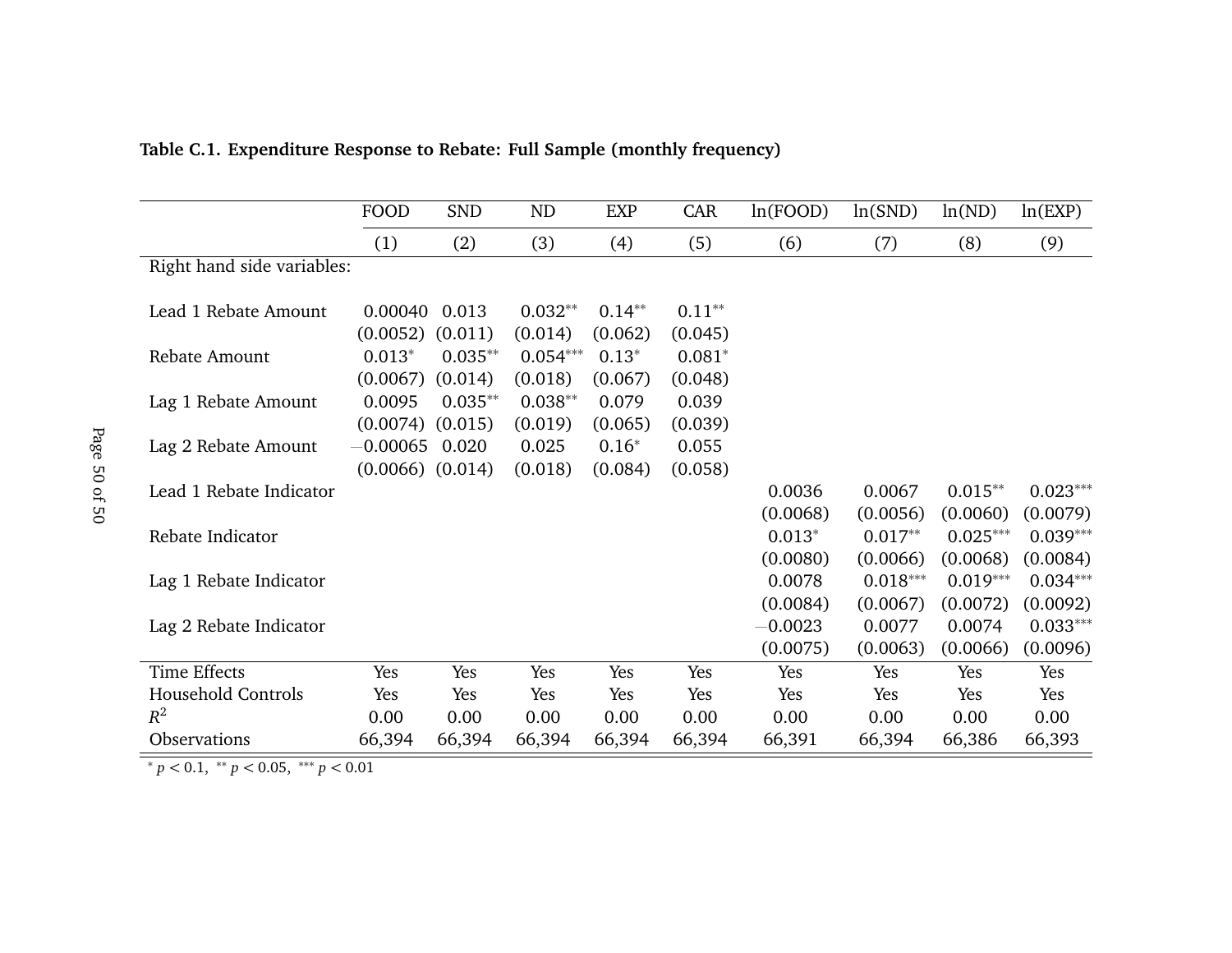**Table C.1. Expenditure Response to Rebate: Full Sample (monthly frequency)**

| | FOOD | SND | ND | EXP | CAR | ln(FOOD) | ln(SND) | ln(ND) | ln(EXP) |
|---|---|---|---|---|---|---|---|---|---|
| | (1) | (2) | (3) | (4) | (5) | (6) | (7) | (8) | (9) |
| Right hand side variables: | | | | | | | | | |
| Lead 1 Rebate Amount | 0.00040 | 0.013 | 0.032** | 0.14** | 0.11** | | | | |
| | (0.0052) | (0.011) | (0.014) | (0.062) | (0.045) | | | | |
| Rebate Amount | 0.013* | 0.035** | 0.054*** | 0.13* | 0.081* | | | | |
| | (0.0067) | (0.014) | (0.018) | (0.067) | (0.048) | | | | |
| Lag 1 Rebate Amount | 0.0095 | 0.035** | 0.038** | 0.079 | 0.039 | | | | |
| | (0.0074) | (0.015) | (0.019) | (0.065) | (0.039) | | | | |
| Lag 2 Rebate Amount | −0.00065 | 0.020 | 0.025 | 0.16* | 0.055 | | | | |
| | (0.0066) | (0.014) | (0.018) | (0.084) | (0.058) | | | | |
| Lead 1 Rebate Indicator | | | | | | 0.0036 | 0.0067 | 0.015** | 0.023*** |
| | | | | | | (0.0068) | (0.0056) | (0.0060) | (0.0079) |
| Rebate Indicator | | | | | | 0.013* | 0.017** | 0.025*** | 0.039*** |
| | | | | | | (0.0080) | (0.0066) | (0.0068) | (0.0084) |
| Lag 1 Rebate Indicator | | | | | | 0.0078 | 0.018*** | 0.019*** | 0.034*** |
| | | | | | | (0.0084) | (0.0067) | (0.0072) | (0.0092) |
| Lag 2 Rebate Indicator | | | | | | −0.0023 | 0.0077 | 0.0074 | 0.033*** |
| | | | | | | (0.0075) | (0.0063) | (0.0066) | (0.0096) |
| Time Effects | Yes | Yes | Yes | Yes | Yes | Yes | Yes | Yes | Yes |
| Household Controls | Yes | Yes | Yes | Yes | Yes | Yes | Yes | Yes | Yes |
| $R^2$ | 0.00 | 0.00 | 0.00 | 0.00 | 0.00 | 0.00 | 0.00 | 0.00 | 0.00 |
| Observations | 66,394 | 66,394 | 66,394 | 66,394 | 66,394 | 66,391 | 66,394 | 66,386 | 66,393 |

\* $p < 0.1$, ** $p < 0.05$, *** $p < 0.01$